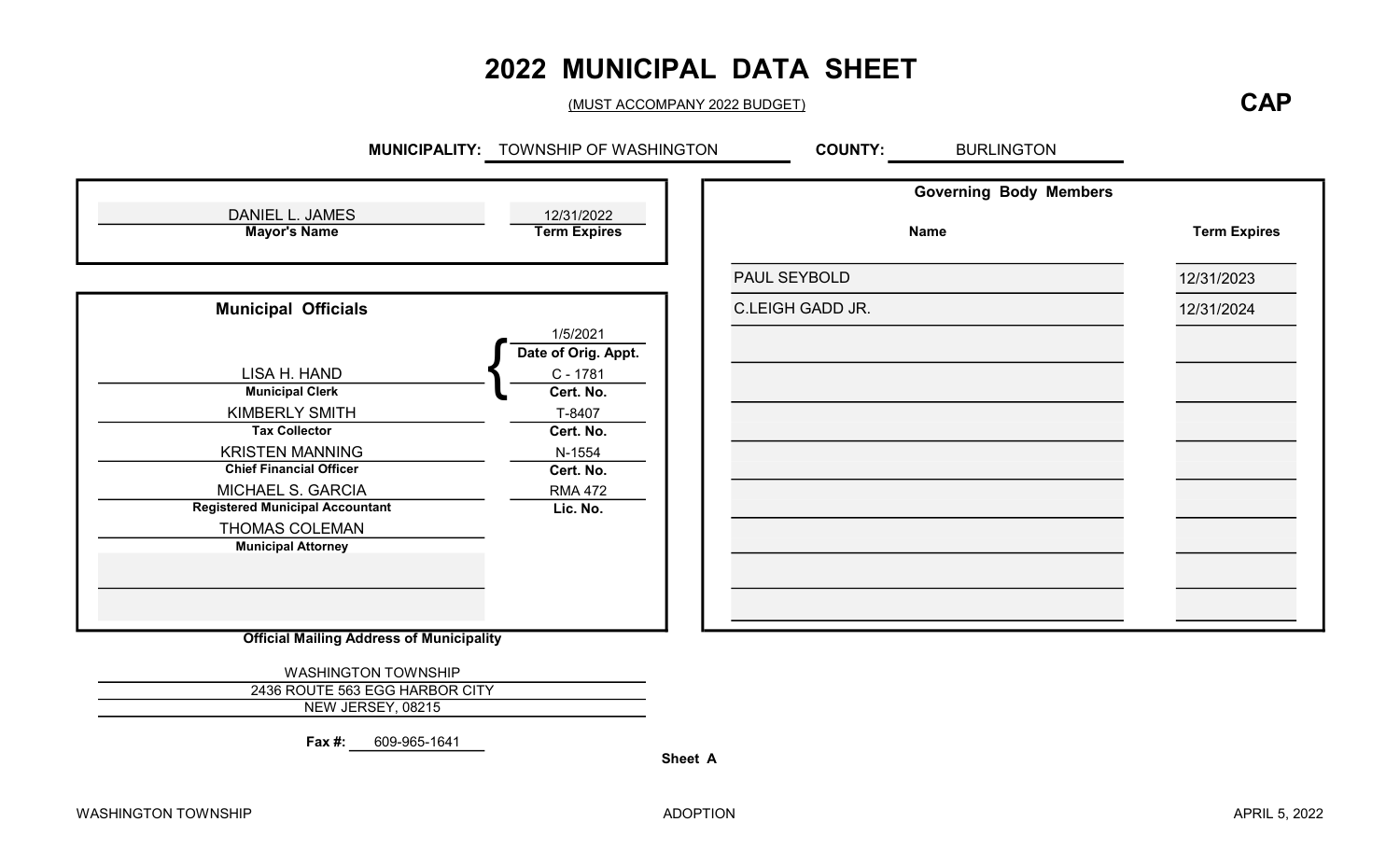# 2022 MUNICIPAL DATA SHEET

(MUST ACCOMPANY 2022 BUDGET)

**CAP**

**MUNICIPALITY:** TOWNSHIP OF WASHINGTON **COUNTY:** BURLINGTON

| Mayor's Name | Term Expires |
|---|---|
| DANIEL L. JAMES | 12/31/2022 |

### Municipal Officials

| Name | Title | | |
|---|---|---|---|
| LISA H. HAND | Municipal Clerk | Date of Orig. Appt.: 1/5/2021 | Cert. No.: C - 1781 |
| KIMBERLY SMITH | Tax Collector | | Cert. No.: T-8407 |
| KRISTEN MANNING | Chief Financial Officer | | Cert. No.: N-1554 |
| MICHAEL S. GARCIA | Registered Municipal Accountant | | Lic. No.: RMA 472 |
| THOMAS COLEMAN | Municipal Attorney | | |

### Governing Body Members

| Name | Term Expires |
|---|---|
| PAUL SEYBOLD | 12/31/2023 |
| C.LEIGH GADD JR. | 12/31/2024 |

**Official Mailing Address of Municipality**

WASHINGTON TOWNSHIP
2436 ROUTE 563 EGG HARBOR CITY
NEW JERSEY, 08215

**Fax #:** 609-965-1641

**Sheet A**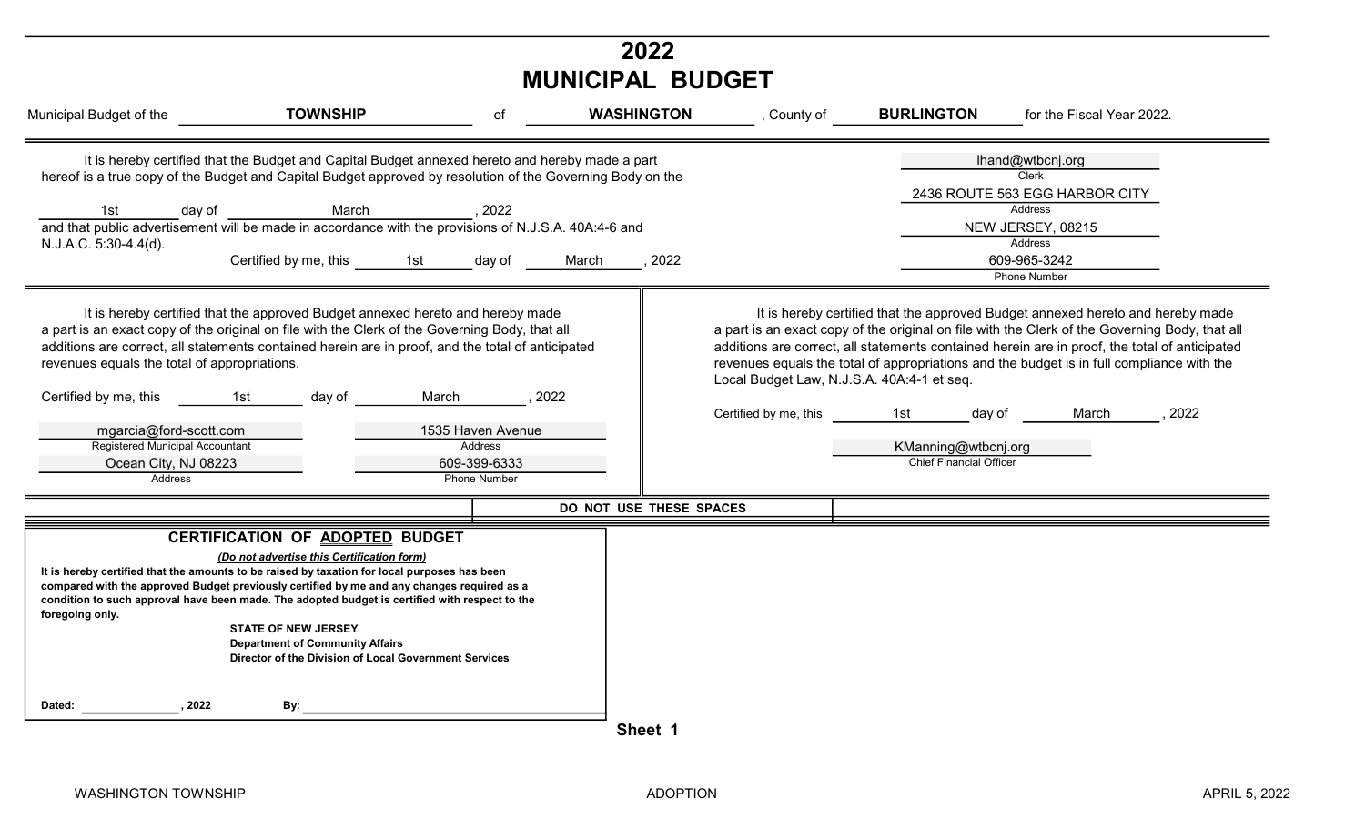# 2022
# MUNICIPAL BUDGET

Municipal Budget of the **TOWNSHIP** of **WASHINGTON**, County of **BURLINGTON** for the Fiscal Year 2022.

It is hereby certified that the Budget and Capital Budget annexed hereto and hereby made a part hereof is a true copy of the Budget and Capital Budget approved by resolution of the Governing Body on the 1st day of March, 2022 and that public advertisement will be made in accordance with the provisions of N.J.S.A. 40A:4-6 and N.J.A.C. 5:30-4.4(d).

Certified by me, this 1st day of March, 2022

lhand@wtbcnj.org
Clerk

2436 ROUTE 563 EGG HARBOR CITY
Address

NEW JERSEY, 08215
Address

609-965-3242
Phone Number

---

It is hereby certified that the approved Budget annexed hereto and hereby made a part is an exact copy of the original on file with the Clerk of the Governing Body, that all additions are correct, all statements contained herein are in proof, and the total of anticipated revenues equals the total of appropriations.

Certified by me, this 1st day of March, 2022

mgarcia@ford-scott.com
Registered Municipal Accountant

1535 Haven Avenue
Address

Ocean City, NJ 08223
Address

609-399-6333
Phone Number

---

It is hereby certified that the approved Budget annexed hereto and hereby made a part is an exact copy of the original on file with the Clerk of the Governing Body, that all additions are correct, all statements contained herein are in proof, the total of anticipated revenues equals the total of appropriations and the budget is in full compliance with the Local Budget Law, N.J.S.A. 40A:4-1 et seq.

Certified by me, this 1st day of March, 2022

KManning@wtbcnj.org
Chief Financial Officer

---

DO NOT USE THESE SPACES

## CERTIFICATION OF ADOPTED BUDGET

*(Do not advertise this Certification form)*

**It is hereby certified that the amounts to be raised by taxation for local purposes has been compared with the approved Budget previously certified by me and any changes required as a condition to such approval have been made. The adopted budget is certified with respect to the foregoing only.**

**STATE OF NEW JERSEY**
**Department of Community Affairs**
**Director of the Division of Local Government Services**

**Dated: ______________, 2022 By: ______________________________**

**Sheet 1**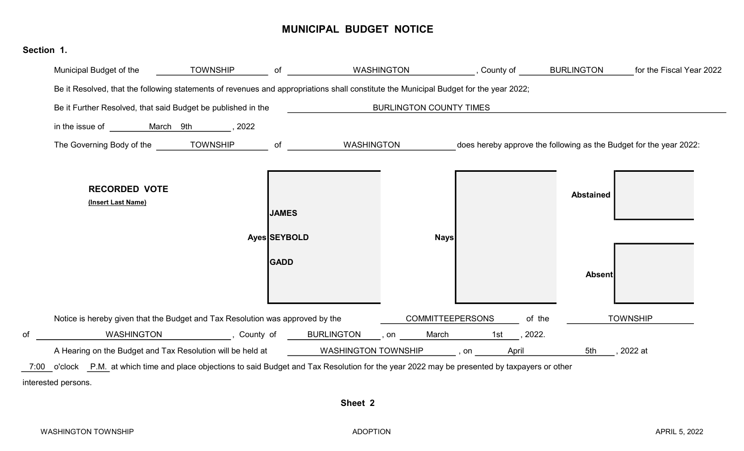# MUNICIPAL BUDGET NOTICE

**Section 1.**

Municipal Budget of the TOWNSHIP of WASHINGTON, County of BURLINGTON for the Fiscal Year 2022

Be it Resolved, that the following statements of revenues and appropriations shall constitute the Municipal Budget for the year 2022;

Be it Further Resolved, that said Budget be published in the BURLINGTON COUNTY TIMES

in the issue of March 9th, 2022

The Governing Body of the TOWNSHIP of WASHINGTON does hereby approve the following as the Budget for the year 2022:

**RECORDED VOTE**
**(Insert Last Name)**

| Ayes | Nays | Abstained | Absent |
|---|---|---|---|
| JAMES | | | |
| SEYBOLD | | | |
| GADD | | | |

Notice is hereby given that the Budget and Tax Resolution was approved by the COMMITTEEPERSONS of the TOWNSHIP of WASHINGTON, County of BURLINGTON, on March 1st, 2022.

A Hearing on the Budget and Tax Resolution will be held at WASHINGTON TOWNSHIP, on April 5th, 2022 at 7:00 o'clock P.M. at which time and place objections to said Budget and Tax Resolution for the year 2022 may be presented by taxpayers or other interested persons.

**Sheet 2**

WASHINGTON TOWNSHIP ADOPTION APRIL 5, 2022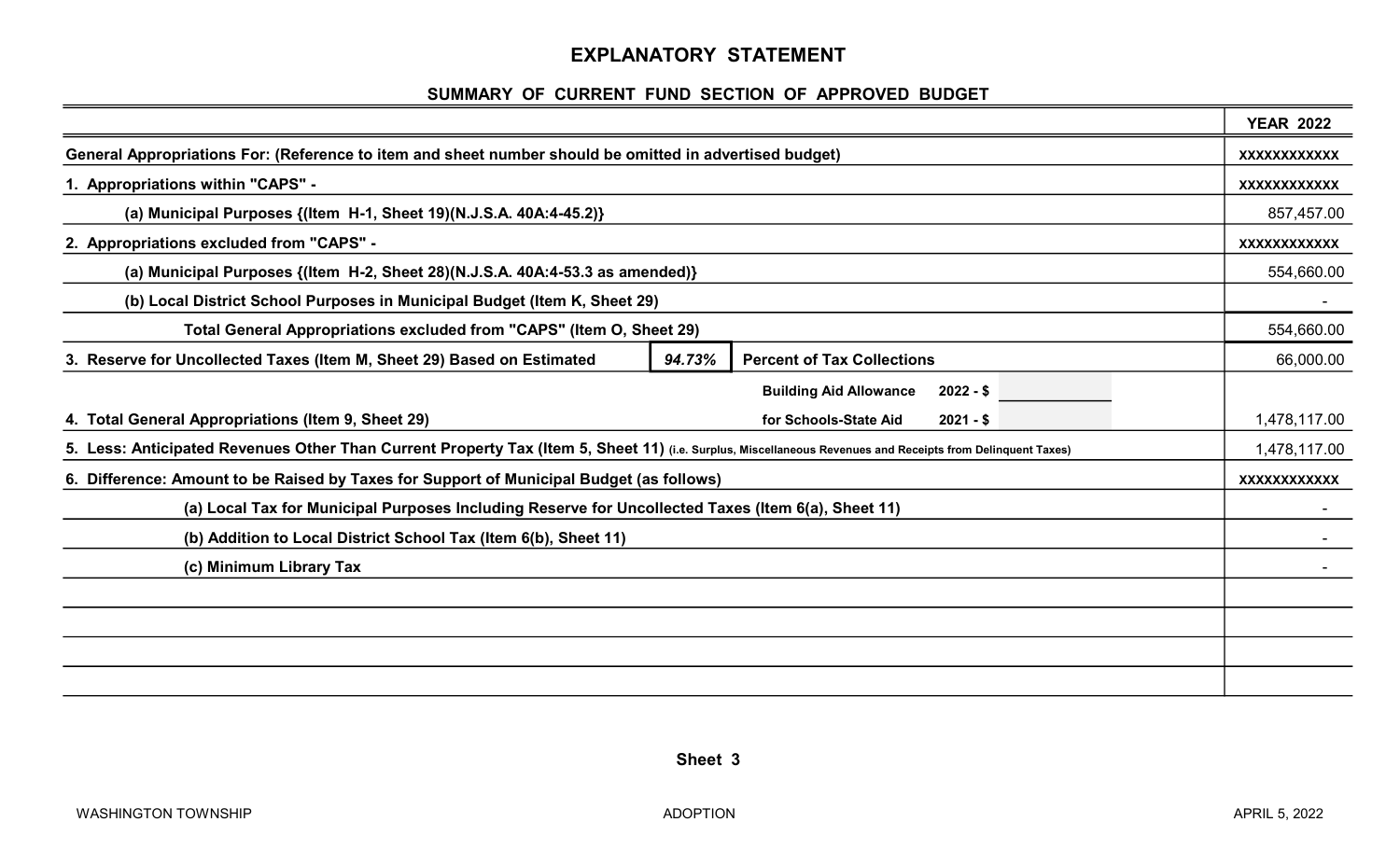# EXPLANATORY STATEMENT

## SUMMARY OF CURRENT FUND SECTION OF APPROVED BUDGET

| | YEAR 2022 |
|---|---|
| General Appropriations For: (Reference to item and sheet number should be omitted in advertised budget) | xxxxxxxxxxxx |
| 1. Appropriations within "CAPS" - | xxxxxxxxxxxx |
| (a) Municipal Purposes {(Item H-1, Sheet 19)(N.J.S.A. 40A:4-45.2)} | 857,457.00 |
| 2. Appropriations excluded from "CAPS" - | xxxxxxxxxxxx |
| (a) Municipal Purposes {(Item H-2, Sheet 28)(N.J.S.A. 40A:4-53.3 as amended)} | 554,660.00 |
| (b) Local District School Purposes in Municipal Budget (Item K, Sheet 29) | - |
| Total General Appropriations excluded from "CAPS" (Item O, Sheet 29) | 554,660.00 |
| 3. Reserve for Uncollected Taxes (Item M, Sheet 29) Based on Estimated *94.73%* Percent of Tax Collections | 66,000.00 |
| Building Aid Allowance for Schools-State Aid 2022 - $ 2021 - $ | |
| 4. Total General Appropriations (Item 9, Sheet 29) | 1,478,117.00 |
| 5. Less: Anticipated Revenues Other Than Current Property Tax (Item 5, Sheet 11) (i.e. Surplus, Miscellaneous Revenues and Receipts from Delinquent Taxes) | 1,478,117.00 |
| 6. Difference: Amount to be Raised by Taxes for Support of Municipal Budget (as follows) | xxxxxxxxxxxx |
| (a) Local Tax for Municipal Purposes Including Reserve for Uncollected Taxes (Item 6(a), Sheet 11) | - |
| (b) Addition to Local District School Tax (Item 6(b), Sheet 11) | - |
| (c) Minimum Library Tax | - |
| | |
| | |
| | |
| | |

Sheet 3

WASHINGTON TOWNSHIP ADOPTION APRIL 5, 2022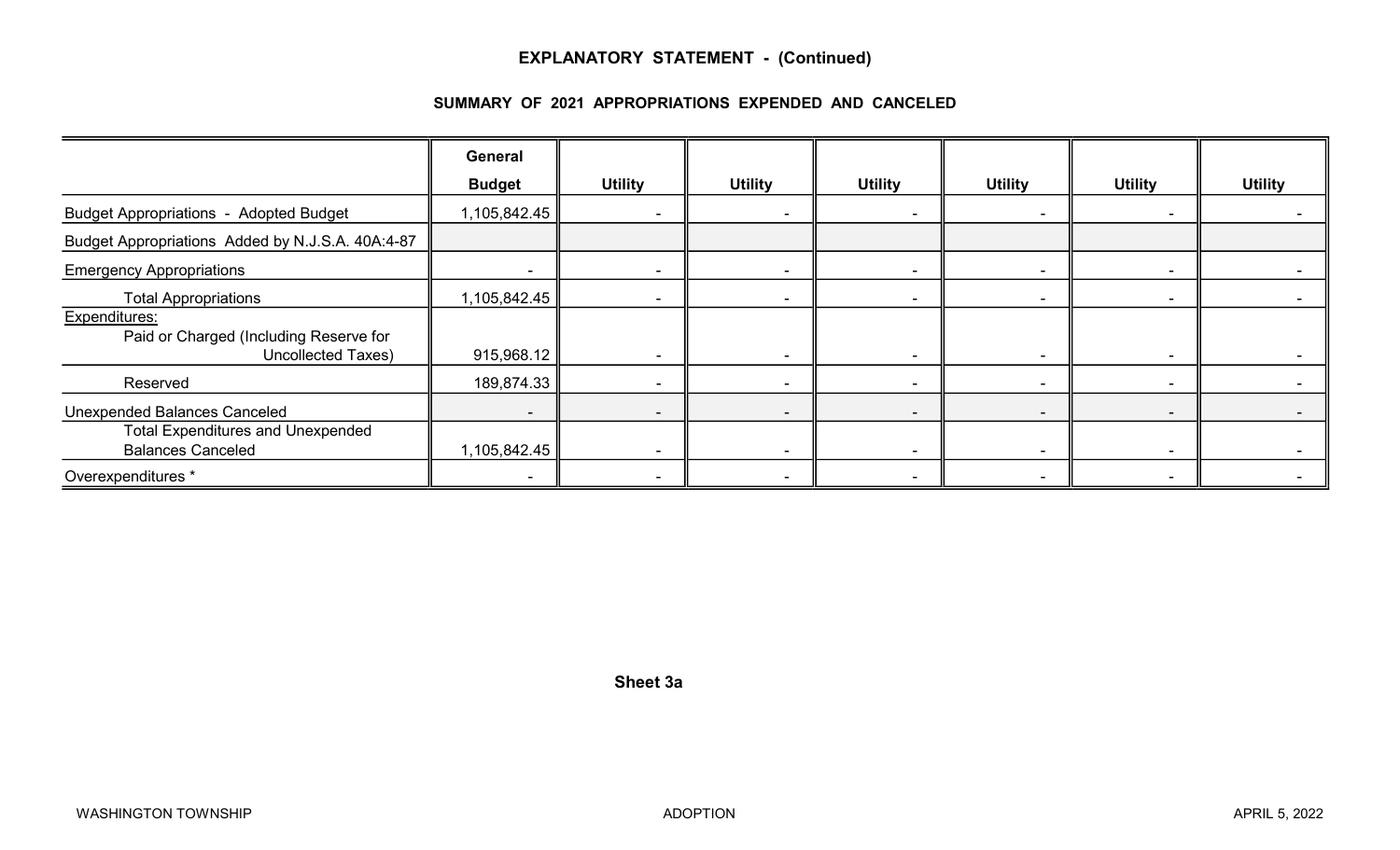## EXPLANATORY STATEMENT - (Continued)

### SUMMARY OF 2021 APPROPRIATIONS EXPENDED AND CANCELED

| | General Budget | Utility | Utility | Utility | Utility | Utility | Utility |
|---|---|---|---|---|---|---|---|
| Budget Appropriations - Adopted Budget | 1,105,842.45 | - | - | - | - | - | - |
| Budget Appropriations Added by N.J.S.A. 40A:4-87 | | | | | | | |
| Emergency Appropriations | - | - | - | - | - | - | - |
| Total Appropriations | 1,105,842.45 | - | - | - | - | - | - |
| Expenditures: Paid or Charged (Including Reserve for Uncollected Taxes) | 915,968.12 | - | - | - | - | - | - |
| Reserved | 189,874.33 | - | - | - | - | - | - |
| Unexpended Balances Canceled | - | - | - | - | - | - | - |
| Total Expenditures and Unexpended Balances Canceled | 1,105,842.45 | - | - | - | - | - | - |
| Overexpenditures * | - | - | - | - | - | - | - |

**Sheet 3a**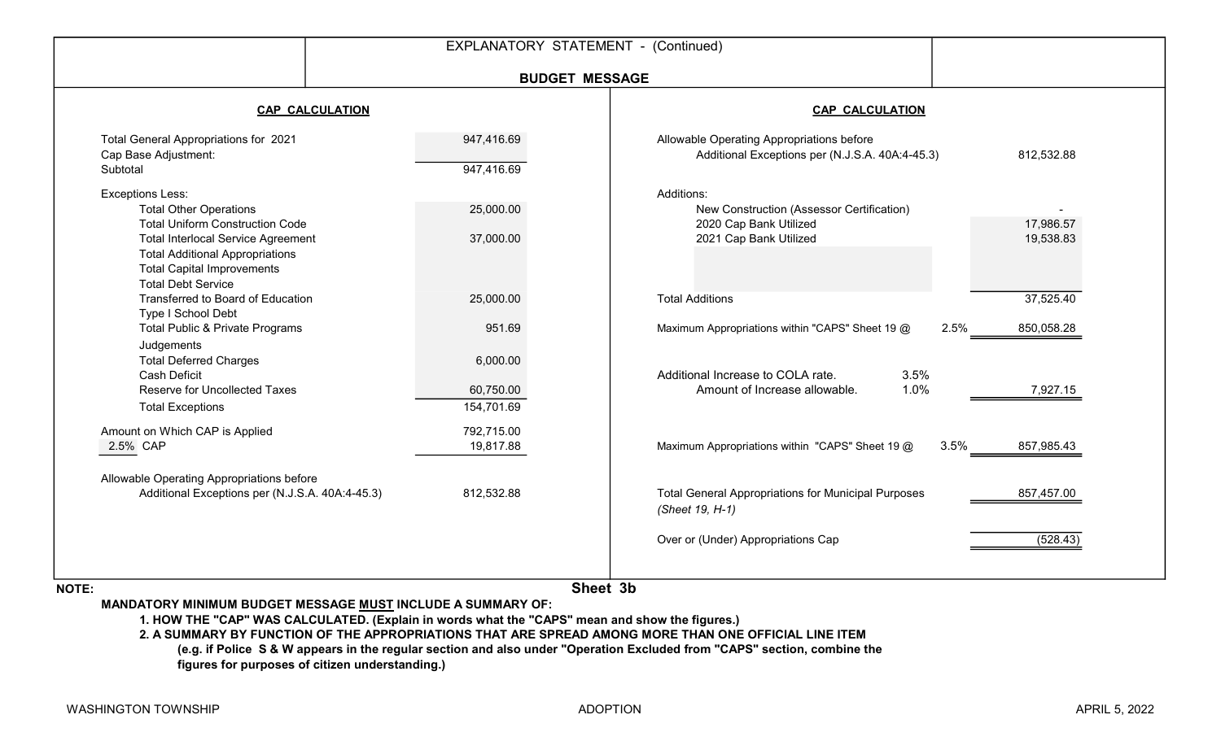EXPLANATORY STATEMENT - (Continued)

## BUDGET MESSAGE

### CAP CALCULATION

| | |
|---|---|
| Total General Appropriations for 2021 | 947,416.69 |
| Cap Base Adjustment: | |
| Subtotal | 947,416.69 |
| **Exceptions Less:** | |
| Total Other Operations | 25,000.00 |
| Total Uniform Construction Code | |
| Total Interlocal Service Agreement | 37,000.00 |
| Total Additional Appropriations | |
| Total Capital Improvements | |
| Total Debt Service | |
| Transferred to Board of Education | 25,000.00 |
| Type I School Debt | |
| Total Public & Private Programs | 951.69 |
| Judgements | |
| Total Deferred Charges | 6,000.00 |
| Cash Deficit | |
| Reserve for Uncollected Taxes | 60,750.00 |
| Total Exceptions | 154,701.69 |
| Amount on Which CAP is Applied | 792,715.00 |
| 2.5% CAP | 19,817.88 |
| Allowable Operating Appropriations before Additional Exceptions per (N.J.S.A. 40A:4-45.3) | 812,532.88 |

### CAP CALCULATION

| | | |
|---|---|---|
| Allowable Operating Appropriations before Additional Exceptions per (N.J.S.A. 40A:4-45.3) | | 812,532.88 |
| **Additions:** | | |
| New Construction (Assessor Certification) | | - |
| 2020 Cap Bank Utilized | | 17,986.57 |
| 2021 Cap Bank Utilized | | 19,538.83 |
| Total Additions | | 37,525.40 |
| Maximum Appropriations within "CAPS" Sheet 19 @ | 2.5% | 850,058.28 |
| Additional Increase to COLA rate. | 3.5% | |
| Amount of Increase allowable. | 1.0% | 7,927.15 |
| Maximum Appropriations within "CAPS" Sheet 19 @ | 3.5% | 857,985.43 |
| Total General Appropriations for Municipal Purposes *(Sheet 19, H-1)* | | 857,457.00 |
| Over or (Under) Appropriations Cap | | (528.43) |

Sheet 3b

**NOTE:**

**MANDATORY MINIMUM BUDGET MESSAGE MUST INCLUDE A SUMMARY OF:**

**1. HOW THE "CAP" WAS CALCULATED. (Explain in words what the "CAPS" mean and show the figures.)**

**2. A SUMMARY BY FUNCTION OF THE APPROPRIATIONS THAT ARE SPREAD AMONG MORE THAN ONE OFFICIAL LINE ITEM (e.g. if Police S & W appears in the regular section and also under "Operation Excluded from "CAPS" section, combine the figures for purposes of citizen understanding.)**

WASHINGTON TOWNSHIP ADOPTION APRIL 5, 2022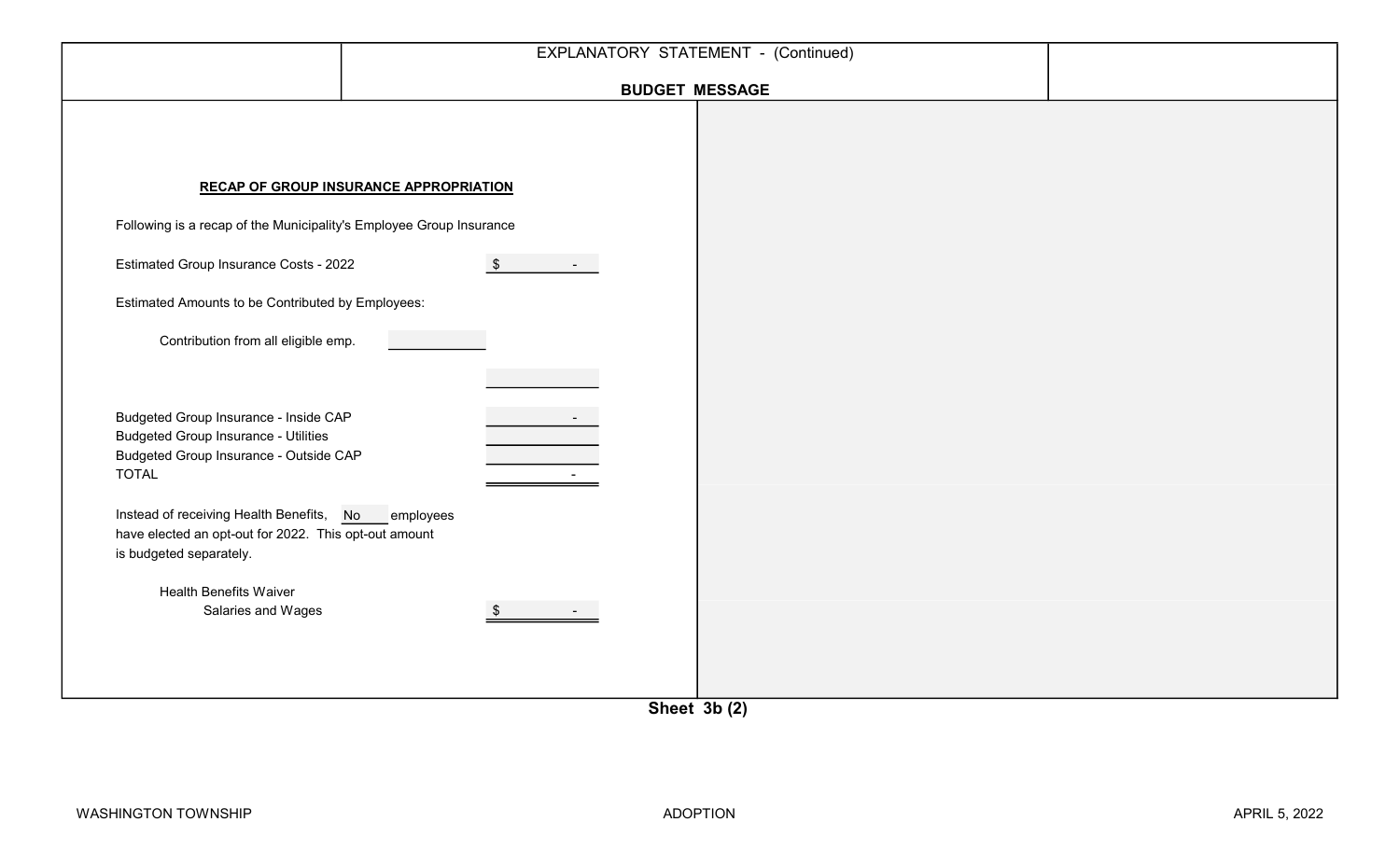EXPLANATORY STATEMENT - (Continued)

**BUDGET MESSAGE**

**RECAP OF GROUP INSURANCE APPROPRIATION**

Following is a recap of the Municipality's Employee Group Insurance

| | | |
|---|---|---|
| Estimated Group Insurance Costs - 2022 | | $ - |
| Estimated Amounts to be Contributed by Employees: | | |
| Contribution from all eligible emp. | | |
| | | |
| Budgeted Group Insurance - Inside CAP | | - |
| Budgeted Group Insurance - Utilities | | |
| Budgeted Group Insurance - Outside CAP | | |
| TOTAL | | - |

Instead of receiving Health Benefits, No employees have elected an opt-out for 2022. This opt-out amount is budgeted separately.

| | |
|---|---|
| Health Benefits Waiver Salaries and Wages | $ - |

Sheet 3b (2)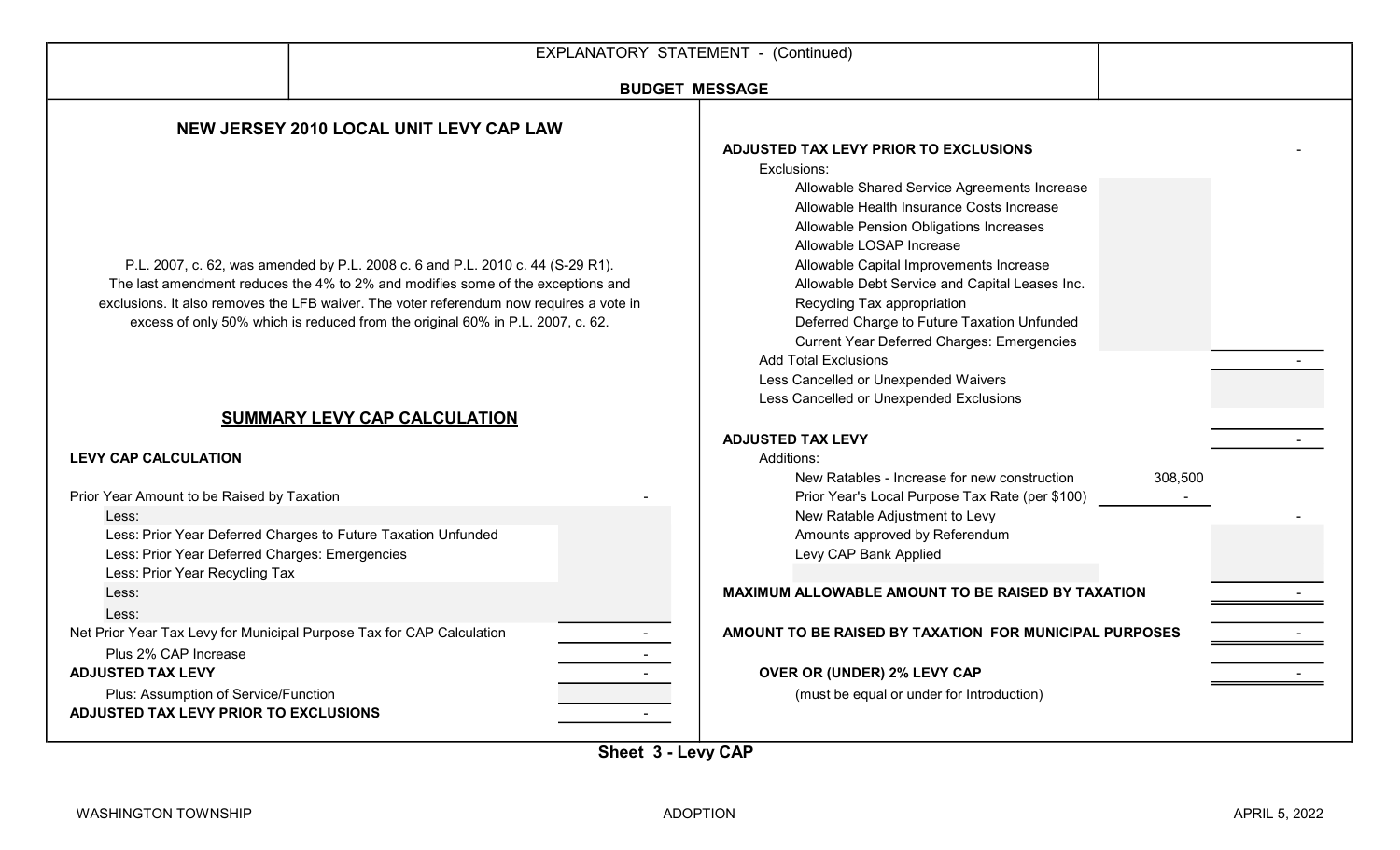EXPLANATORY STATEMENT - (Continued)

**BUDGET MESSAGE**

## NEW JERSEY 2010 LOCAL UNIT LEVY CAP LAW

P.L. 2007, c. 62, was amended by P.L. 2008 c. 6 and P.L. 2010 c. 44 (S-29 R1). The last amendment reduces the 4% to 2% and modifies some of the exceptions and exclusions. It also removes the LFB waiver. The voter referendum now requires a vote in excess of only 50% which is reduced from the original 60% in P.L. 2007, c. 62.

## SUMMARY LEVY CAP CALCULATION

**LEVY CAP CALCULATION**

| | |
|---|---|
| Prior Year Amount to be Raised by Taxation | - |
| Less: | |
| Less: Prior Year Deferred Charges to Future Taxation Unfunded | |
| Less: Prior Year Deferred Charges: Emergencies | |
| Less: Prior Year Recycling Tax | |
| Less: | |
| Less: | |
| Net Prior Year Tax Levy for Municipal Purpose Tax for CAP Calculation | - |
| Plus 2% CAP Increase | - |
| **ADJUSTED TAX LEVY** | - |
| Plus: Assumption of Service/Function | |
| **ADJUSTED TAX LEVY PRIOR TO EXCLUSIONS** | - |

| | | |
|---|---|---|
| **ADJUSTED TAX LEVY PRIOR TO EXCLUSIONS** | | - |
| Exclusions: | | |
| Allowable Shared Service Agreements Increase | | |
| Allowable Health Insurance Costs Increase | | |
| Allowable Pension Obligations Increases | | |
| Allowable LOSAP Increase | | |
| Allowable Capital Improvements Increase | | |
| Allowable Debt Service and Capital Leases Inc. | | |
| Recycling Tax appropriation | | |
| Deferred Charge to Future Taxation Unfunded | | |
| Current Year Deferred Charges: Emergencies | | |
| Add Total Exclusions | | - |
| Less Cancelled or Unexpended Waivers | | |
| Less Cancelled or Unexpended Exclusions | | |
| **ADJUSTED TAX LEVY** | | - |
| Additions: | | |
| New Ratables - Increase for new construction | 308,500 | |
| Prior Year's Local Purpose Tax Rate (per $100) | - | |
| New Ratable Adjustment to Levy | | - |
| Amounts approved by Referendum | | |
| Levy CAP Bank Applied | | |
| **MAXIMUM ALLOWABLE AMOUNT TO BE RAISED BY TAXATION** | | - |
| **AMOUNT TO BE RAISED BY TAXATION FOR MUNICIPAL PURPOSES** | | - |
| **OVER OR (UNDER) 2% LEVY CAP** | | - |
| (must be equal or under for Introduction) | | |

Sheet 3 - Levy CAP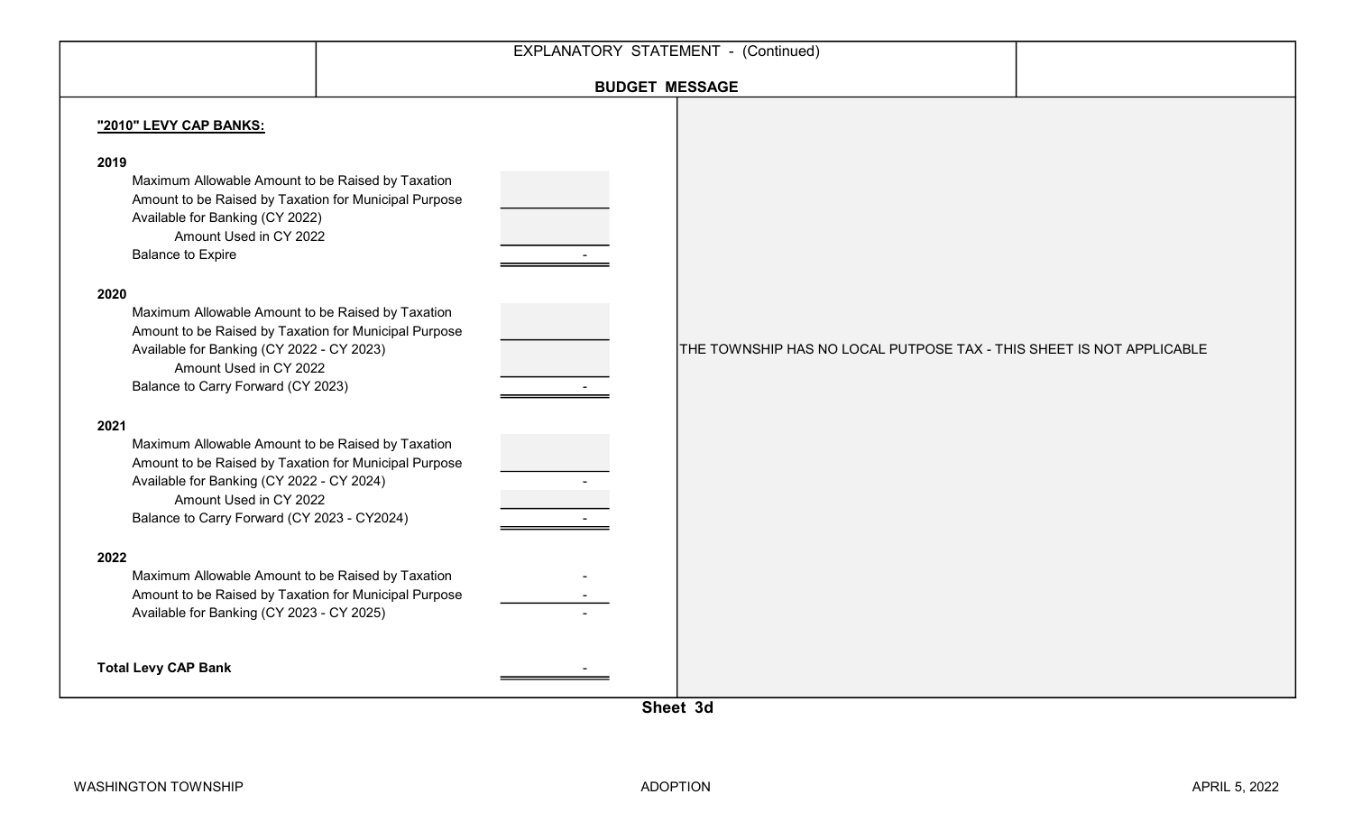## EXPLANATORY STATEMENT - (Continued)

### BUDGET MESSAGE

**"2010" LEVY CAP BANKS:**

| | |
|---|---|
| **2019** | |
| Maximum Allowable Amount to be Raised by Taxation | |
| Amount to be Raised by Taxation for Municipal Purpose | |
| Available for Banking (CY 2022) | |
| Amount Used in CY 2022 | |
| Balance to Expire | - |
| **2020** | |
| Maximum Allowable Amount to be Raised by Taxation | |
| Amount to be Raised by Taxation for Municipal Purpose | |
| Available for Banking (CY 2022 - CY 2023) | |
| Amount Used in CY 2022 | |
| Balance to Carry Forward (CY 2023) | - |
| **2021** | |
| Maximum Allowable Amount to be Raised by Taxation | |
| Amount to be Raised by Taxation for Municipal Purpose | |
| Available for Banking (CY 2022 - CY 2024) | - |
| Amount Used in CY 2022 | |
| Balance to Carry Forward (CY 2023 - CY2024) | - |
| **2022** | |
| Maximum Allowable Amount to be Raised by Taxation | - |
| Amount to be Raised by Taxation for Municipal Purpose | - |
| Available for Banking (CY 2023 - CY 2025) | - |
| **Total Levy CAP Bank** | - |

THE TOWNSHIP HAS NO LOCAL PUTPOSE TAX - THIS SHEET IS NOT APPLICABLE

**Sheet 3d**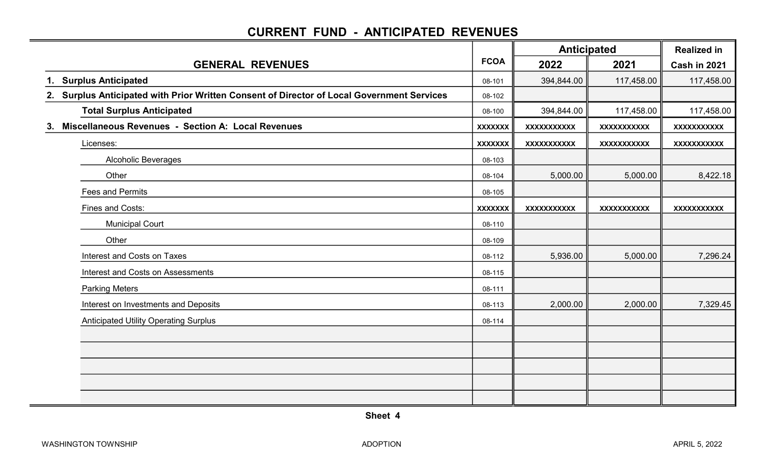# CURRENT FUND - ANTICIPATED REVENUES

| GENERAL REVENUES | FCOA | Anticipated | | Realized in |
|---|---|---|---|---|
| | | 2022 | 2021 | Cash in 2021 |
| **1. Surplus Anticipated** | 08-101 | 394,844.00 | 117,458.00 | 117,458.00 |
| **2. Surplus Anticipated with Prior Written Consent of Director of Local Government Services** | 08-102 | | | |
| **Total Surplus Anticipated** | 08-100 | 394,844.00 | 117,458.00 | 117,458.00 |
| **3. Miscellaneous Revenues - Section A: Local Revenues** | xxxxxxx | xxxxxxxxxxx | xxxxxxxxxxx | xxxxxxxxxxx |
| Licenses: | xxxxxxx | xxxxxxxxxxx | xxxxxxxxxxx | xxxxxxxxxxx |
| Alcoholic Beverages | 08-103 | | | |
| Other | 08-104 | 5,000.00 | 5,000.00 | 8,422.18 |
| Fees and Permits | 08-105 | | | |
| Fines and Costs: | xxxxxxx | xxxxxxxxxxx | xxxxxxxxxxx | xxxxxxxxxxx |
| Municipal Court | 08-110 | | | |
| Other | 08-109 | | | |
| Interest and Costs on Taxes | 08-112 | 5,936.00 | 5,000.00 | 7,296.24 |
| Interest and Costs on Assessments | 08-115 | | | |
| Parking Meters | 08-111 | | | |
| Interest on Investments and Deposits | 08-113 | 2,000.00 | 2,000.00 | 7,329.45 |
| Anticipated Utility Operating Surplus | 08-114 | | | |
| | | | | |
| | | | | |
| | | | | |
| | | | | |
| | | | | |

Sheet 4

WASHINGTON TOWNSHIP ADOPTION APRIL 5, 2022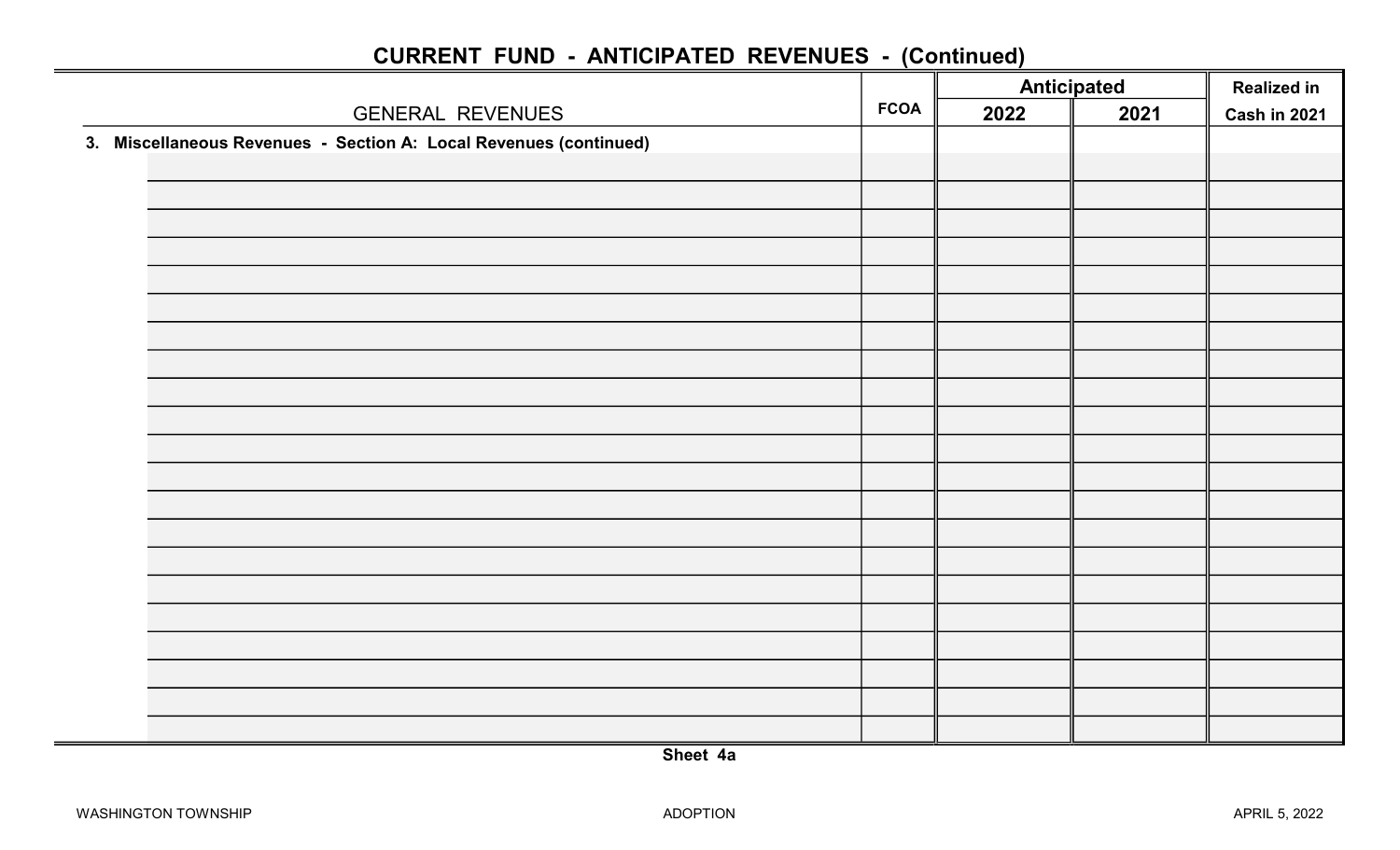## CURRENT FUND - ANTICIPATED REVENUES - (Continued)

| GENERAL REVENUES | FCOA | Anticipated | | Realized in |
|---|---|---|---|---|
| | | 2022 | 2021 | Cash in 2021 |
| **3. Miscellaneous Revenues - Section A: Local Revenues (continued)** | | | | |
| | | | | |
| | | | | |
| | | | | |
| | | | | |
| | | | | |
| | | | | |
| | | | | |
| | | | | |
| | | | | |
| | | | | |
| | | | | |
| | | | | |
| | | | | |
| | | | | |
| | | | | |
| | | | | |
| | | | | |
| | | | | |
| | | | | |
| | | | | |
| | | | | |

**Sheet 4a**

WASHINGTON TOWNSHIP ADOPTION APRIL 5, 2022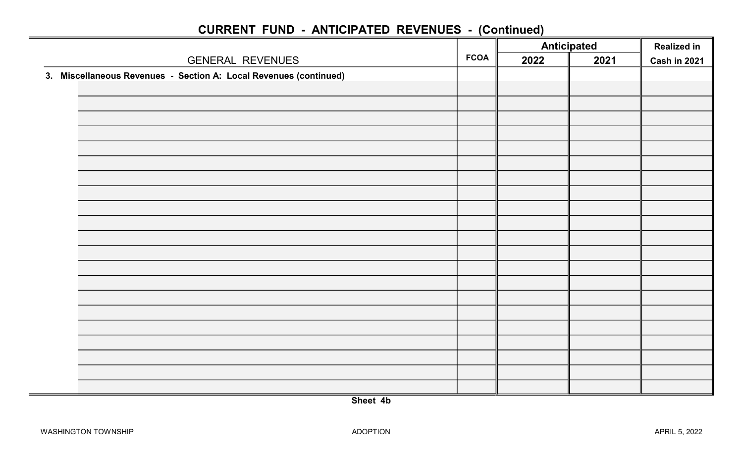# CURRENT FUND - ANTICIPATED REVENUES - (Continued)

| GENERAL REVENUES | FCOA | Anticipated 2022 | Anticipated 2021 | Realized in Cash in 2021 |
|---|---|---|---|---|
| **3. Miscellaneous Revenues - Section A: Local Revenues (continued)** | | | | |
| | | | | |
| | | | | |
| | | | | |
| | | | | |
| | | | | |
| | | | | |
| | | | | |
| | | | | |
| | | | | |
| | | | | |
| | | | | |
| | | | | |
| | | | | |
| | | | | |
| | | | | |
| | | | | |
| | | | | |
| | | | | |
| | | | | |
| | | | | |
| | | | | |

**Sheet 4b**

WASHINGTON TOWNSHIP ADOPTION APRIL 5, 2022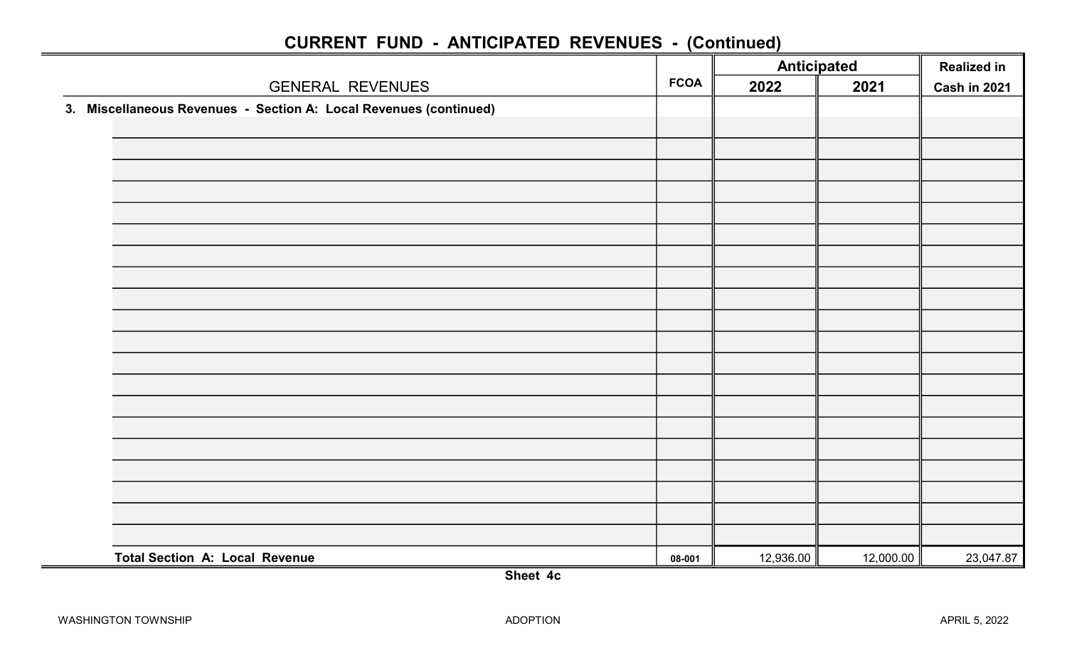## CURRENT FUND - ANTICIPATED REVENUES - (Continued)

| GENERAL REVENUES | FCOA | Anticipated 2022 | Anticipated 2021 | Realized in Cash in 2021 |
|---|---|---|---|---|
| **3. Miscellaneous Revenues - Section A: Local Revenues (continued)** | | | | |
| | | | | |
| | | | | |
| | | | | |
| | | | | |
| | | | | |
| | | | | |
| | | | | |
| | | | | |
| | | | | |
| | | | | |
| | | | | |
| | | | | |
| | | | | |
| | | | | |
| | | | | |
| | | | | |
| | | | | |
| | | | | |
| | | | | |
| | | | | |
| **Total Section A: Local Revenue** | 08-001 | 12,936.00 | 12,000.00 | 23,047.87 |

**Sheet 4c**

WASHINGTON TOWNSHIP ADOPTION APRIL 5, 2022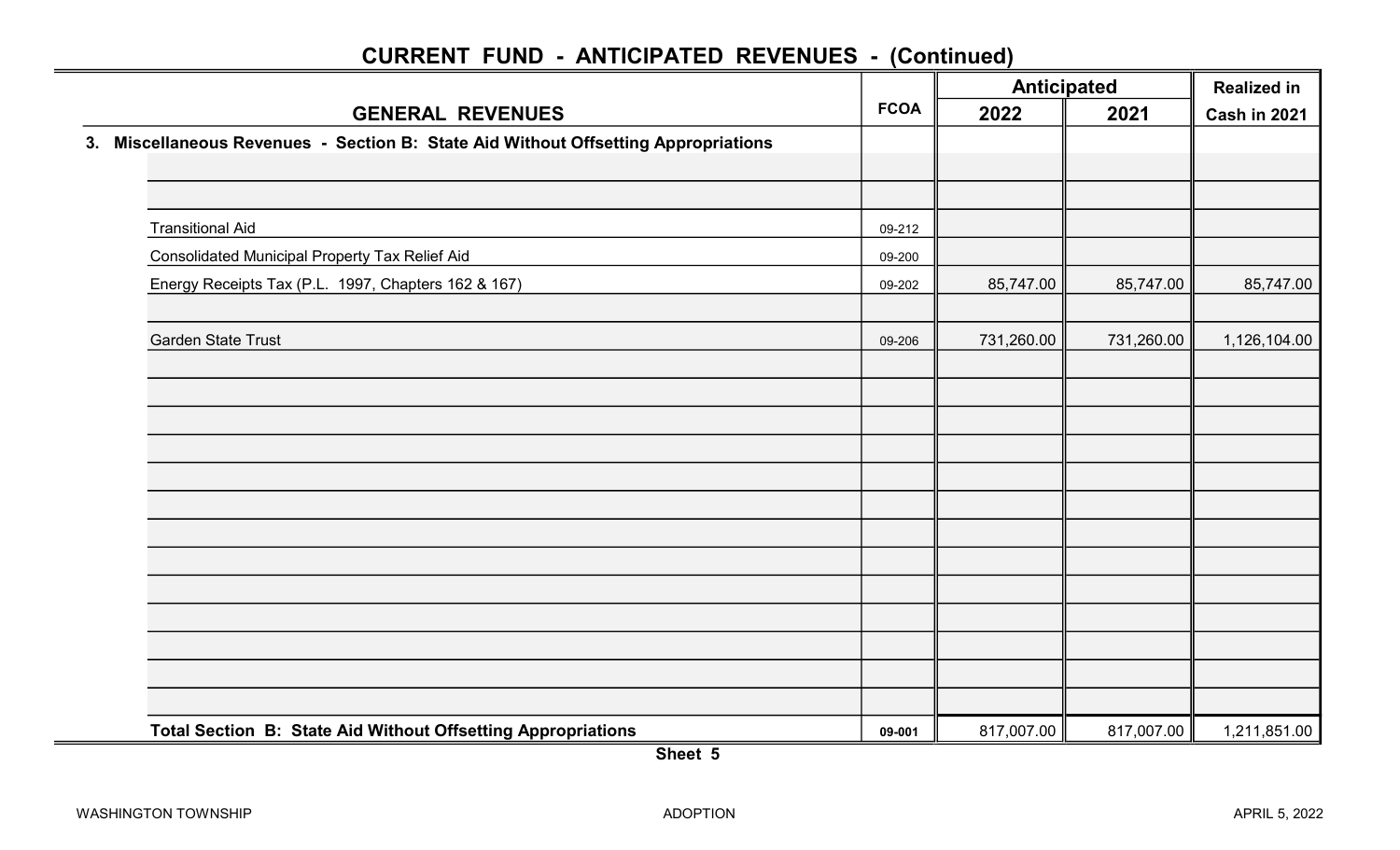## CURRENT FUND - ANTICIPATED REVENUES - (Continued)

| GENERAL REVENUES | FCOA | Anticipated 2022 | Anticipated 2021 | Realized in Cash in 2021 |
|---|---|---|---|---|
| **3. Miscellaneous Revenues - Section B: State Aid Without Offsetting Appropriations** | | | | |
| Transitional Aid | 09-212 | | | |
| Consolidated Municipal Property Tax Relief Aid | 09-200 | | | |
| Energy Receipts Tax (P.L. 1997, Chapters 162 & 167) | 09-202 | 85,747.00 | 85,747.00 | 85,747.00 |
| Garden State Trust | 09-206 | 731,260.00 | 731,260.00 | 1,126,104.00 |
| **Total Section B: State Aid Without Offsetting Appropriations** | 09-001 | 817,007.00 | 817,007.00 | 1,211,851.00 |

**Sheet 5**

WASHINGTON TOWNSHIP ADOPTION APRIL 5, 2022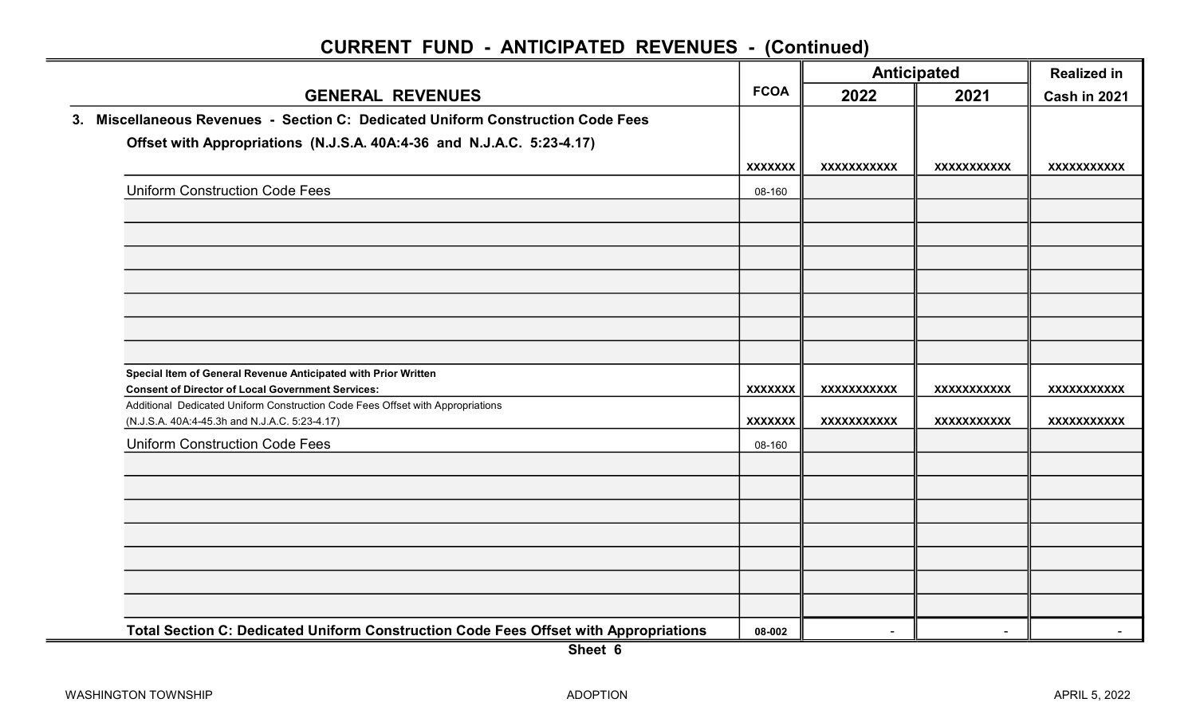## CURRENT FUND - ANTICIPATED REVENUES - (Continued)

| GENERAL REVENUES | FCOA | Anticipated 2022 | Anticipated 2021 | Realized in Cash in 2021 |
|---|---|---|---|---|
| **3. Miscellaneous Revenues - Section C: Dedicated Uniform Construction Code Fees Offset with Appropriations (N.J.S.A. 40A:4-36 and N.J.A.C. 5:23-4.17)** | XXXXXXX | XXXXXXXXXXX | XXXXXXXXXXX | XXXXXXXXXXX |
| Uniform Construction Code Fees | 08-160 | | | |
| | | | | |
| | | | | |
| | | | | |
| | | | | |
| | | | | |
| | | | | |
| | | | | |
| **Special Item of General Revenue Anticipated with Prior Written Consent of Director of Local Government Services:** | XXXXXXX | XXXXXXXXXXX | XXXXXXXXXXX | XXXXXXXXXXX |
| Additional Dedicated Uniform Construction Code Fees Offset with Appropriations (N.J.S.A. 40A:4-45.3h and N.J.A.C. 5:23-4.17) | XXXXXXX | XXXXXXXXXXX | XXXXXXXXXXX | XXXXXXXXXXX |
| Uniform Construction Code Fees | 08-160 | | | |
| | | | | |
| | | | | |
| | | | | |
| | | | | |
| | | | | |
| | | | | |
| | | | | |
| **Total Section C: Dedicated Uniform Construction Code Fees Offset with Appropriations** | 08-002 | - | - | - |

Sheet 6

WASHINGTON TOWNSHIP ADOPTION APRIL 5, 2022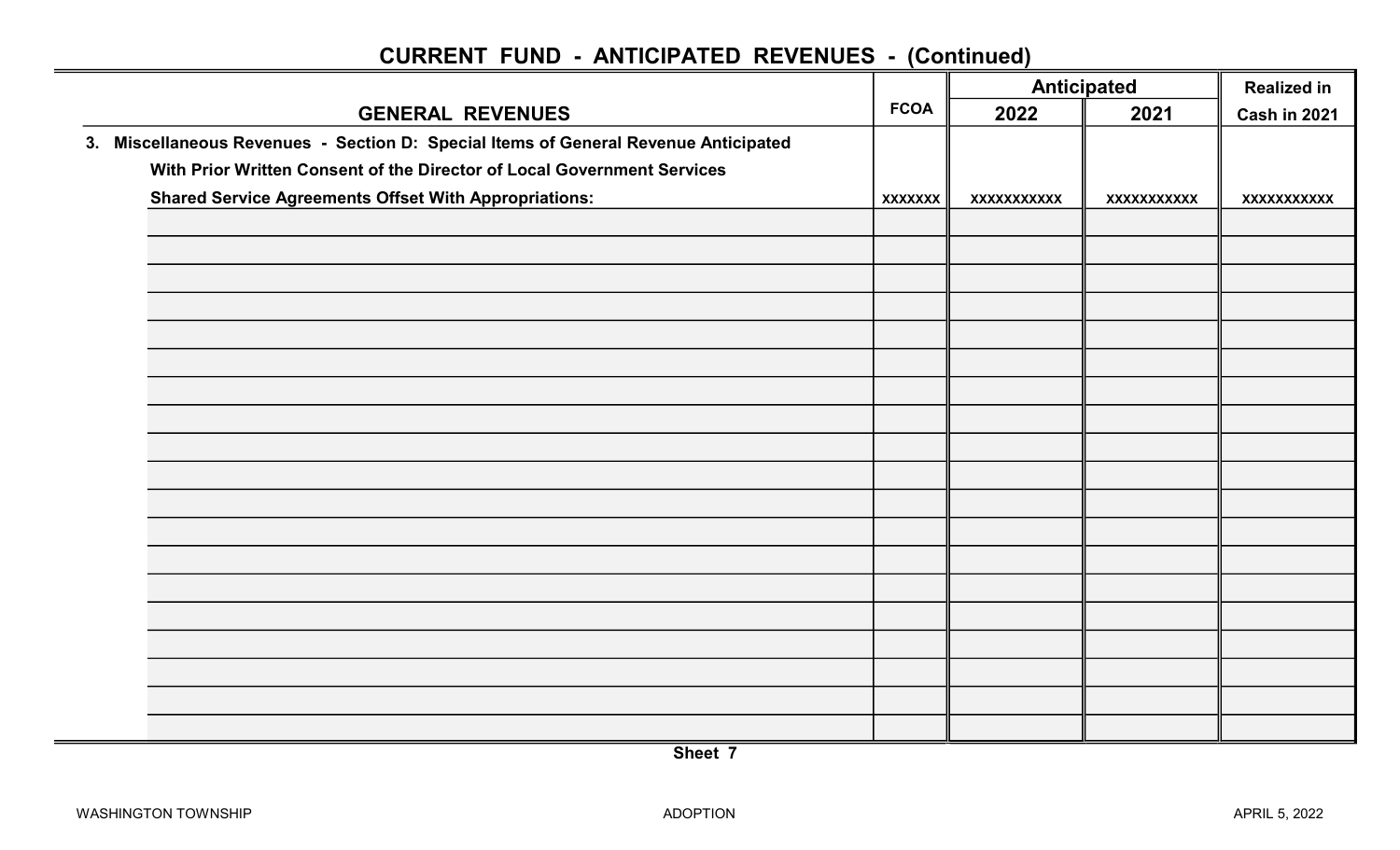## CURRENT FUND - ANTICIPATED REVENUES - (Continued)

| GENERAL REVENUES | FCOA | Anticipated 2022 | Anticipated 2021 | Realized in Cash in 2021 |
|---|---|---|---|---|
| **3. Miscellaneous Revenues - Section D: Special Items of General Revenue Anticipated With Prior Written Consent of the Director of Local Government Services Shared Service Agreements Offset With Appropriations:** | xxxxxxx | xxxxxxxxxxx | xxxxxxxxxxx | xxxxxxxxxxx |
| | | | | |
| | | | | |
| | | | | |
| | | | | |
| | | | | |
| | | | | |
| | | | | |
| | | | | |
| | | | | |
| | | | | |
| | | | | |
| | | | | |
| | | | | |
| | | | | |
| | | | | |
| | | | | |
| | | | | |
| | | | | |
| | | | | |

Sheet 7

WASHINGTON TOWNSHIP ADOPTION APRIL 5, 2022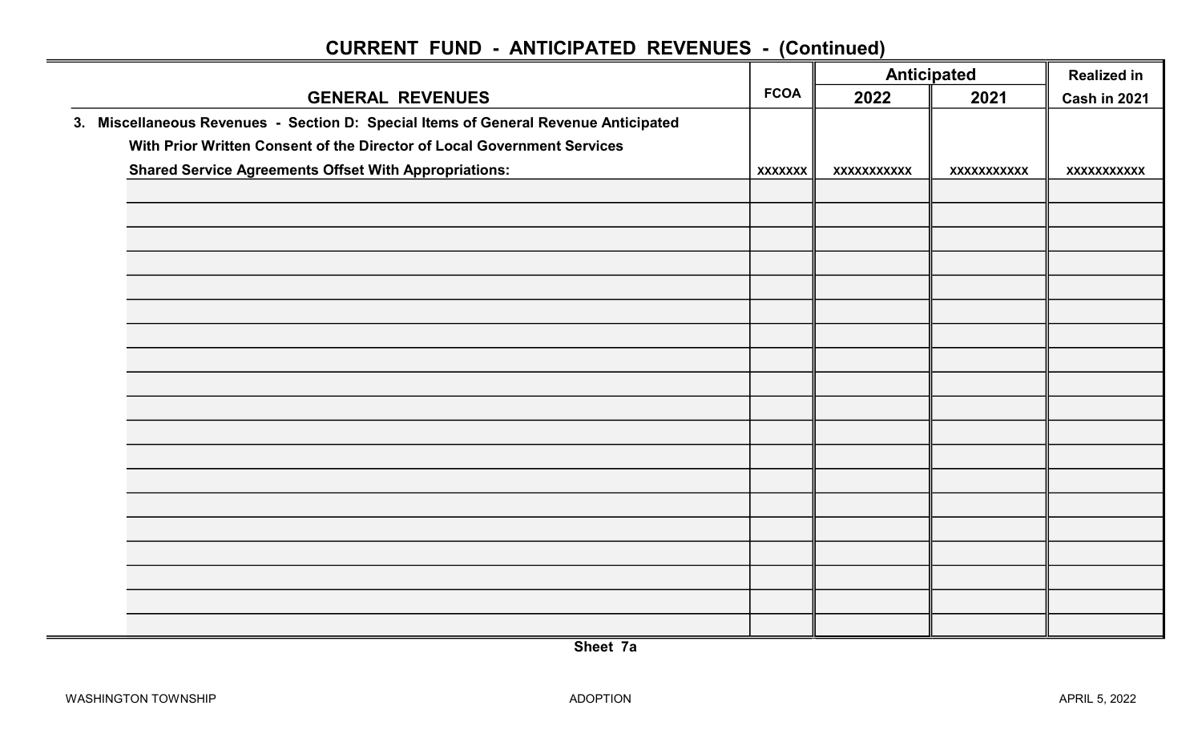## CURRENT FUND - ANTICIPATED REVENUES - (Continued)

| GENERAL REVENUES | FCOA | Anticipated 2022 | Anticipated 2021 | Realized in Cash in 2021 |
|---|---|---|---|---|
| **3. Miscellaneous Revenues - Section D: Special Items of General Revenue Anticipated With Prior Written Consent of the Director of Local Government Services Shared Service Agreements Offset With Appropriations:** | xxxxxxx | xxxxxxxxxxx | xxxxxxxxxxx | xxxxxxxxxxx |
| | | | | |
| | | | | |
| | | | | |
| | | | | |
| | | | | |
| | | | | |
| | | | | |
| | | | | |
| | | | | |
| | | | | |
| | | | | |
| | | | | |
| | | | | |
| | | | | |
| | | | | |
| | | | | |
| | | | | |
| | | | | |
| | | | | |

Sheet 7a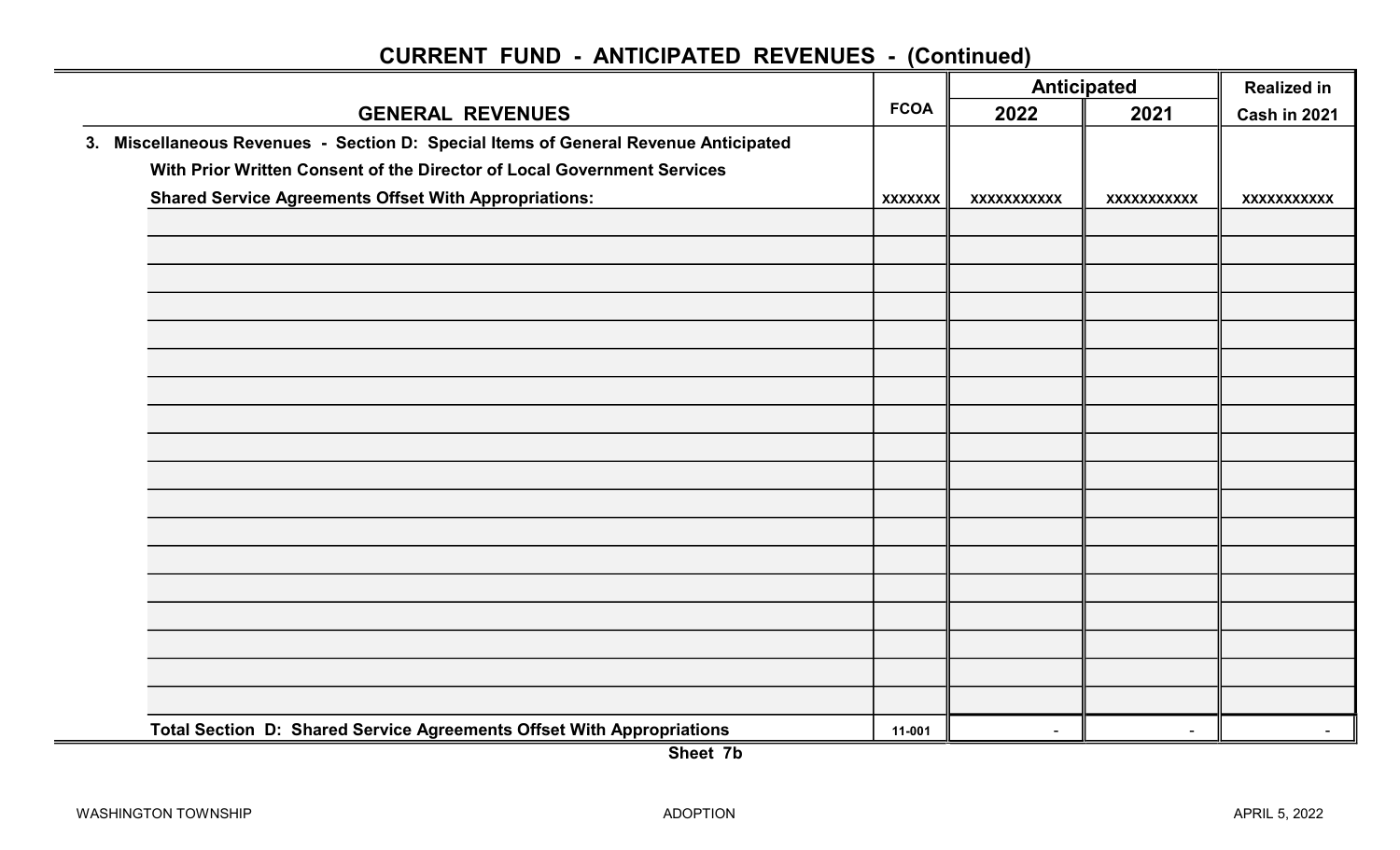# CURRENT FUND - ANTICIPATED REVENUES - (Continued)

| GENERAL REVENUES | FCOA | Anticipated | | Realized in |
|---|---|---|---|---|
| | | 2022 | 2021 | Cash in 2021 |
| 3. Miscellaneous Revenues - Section D: Special Items of General Revenue Anticipated With Prior Written Consent of the Director of Local Government Services Shared Service Agreements Offset With Appropriations: | xxxxxxx | xxxxxxxxxxx | xxxxxxxxxxx | xxxxxxxxxxx |
| | | | | |
| | | | | |
| | | | | |
| | | | | |
| | | | | |
| | | | | |
| | | | | |
| | | | | |
| | | | | |
| | | | | |
| | | | | |
| | | | | |
| | | | | |
| | | | | |
| | | | | |
| | | | | |
| | | | | |
| | | | | |
| Total Section D: Shared Service Agreements Offset With Appropriations | 11-001 | - | - | - |

Sheet 7b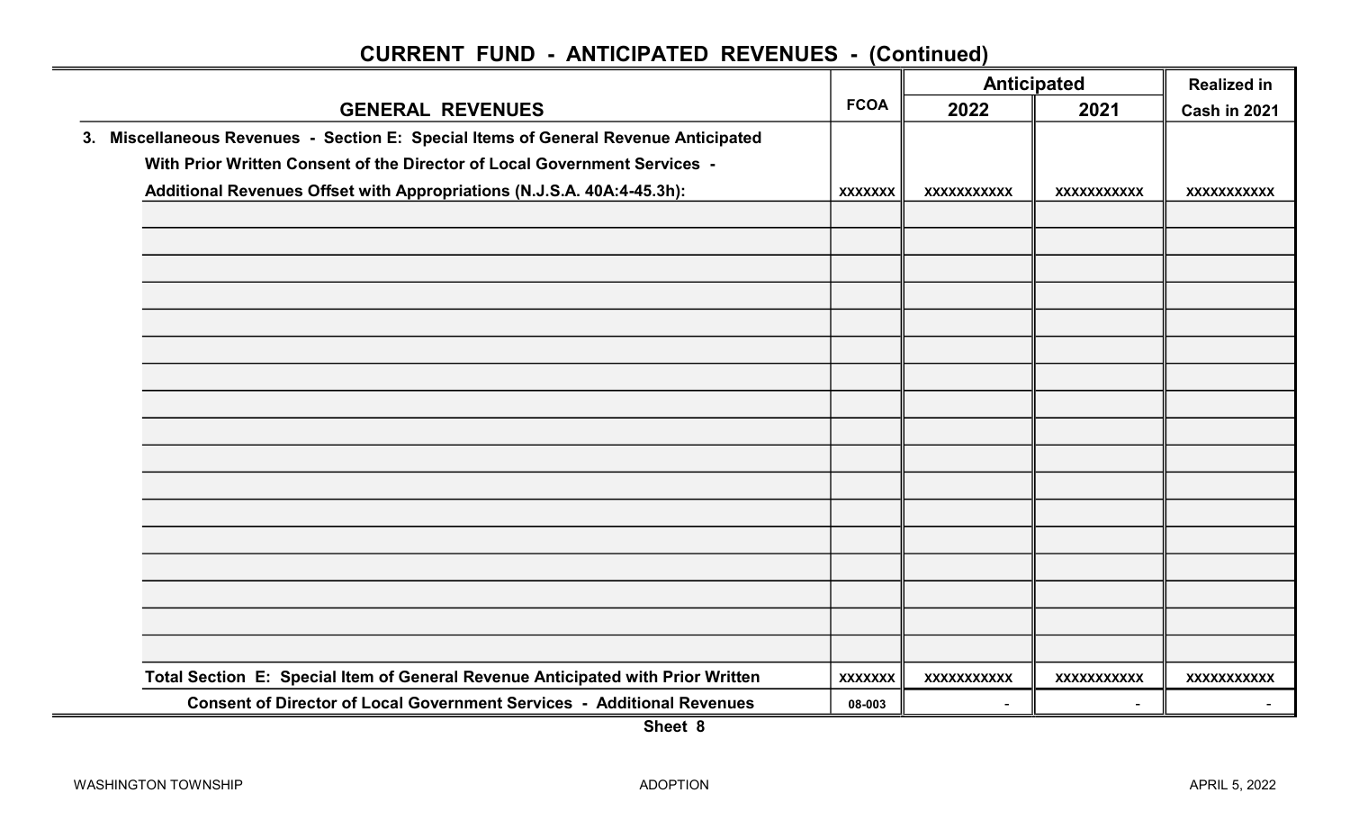## CURRENT FUND - ANTICIPATED REVENUES - (Continued)

| GENERAL REVENUES | FCOA | Anticipated 2022 | Anticipated 2021 | Realized in Cash in 2021 |
|---|---|---|---|---|
| 3. Miscellaneous Revenues - Section E: Special Items of General Revenue Anticipated With Prior Written Consent of the Director of Local Government Services - Additional Revenues Offset with Appropriations (N.J.S.A. 40A:4-45.3h): | xxxxxxx | xxxxxxxxxxx | xxxxxxxxxxx | xxxxxxxxxxx |
| | | | | |
| | | | | |
| | | | | |
| | | | | |
| | | | | |
| | | | | |
| | | | | |
| | | | | |
| | | | | |
| | | | | |
| | | | | |
| | | | | |
| | | | | |
| | | | | |
| | | | | |
| | | | | |
| | | | | |
| Total Section E: Special Item of General Revenue Anticipated with Prior Written | xxxxxxx | xxxxxxxxxxx | xxxxxxxxxxx | xxxxxxxxxxx |
| Consent of Director of Local Government Services - Additional Revenues | 08-003 | - | - | - |

Sheet 8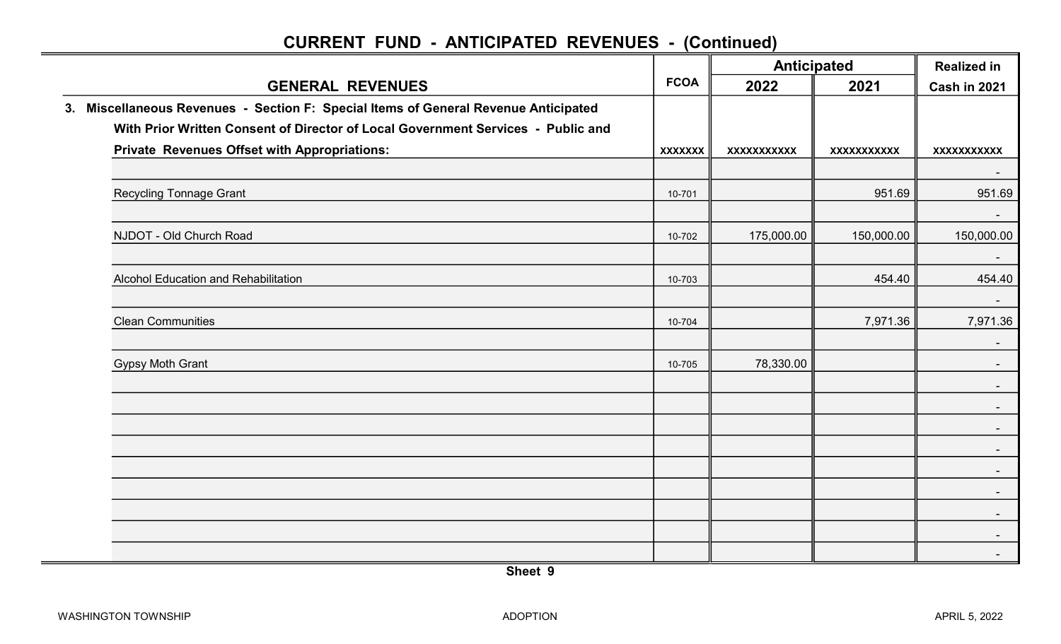## CURRENT FUND - ANTICIPATED REVENUES - (Continued)

| GENERAL REVENUES | FCOA | Anticipated | | Realized in |
|---|---|---|---|---|
| | | 2022 | 2021 | Cash in 2021 |
| **3. Miscellaneous Revenues - Section F: Special Items of General Revenue Anticipated With Prior Written Consent of Director of Local Government Services - Public and Private Revenues Offset with Appropriations:** | xxxxxxx | xxxxxxxxxxx | xxxxxxxxxxx | xxxxxxxxxxx |
| | | | | - |
| Recycling Tonnage Grant | 10-701 | | 951.69 | 951.69 |
| | | | | - |
| NJDOT - Old Church Road | 10-702 | 175,000.00 | 150,000.00 | 150,000.00 |
| | | | | - |
| Alcohol Education and Rehabilitation | 10-703 | | 454.40 | 454.40 |
| | | | | - |
| Clean Communities | 10-704 | | 7,971.36 | 7,971.36 |
| | | | | - |
| Gypsy Moth Grant | 10-705 | 78,330.00 | | - |
| | | | | - |
| | | | | - |
| | | | | - |
| | | | | - |
| | | | | - |
| | | | | - |
| | | | | - |
| | | | | - |
| | | | | - |

Sheet 9

WASHINGTON TOWNSHIP ADOPTION APRIL 5, 2022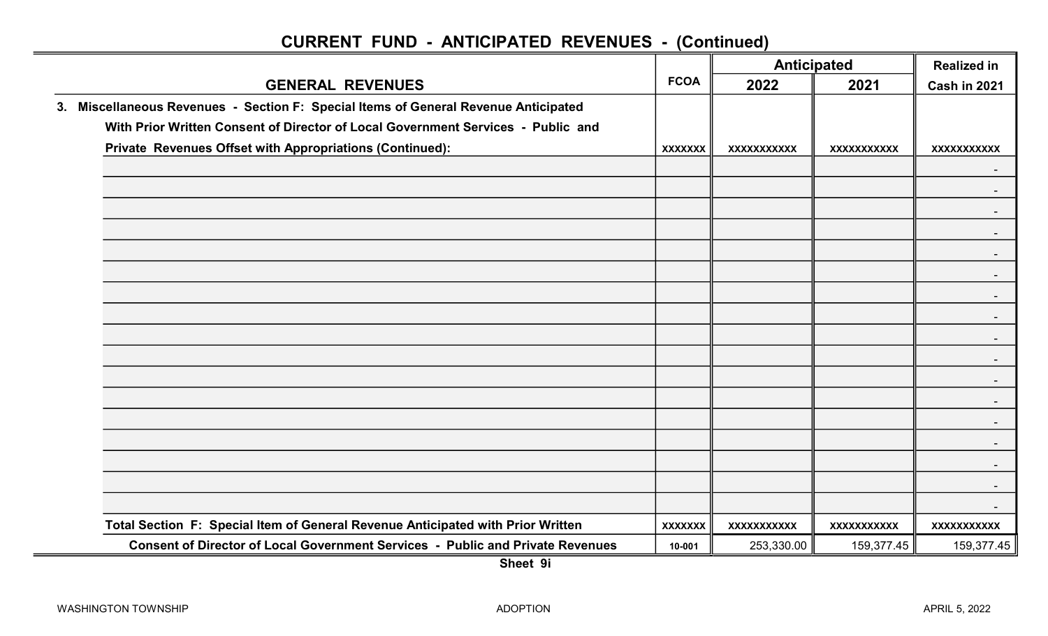## CURRENT FUND - ANTICIPATED REVENUES - (Continued)

| GENERAL REVENUES | FCOA | Anticipated 2022 | Anticipated 2021 | Realized in Cash in 2021 |
|---|---|---|---|---|
| 3. Miscellaneous Revenues - Section F: Special Items of General Revenue Anticipated With Prior Written Consent of Director of Local Government Services - Public and Private Revenues Offset with Appropriations (Continued): | xxxxxxx | xxxxxxxxxxx | xxxxxxxxxxx | xxxxxxxxxxx |
| | | | | - |
| | | | | - |
| | | | | - |
| | | | | - |
| | | | | - |
| | | | | - |
| | | | | - |
| | | | | - |
| | | | | - |
| | | | | - |
| | | | | - |
| | | | | - |
| | | | | - |
| | | | | - |
| | | | | - |
| | | | | - |
| | | | | - |
| Total Section F: Special Item of General Revenue Anticipated with Prior Written | xxxxxxx | xxxxxxxxxxx | xxxxxxxxxxx | xxxxxxxxxxx |
| Consent of Director of Local Government Services - Public and Private Revenues | 10-001 | 253,330.00 | 159,377.45 | 159,377.45 |

Sheet 9i

WASHINGTON TOWNSHIP ADOPTION APRIL 5, 2022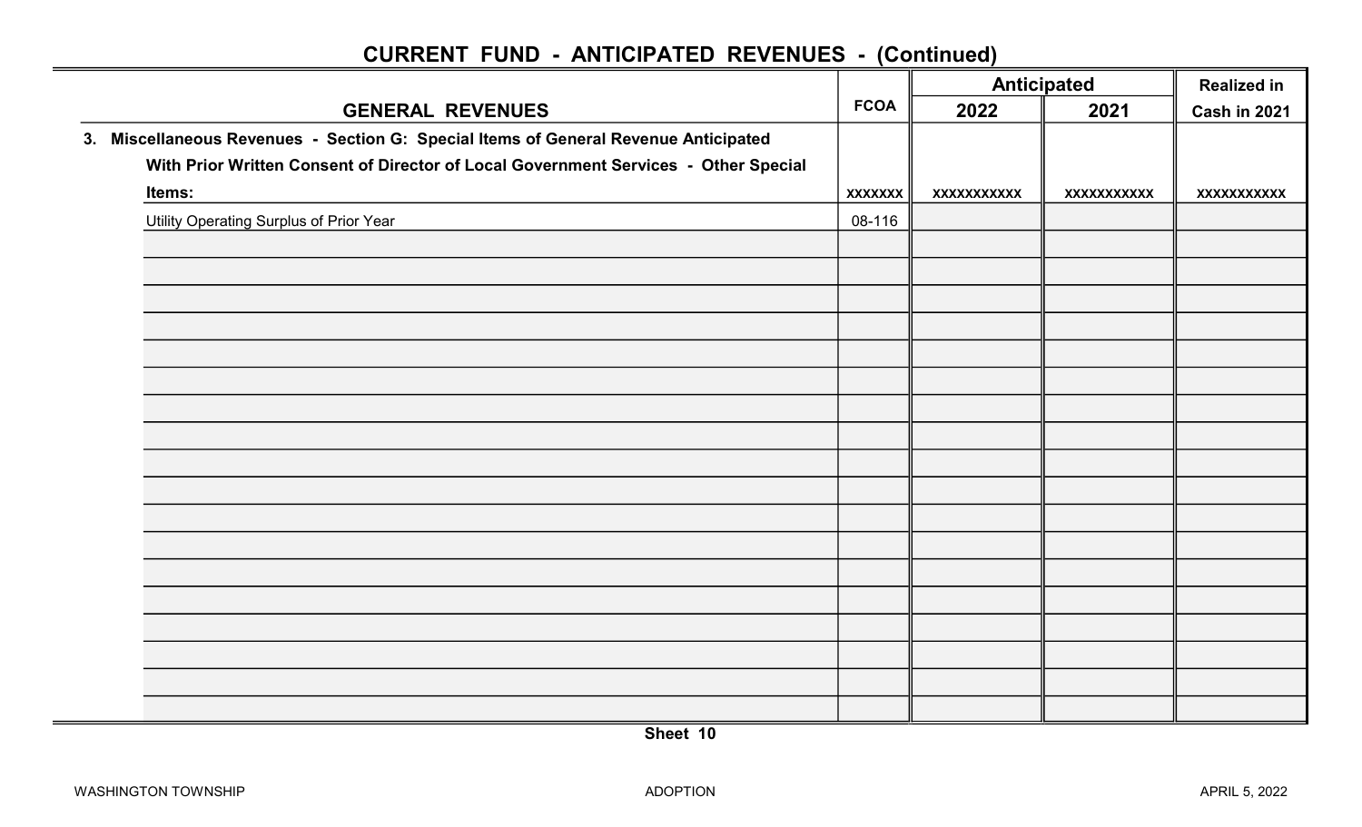# CURRENT FUND - ANTICIPATED REVENUES - (Continued)

| GENERAL REVENUES | FCOA | Anticipated | | Realized in |
|---|---|---|---|---|
| | | 2022 | 2021 | Cash in 2021 |
| **3. Miscellaneous Revenues - Section G: Special Items of General Revenue Anticipated With Prior Written Consent of Director of Local Government Services - Other Special Items:** | xxxxxxx | xxxxxxxxxxx | xxxxxxxxxxx | xxxxxxxxxxx |
| Utility Operating Surplus of Prior Year | 08-116 | | | |
| | | | | |
| | | | | |
| | | | | |
| | | | | |
| | | | | |
| | | | | |
| | | | | |
| | | | | |
| | | | | |
| | | | | |
| | | | | |
| | | | | |
| | | | | |
| | | | | |
| | | | | |
| | | | | |
| | | | | |
| | | | | |

Sheet 10

WASHINGTON TOWNSHIP ADOPTION APRIL 5, 2022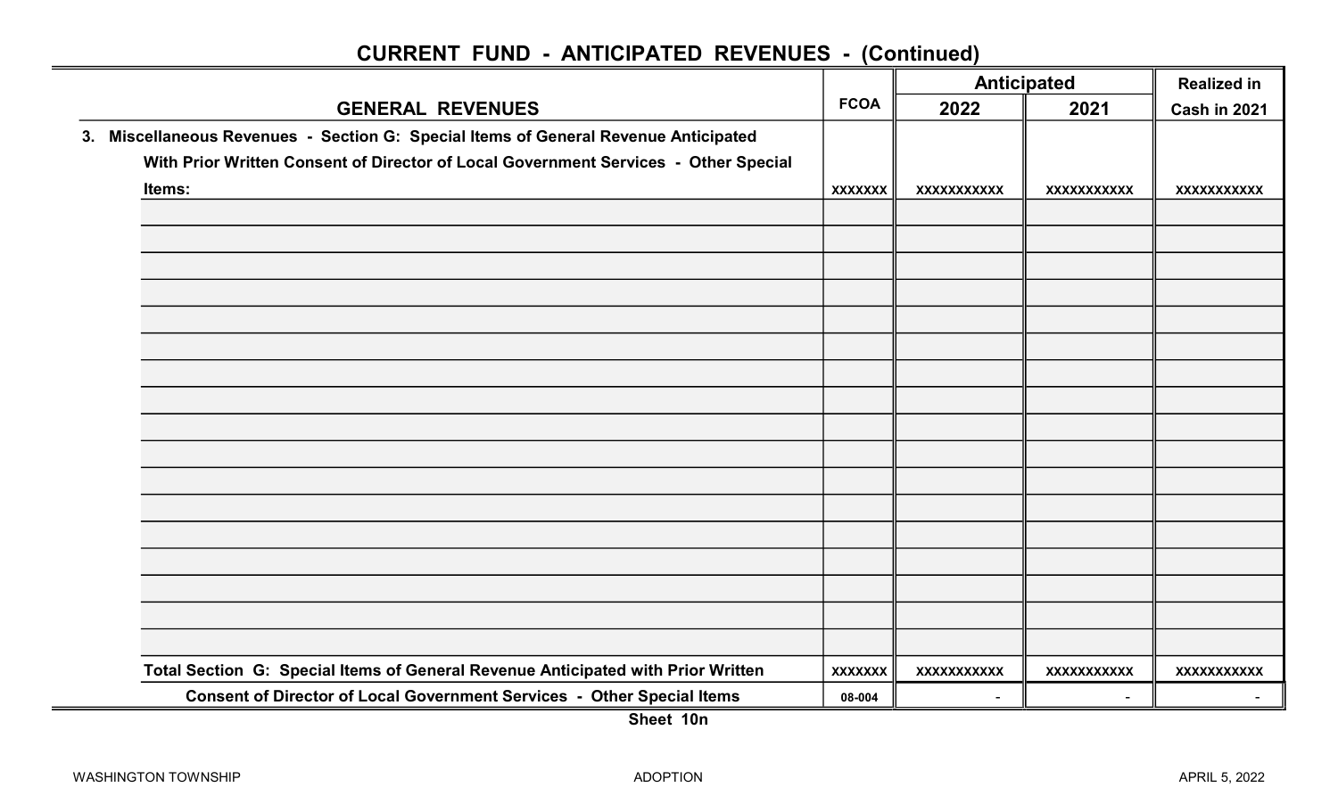## CURRENT FUND - ANTICIPATED REVENUES - (Continued)

| GENERAL REVENUES | FCOA | Anticipated 2022 | Anticipated 2021 | Realized in Cash in 2021 |
|---|---|---|---|---|
| 3. Miscellaneous Revenues - Section G: Special Items of General Revenue Anticipated With Prior Written Consent of Director of Local Government Services - Other Special Items: | xxxxxxx | xxxxxxxxxxx | xxxxxxxxxxx | xxxxxxxxxxx |
| | | | | |
| | | | | |
| | | | | |
| | | | | |
| | | | | |
| | | | | |
| | | | | |
| | | | | |
| | | | | |
| | | | | |
| | | | | |
| | | | | |
| | | | | |
| | | | | |
| | | | | |
| | | | | |
| | | | | |
| Total Section G: Special Items of General Revenue Anticipated with Prior Written | xxxxxxx | xxxxxxxxxxx | xxxxxxxxxxx | xxxxxxxxxxx |
| Consent of Director of Local Government Services - Other Special Items | 08-004 | - | - | - |

Sheet 10n

WASHINGTON TOWNSHIP ADOPTION APRIL 5, 2022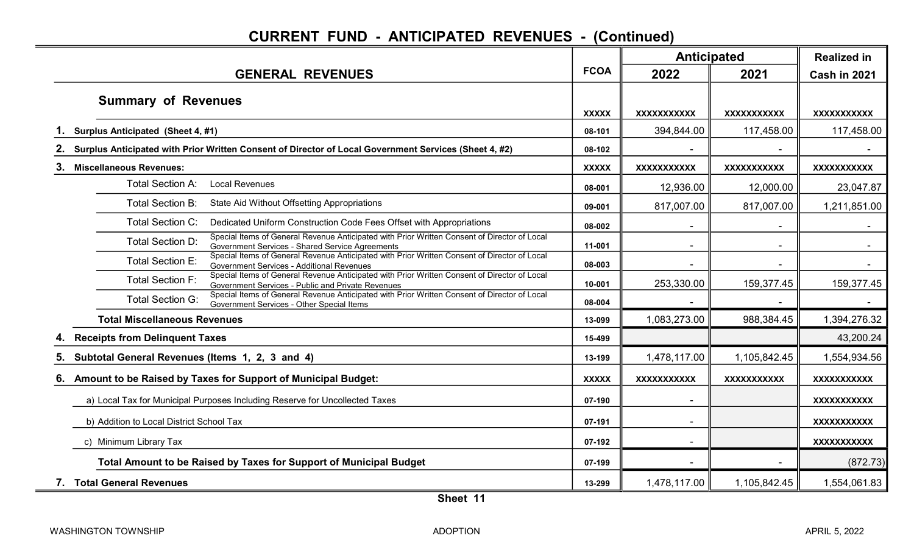# CURRENT FUND - ANTICIPATED REVENUES - (Continued)

| GENERAL REVENUES | FCOA | Anticipated 2022 | Anticipated 2021 | Realized in Cash in 2021 |
|---|---|---|---|---|
| **Summary of Revenues** | XXXXX | XXXXXXXXXXX | XXXXXXXXXXX | XXXXXXXXXXX |
| **1. Surplus Anticipated (Sheet 4, #1)** | 08-101 | 394,844.00 | 117,458.00 | 117,458.00 |
| **2. Surplus Anticipated with Prior Written Consent of Director of Local Government Services (Sheet 4, #2)** | 08-102 | - | - | - |
| **3. Miscellaneous Revenues:** | XXXXX | XXXXXXXXXXX | XXXXXXXXXXX | XXXXXXXXXXX |
| Total Section A: Local Revenues | 08-001 | 12,936.00 | 12,000.00 | 23,047.87 |
| Total Section B: State Aid Without Offsetting Appropriations | 09-001 | 817,007.00 | 817,007.00 | 1,211,851.00 |
| Total Section C: Dedicated Uniform Construction Code Fees Offset with Appropriations | 08-002 | - | - | - |
| Total Section D: Special Items of General Revenue Anticipated with Prior Written Consent of Director of Local Government Services - Shared Service Agreements | 11-001 | - | - | - |
| Total Section E: Special Items of General Revenue Anticipated with Prior Written Consent of Director of Local Government Services - Additional Revenues | 08-003 | - | - | - |
| Total Section F: Special Items of General Revenue Anticipated with Prior Written Consent of Director of Local Government Services - Public and Private Revenues | 10-001 | 253,330.00 | 159,377.45 | 159,377.45 |
| Total Section G: Special Items of General Revenue Anticipated with Prior Written Consent of Director of Local Government Services - Other Special Items | 08-004 | - | - | - |
| **Total Miscellaneous Revenues** | 13-099 | 1,083,273.00 | 988,384.45 | 1,394,276.32 |
| **4. Receipts from Delinquent Taxes** | 15-499 | | | 43,200.24 |
| **5. Subtotal General Revenues (Items 1, 2, 3 and 4)** | 13-199 | 1,478,117.00 | 1,105,842.45 | 1,554,934.56 |
| **6. Amount to be Raised by Taxes for Support of Municipal Budget:** | XXXXX | XXXXXXXXXXX | XXXXXXXXXXX | XXXXXXXXXXX |
| a) Local Tax for Municipal Purposes Including Reserve for Uncollected Taxes | 07-190 | - | | XXXXXXXXXXX |
| b) Addition to Local District School Tax | 07-191 | - | | XXXXXXXXXXX |
| c) Minimum Library Tax | 07-192 | - | | XXXXXXXXXXX |
| **Total Amount to be Raised by Taxes for Support of Municipal Budget** | 07-199 | - | - | (872.73) |
| **7. Total General Revenues** | 13-299 | 1,478,117.00 | 1,105,842.45 | 1,554,061.83 |

Sheet 11

WASHINGTON TOWNSHIP ADOPTION APRIL 5, 2022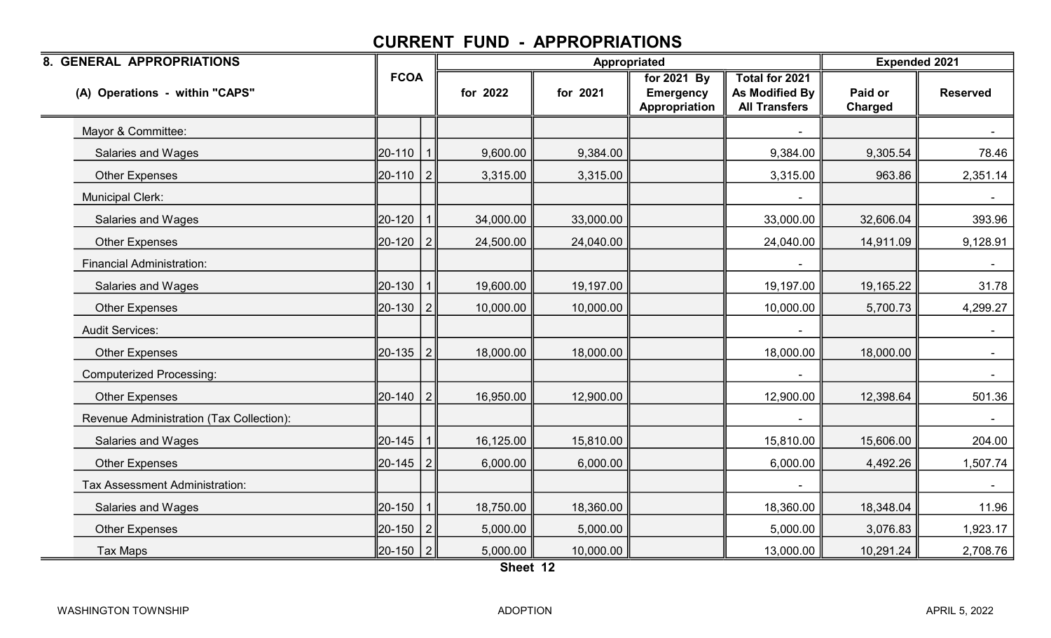# CURRENT FUND - APPROPRIATIONS

| 8. GENERAL APPROPRIATIONS<br>(A) Operations - within "CAPS" | FCOA | | Appropriated for 2022 | Appropriated for 2021 | Appropriated for 2021 By Emergency Appropriation | Total for 2021 As Modified By All Transfers | Expended 2021 Paid or Charged | Expended 2021 Reserved |
|---|---|---|---|---|---|---|---|---|
| Mayor & Committee: | | | | | | - | | - |
| Salaries and Wages | 20-110 | 1 | 9,600.00 | 9,384.00 | | 9,384.00 | 9,305.54 | 78.46 |
| Other Expenses | 20-110 | 2 | 3,315.00 | 3,315.00 | | 3,315.00 | 963.86 | 2,351.14 |
| Municipal Clerk: | | | | | | - | | - |
| Salaries and Wages | 20-120 | 1 | 34,000.00 | 33,000.00 | | 33,000.00 | 32,606.04 | 393.96 |
| Other Expenses | 20-120 | 2 | 24,500.00 | 24,040.00 | | 24,040.00 | 14,911.09 | 9,128.91 |
| Financial Administration: | | | | | | - | | - |
| Salaries and Wages | 20-130 | 1 | 19,600.00 | 19,197.00 | | 19,197.00 | 19,165.22 | 31.78 |
| Other Expenses | 20-130 | 2 | 10,000.00 | 10,000.00 | | 10,000.00 | 5,700.73 | 4,299.27 |
| Audit Services: | | | | | | - | | - |
| Other Expenses | 20-135 | 2 | 18,000.00 | 18,000.00 | | 18,000.00 | 18,000.00 | - |
| Computerized Processing: | | | | | | - | | - |
| Other Expenses | 20-140 | 2 | 16,950.00 | 12,900.00 | | 12,900.00 | 12,398.64 | 501.36 |
| Revenue Administration (Tax Collection): | | | | | | - | | - |
| Salaries and Wages | 20-145 | 1 | 16,125.00 | 15,810.00 | | 15,810.00 | 15,606.00 | 204.00 |
| Other Expenses | 20-145 | 2 | 6,000.00 | 6,000.00 | | 6,000.00 | 4,492.26 | 1,507.74 |
| Tax Assessment Administration: | | | | | | - | | - |
| Salaries and Wages | 20-150 | 1 | 18,750.00 | 18,360.00 | | 18,360.00 | 18,348.04 | 11.96 |
| Other Expenses | 20-150 | 2 | 5,000.00 | 5,000.00 | | 5,000.00 | 3,076.83 | 1,923.17 |
| Tax Maps | 20-150 | 2 | 5,000.00 | 10,000.00 | | 13,000.00 | 10,291.24 | 2,708.76 |

Sheet 12

WASHINGTON TOWNSHIP ADOPTION APRIL 5, 2022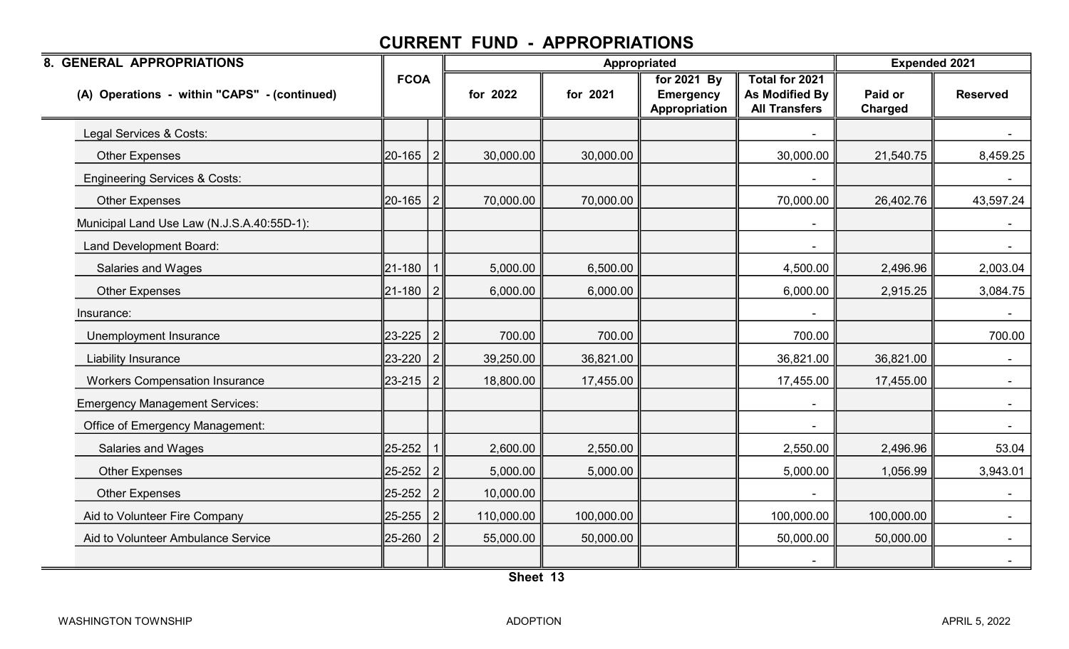# CURRENT FUND - APPROPRIATIONS

| 8. GENERAL APPROPRIATIONS | FCOA | | Appropriated | | | | Expended 2021 | |
|---|---|---|---|---|---|---|---|---|
| (A) Operations - within "CAPS" - (continued) | | | for 2022 | for 2021 | for 2021 By Emergency Appropriation | Total for 2021 As Modified By All Transfers | Paid or Charged | Reserved |
| Legal Services & Costs: | | | | | | - | | - |
| Other Expenses | 20-165 | 2 | 30,000.00 | 30,000.00 | | 30,000.00 | 21,540.75 | 8,459.25 |
| Engineering Services & Costs: | | | | | | - | | - |
| Other Expenses | 20-165 | 2 | 70,000.00 | 70,000.00 | | 70,000.00 | 26,402.76 | 43,597.24 |
| Municipal Land Use Law (N.J.S.A.40:55D-1): | | | | | | - | | - |
| Land Development Board: | | | | | | - | | - |
| Salaries and Wages | 21-180 | 1 | 5,000.00 | 6,500.00 | | 4,500.00 | 2,496.96 | 2,003.04 |
| Other Expenses | 21-180 | 2 | 6,000.00 | 6,000.00 | | 6,000.00 | 2,915.25 | 3,084.75 |
| Insurance: | | | | | | - | | - |
| Unemployment Insurance | 23-225 | 2 | 700.00 | 700.00 | | 700.00 | | 700.00 |
| Liability Insurance | 23-220 | 2 | 39,250.00 | 36,821.00 | | 36,821.00 | 36,821.00 | - |
| Workers Compensation Insurance | 23-215 | 2 | 18,800.00 | 17,455.00 | | 17,455.00 | 17,455.00 | - |
| Emergency Management Services: | | | | | | - | | - |
| Office of Emergency Management: | | | | | | - | | - |
| Salaries and Wages | 25-252 | 1 | 2,600.00 | 2,550.00 | | 2,550.00 | 2,496.96 | 53.04 |
| Other Expenses | 25-252 | 2 | 5,000.00 | 5,000.00 | | 5,000.00 | 1,056.99 | 3,943.01 |
| Other Expenses | 25-252 | 2 | 10,000.00 | | | - | | - |
| Aid to Volunteer Fire Company | 25-255 | 2 | 110,000.00 | 100,000.00 | | 100,000.00 | 100,000.00 | - |
| Aid to Volunteer Ambulance Service | 25-260 | 2 | 55,000.00 | 50,000.00 | | 50,000.00 | 50,000.00 | - |
| | | | | | | - | | - |

Sheet 13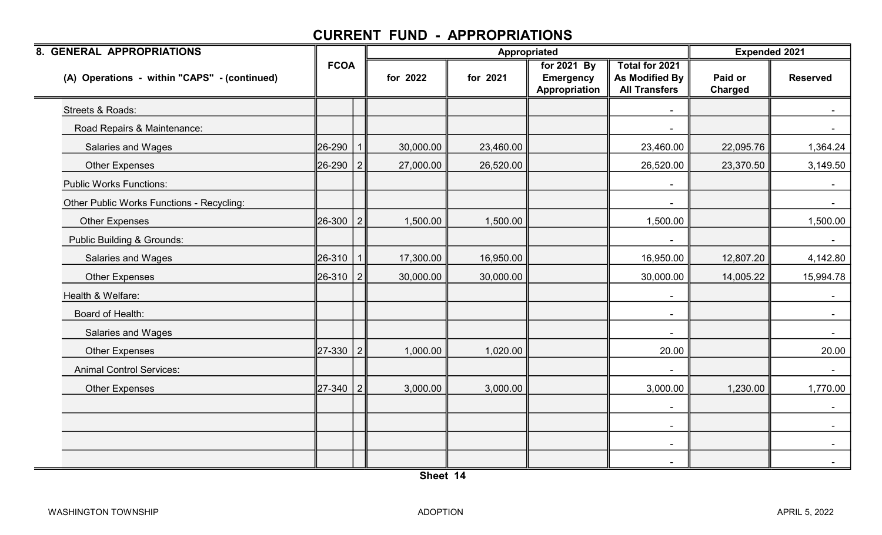# CURRENT FUND - APPROPRIATIONS

| 8. GENERAL APPROPRIATIONS | FCOA | | Appropriated | | | | Expended 2021 | |
|---|---|---|---|---|---|---|---|---|
| (A) Operations - within "CAPS" - (continued) | | | for 2022 | for 2021 | for 2021 By Emergency Appropriation | Total for 2021 As Modified By All Transfers | Paid or Charged | Reserved |
| Streets & Roads: | | | | | | - | | - |
| Road Repairs & Maintenance: | | | | | | - | | - |
| Salaries and Wages | 26-290 | 1 | 30,000.00 | 23,460.00 | | 23,460.00 | 22,095.76 | 1,364.24 |
| Other Expenses | 26-290 | 2 | 27,000.00 | 26,520.00 | | 26,520.00 | 23,370.50 | 3,149.50 |
| Public Works Functions: | | | | | | - | | - |
| Other Public Works Functions - Recycling: | | | | | | - | | - |
| Other Expenses | 26-300 | 2 | 1,500.00 | 1,500.00 | | 1,500.00 | | 1,500.00 |
| Public Building & Grounds: | | | | | | - | | - |
| Salaries and Wages | 26-310 | 1 | 17,300.00 | 16,950.00 | | 16,950.00 | 12,807.20 | 4,142.80 |
| Other Expenses | 26-310 | 2 | 30,000.00 | 30,000.00 | | 30,000.00 | 14,005.22 | 15,994.78 |
| Health & Welfare: | | | | | | - | | - |
| Board of Health: | | | | | | - | | - |
| Salaries and Wages | | | | | | - | | - |
| Other Expenses | 27-330 | 2 | 1,000.00 | 1,020.00 | | 20.00 | | 20.00 |
| Animal Control Services: | | | | | | - | | - |
| Other Expenses | 27-340 | 2 | 3,000.00 | 3,000.00 | | 3,000.00 | 1,230.00 | 1,770.00 |
| | | | | | | - | | - |
| | | | | | | - | | - |
| | | | | | | - | | - |
| | | | | | | - | | - |

Sheet 14

WASHINGTON TOWNSHIP ADOPTION APRIL 5, 2022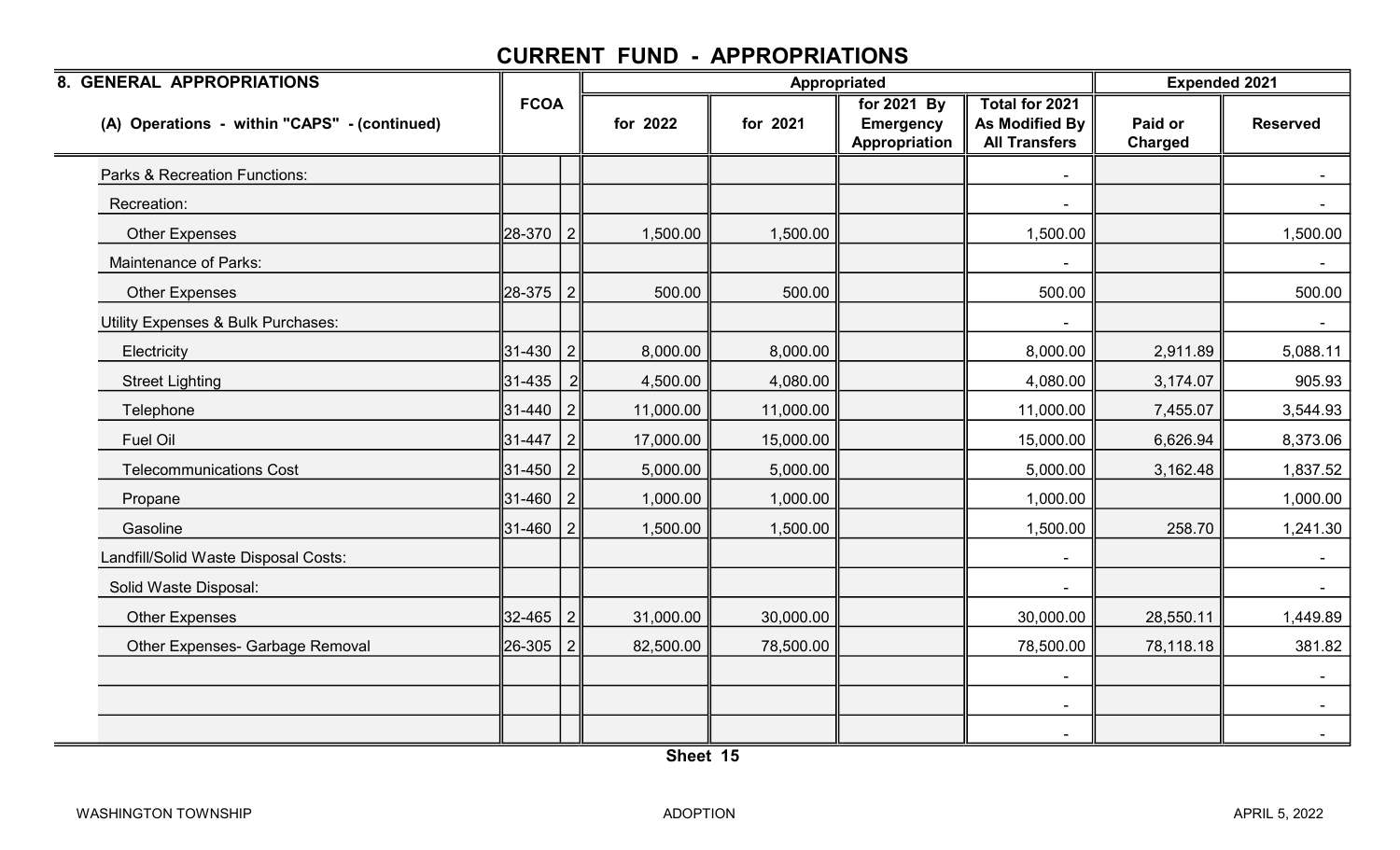# CURRENT FUND - APPROPRIATIONS

| 8. GENERAL APPROPRIATIONS | FCOA | | Appropriated | | | | Expended 2021 | |
|---|---|---|---|---|---|---|---|---|
| (A) Operations - within "CAPS" - (continued) | | | for 2022 | for 2021 | for 2021 By Emergency Appropriation | Total for 2021 As Modified By All Transfers | Paid or Charged | Reserved |
| Parks & Recreation Functions: | | | | | | - | | - |
| Recreation: | | | | | | - | | - |
| Other Expenses | 28-370 | 2 | 1,500.00 | 1,500.00 | | 1,500.00 | | 1,500.00 |
| Maintenance of Parks: | | | | | | - | | - |
| Other Expenses | 28-375 | 2 | 500.00 | 500.00 | | 500.00 | | 500.00 |
| Utility Expenses & Bulk Purchases: | | | | | | - | | - |
| Electricity | 31-430 | 2 | 8,000.00 | 8,000.00 | | 8,000.00 | 2,911.89 | 5,088.11 |
| Street Lighting | 31-435 | 2 | 4,500.00 | 4,080.00 | | 4,080.00 | 3,174.07 | 905.93 |
| Telephone | 31-440 | 2 | 11,000.00 | 11,000.00 | | 11,000.00 | 7,455.07 | 3,544.93 |
| Fuel Oil | 31-447 | 2 | 17,000.00 | 15,000.00 | | 15,000.00 | 6,626.94 | 8,373.06 |
| Telecommunications Cost | 31-450 | 2 | 5,000.00 | 5,000.00 | | 5,000.00 | 3,162.48 | 1,837.52 |
| Propane | 31-460 | 2 | 1,000.00 | 1,000.00 | | 1,000.00 | | 1,000.00 |
| Gasoline | 31-460 | 2 | 1,500.00 | 1,500.00 | | 1,500.00 | 258.70 | 1,241.30 |
| Landfill/Solid Waste Disposal Costs: | | | | | | - | | - |
| Solid Waste Disposal: | | | | | | - | | - |
| Other Expenses | 32-465 | 2 | 31,000.00 | 30,000.00 | | 30,000.00 | 28,550.11 | 1,449.89 |
| Other Expenses- Garbage Removal | 26-305 | 2 | 82,500.00 | 78,500.00 | | 78,500.00 | 78,118.18 | 381.82 |
| | | | | | | - | | - |
| | | | | | | - | | - |
| | | | | | | - | | - |

Sheet 15

WASHINGTON TOWNSHIP ADOPTION APRIL 5, 2022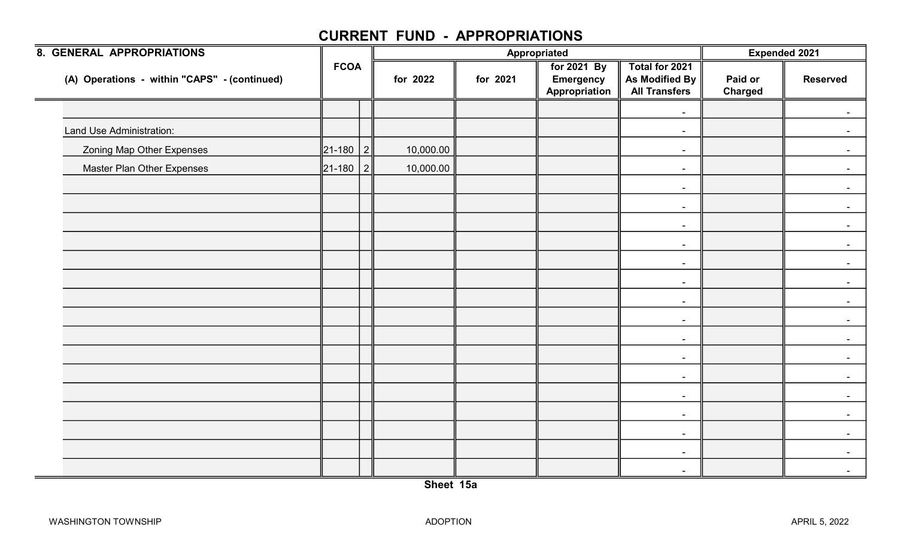# CURRENT FUND - APPROPRIATIONS

| 8. GENERAL APPROPRIATIONS<br>(A) Operations - within "CAPS" - (continued) | FCOA | | Appropriated | | | | Expended 2021 | |
|---|---|---|---|---|---|---|---|---|
| | | | for 2022 | for 2021 | for 2021 By Emergency Appropriation | Total for 2021 As Modified By All Transfers | Paid or Charged | Reserved |
| | | | | | | - | | - |
| Land Use Administration: | | | | | | - | | - |
| Zoning Map Other Expenses | 21-180 | 2 | 10,000.00 | | | - | | - |
| Master Plan Other Expenses | 21-180 | 2 | 10,000.00 | | | - | | - |
| | | | | | | - | | - |
| | | | | | | - | | - |
| | | | | | | - | | - |
| | | | | | | - | | - |
| | | | | | | - | | - |
| | | | | | | - | | - |
| | | | | | | - | | - |
| | | | | | | - | | - |
| | | | | | | - | | - |
| | | | | | | - | | - |
| | | | | | | - | | - |
| | | | | | | - | | - |
| | | | | | | - | | - |
| | | | | | | - | | - |
| | | | | | | - | | - |
| | | | | | | - | | - |

Sheet 15a

WASHINGTON TOWNSHIP ADOPTION APRIL 5, 2022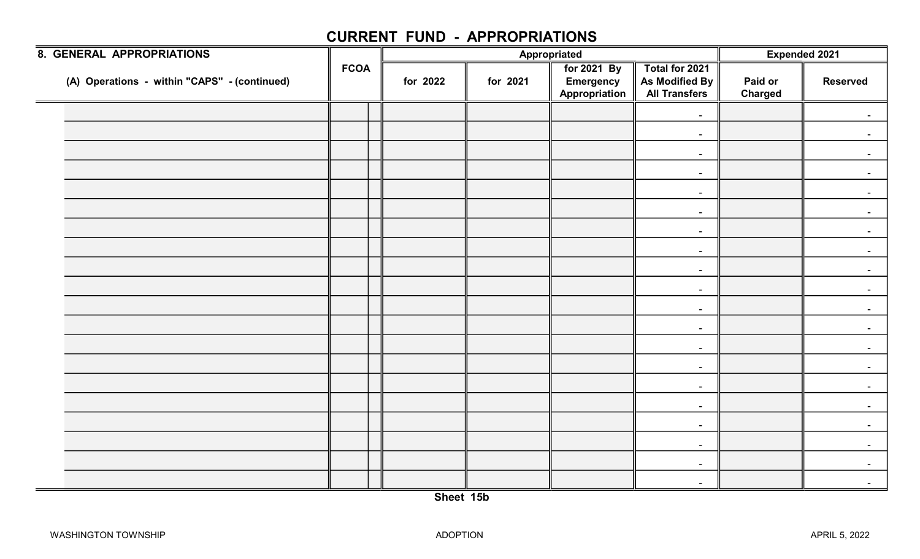# CURRENT FUND - APPROPRIATIONS

| 8. GENERAL APPROPRIATIONS | FCOA | | Appropriated | | | | Expended 2021 | |
|---|---|---|---|---|---|---|---|---|
| (A) Operations - within "CAPS" - (continued) | | | for 2022 | for 2021 | for 2021 By Emergency Appropriation | Total for 2021 As Modified By All Transfers | Paid or Charged | Reserved |
| | | | | | | - | | - |
| | | | | | | - | | - |
| | | | | | | - | | - |
| | | | | | | - | | - |
| | | | | | | - | | - |
| | | | | | | - | | - |
| | | | | | | - | | - |
| | | | | | | - | | - |
| | | | | | | - | | - |
| | | | | | | - | | - |
| | | | | | | - | | - |
| | | | | | | - | | - |
| | | | | | | - | | - |
| | | | | | | - | | - |
| | | | | | | - | | - |
| | | | | | | - | | - |
| | | | | | | - | | - |
| | | | | | | - | | - |
| | | | | | | - | | - |
| | | | | | | - | | - |

Sheet 15b

WASHINGTON TOWNSHIP ADOPTION APRIL 5, 2022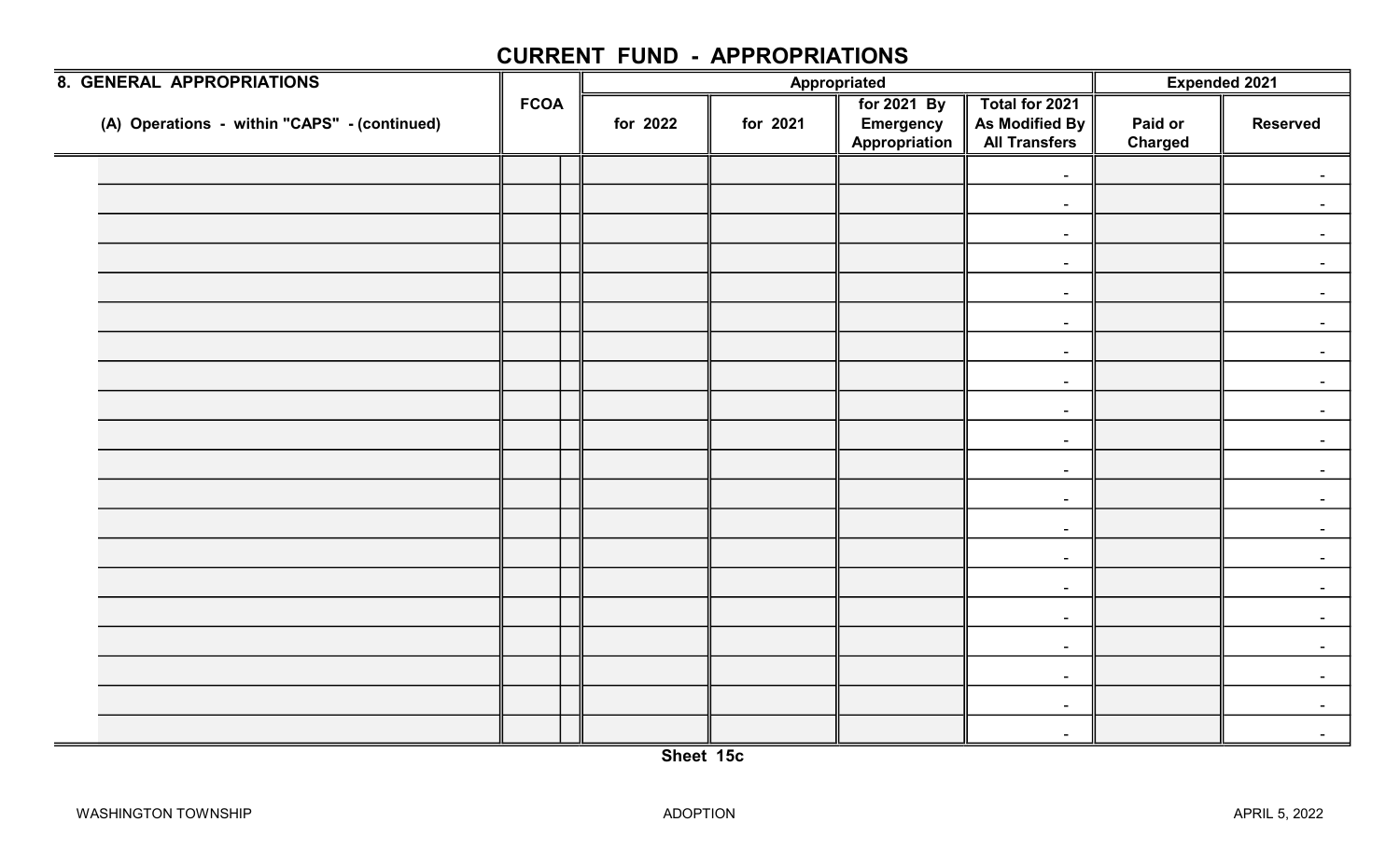# CURRENT FUND - APPROPRIATIONS

| 8. GENERAL APPROPRIATIONS | FCOA | | Appropriated | | | | Expended 2021 | |
|---|---|---|---|---|---|---|---|---|
| (A) Operations - within "CAPS" - (continued) | | | for 2022 | for 2021 | for 2021 By Emergency Appropriation | Total for 2021 As Modified By All Transfers | Paid or Charged | Reserved |
| | | | | | | - | | - |
| | | | | | | - | | - |
| | | | | | | - | | - |
| | | | | | | - | | - |
| | | | | | | - | | - |
| | | | | | | - | | - |
| | | | | | | - | | - |
| | | | | | | - | | - |
| | | | | | | - | | - |
| | | | | | | - | | - |
| | | | | | | - | | - |
| | | | | | | - | | - |
| | | | | | | - | | - |
| | | | | | | - | | - |
| | | | | | | - | | - |
| | | | | | | - | | - |
| | | | | | | - | | - |
| | | | | | | - | | - |
| | | | | | | - | | - |
| | | | | | | - | | - |

Sheet 15c

WASHINGTON TOWNSHIP ADOPTION APRIL 5, 2022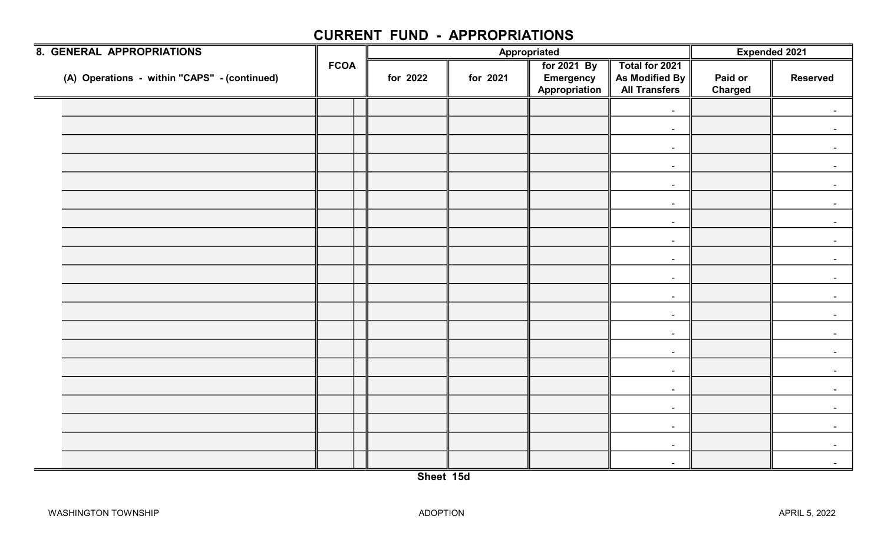# CURRENT FUND - APPROPRIATIONS

| 8. GENERAL APPROPRIATIONS<br>(A) Operations - within "CAPS" - (continued) | FCOA | | Appropriated | | | | Expended 2021 | |
|---|---|---|---|---|---|---|---|---|
| | | | for 2022 | for 2021 | for 2021 By Emergency Appropriation | Total for 2021 As Modified By All Transfers | Paid or Charged | Reserved |
| | | | | | | - | | - |
| | | | | | | - | | - |
| | | | | | | - | | - |
| | | | | | | - | | - |
| | | | | | | - | | - |
| | | | | | | - | | - |
| | | | | | | - | | - |
| | | | | | | - | | - |
| | | | | | | - | | - |
| | | | | | | - | | - |
| | | | | | | - | | - |
| | | | | | | - | | - |
| | | | | | | - | | - |
| | | | | | | - | | - |
| | | | | | | - | | - |
| | | | | | | - | | - |
| | | | | | | - | | - |
| | | | | | | - | | - |
| | | | | | | - | | - |
| | | | | | | - | | - |

Sheet 15d

WASHINGTON TOWNSHIP ADOPTION APRIL 5, 2022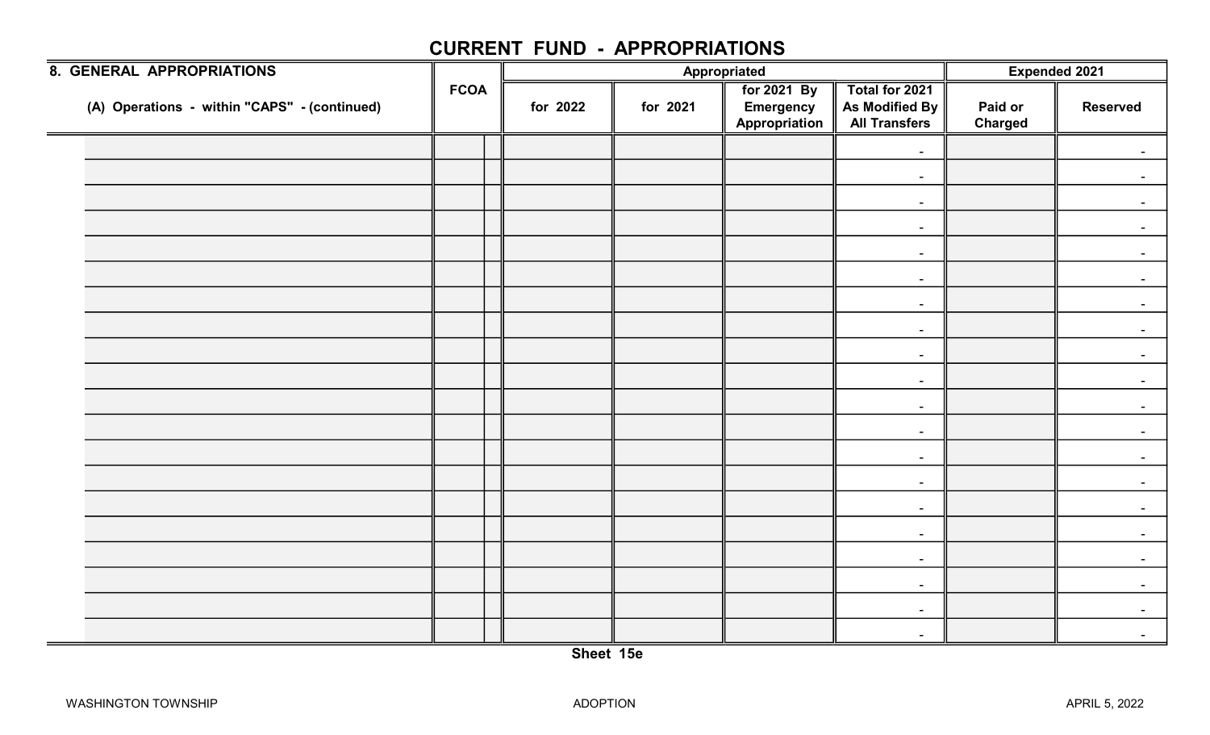# CURRENT FUND - APPROPRIATIONS

| 8. GENERAL APPROPRIATIONS | FCOA | | Appropriated | | | | Expended 2021 | |
|---|---|---|---|---|---|---|---|---|
| (A) Operations - within "CAPS" - (continued) | | | for 2022 | for 2021 | for 2021 By Emergency Appropriation | Total for 2021 As Modified By All Transfers | Paid or Charged | Reserved |
| | | | | | | - | | - |
| | | | | | | - | | - |
| | | | | | | - | | - |
| | | | | | | - | | - |
| | | | | | | - | | - |
| | | | | | | - | | - |
| | | | | | | - | | - |
| | | | | | | - | | - |
| | | | | | | - | | - |
| | | | | | | - | | - |
| | | | | | | - | | - |
| | | | | | | - | | - |
| | | | | | | - | | - |
| | | | | | | - | | - |
| | | | | | | - | | - |
| | | | | | | - | | - |
| | | | | | | - | | - |
| | | | | | | - | | - |
| | | | | | | - | | - |
| | | | | | | - | | - |

Sheet 15e

WASHINGTON TOWNSHIP ADOPTION APRIL 5, 2022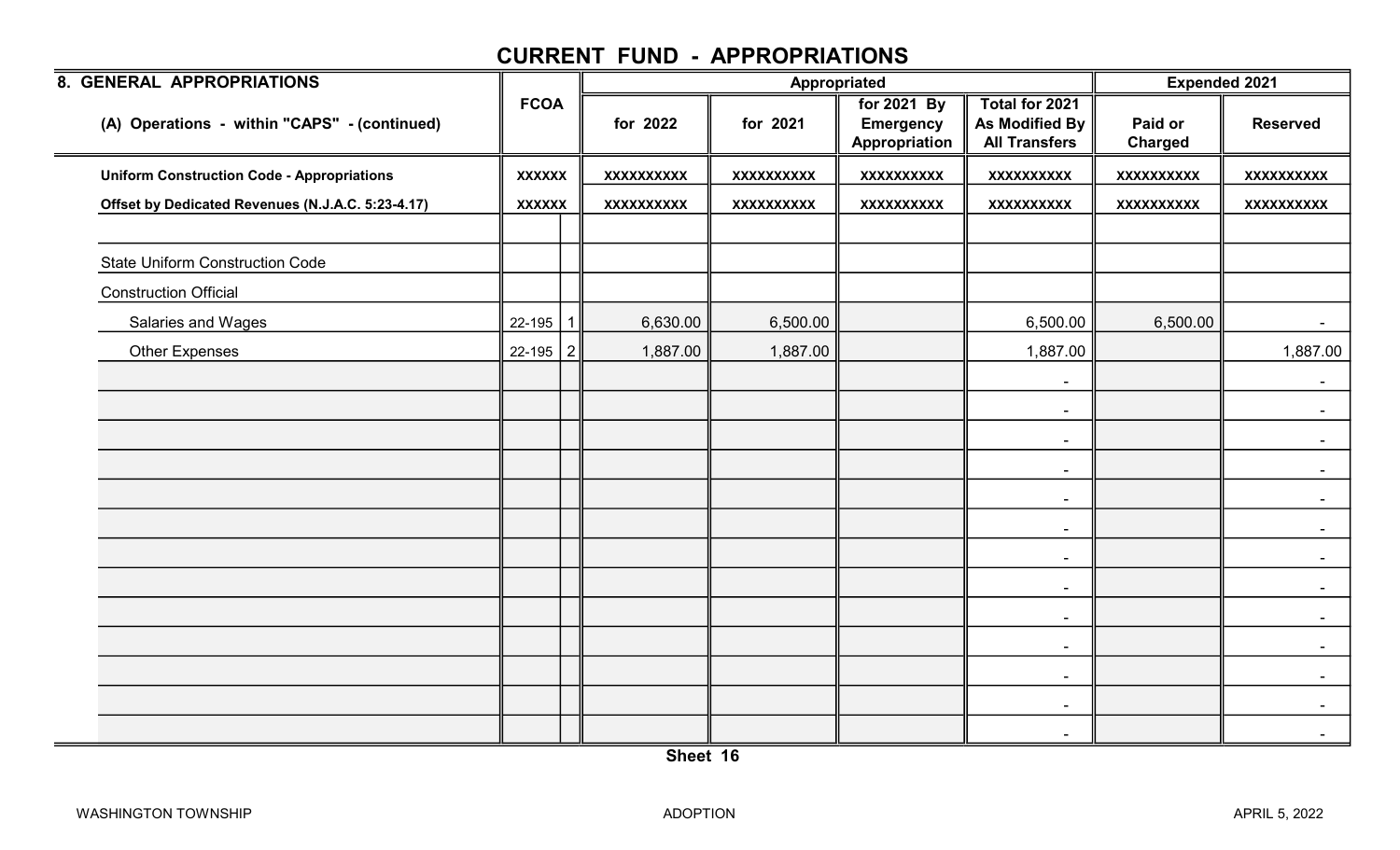# CURRENT FUND - APPROPRIATIONS

| 8. GENERAL APPROPRIATIONS | FCOA | | Appropriated | | | | Expended 2021 | |
|---|---|---|---|---|---|---|---|---|
| (A) Operations - within "CAPS" - (continued) | | | for 2022 | for 2021 | for 2021 By Emergency Appropriation | Total for 2021 As Modified By All Transfers | Paid or Charged | Reserved |
| **Uniform Construction Code - Appropriations** | **XXXXXX** | | **XXXXXXXXXX** | **XXXXXXXXXX** | **XXXXXXXXXX** | **XXXXXXXXXX** | **XXXXXXXXXX** | **XXXXXXXXXX** |
| **Offset by Dedicated Revenues (N.J.A.C. 5:23-4.17)** | **XXXXXX** | | **XXXXXXXXXX** | **XXXXXXXXXX** | **XXXXXXXXXX** | **XXXXXXXXXX** | **XXXXXXXXXX** | **XXXXXXXXXX** |
| | | | | | | | | |
| State Uniform Construction Code | | | | | | | | |
| Construction Official | | | | | | | | |
| Salaries and Wages | 22-195 | 1 | 6,630.00 | 6,500.00 | | 6,500.00 | 6,500.00 | - |
| Other Expenses | 22-195 | 2 | 1,887.00 | 1,887.00 | | 1,887.00 | | 1,887.00 |
| | | | | | | - | | - |
| | | | | | | - | | - |
| | | | | | | - | | - |
| | | | | | | - | | - |
| | | | | | | - | | - |
| | | | | | | - | | - |
| | | | | | | - | | - |
| | | | | | | - | | - |
| | | | | | | - | | - |
| | | | | | | - | | - |
| | | | | | | - | | - |
| | | | | | | - | | - |
| | | | | | | - | | - |

Sheet 16

WASHINGTON TOWNSHIP — ADOPTION — APRIL 5, 2022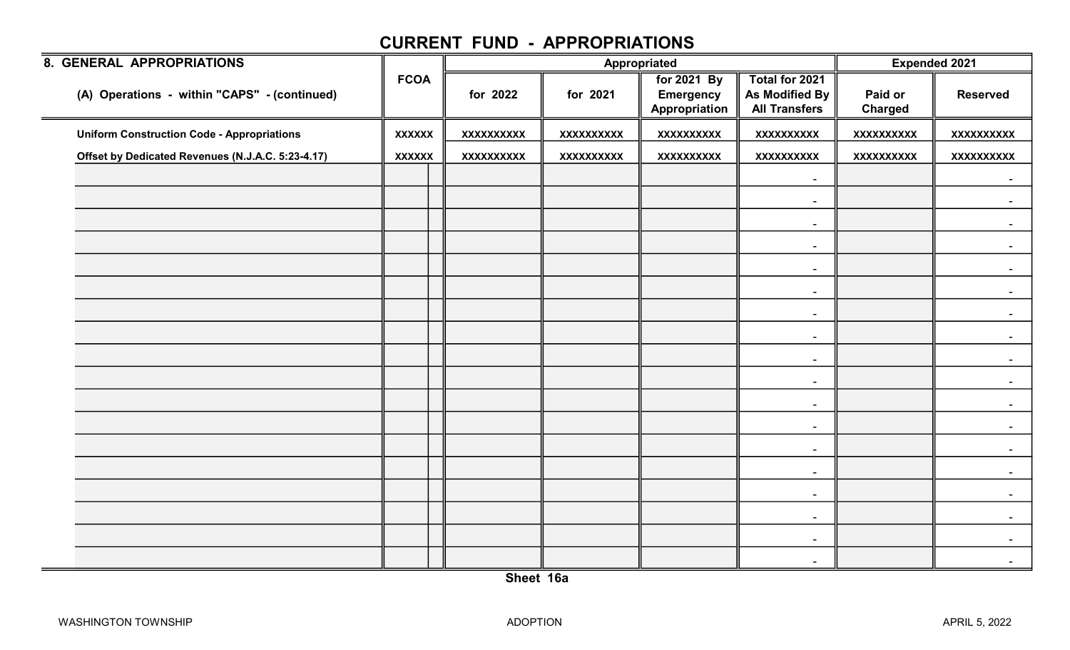# CURRENT FUND - APPROPRIATIONS

| 8. GENERAL APPROPRIATIONS | FCOA | | Appropriated | | | | Expended 2021 | |
|---|---|---|---|---|---|---|---|---|
| (A) Operations - within "CAPS" - (continued) | | | for 2022 | for 2021 | for 2021 By Emergency Appropriation | Total for 2021 As Modified By All Transfers | Paid or Charged | Reserved |
| **Uniform Construction Code - Appropriations** | XXXXXX | | XXXXXXXXXX | XXXXXXXXXX | XXXXXXXXXX | XXXXXXXXXX | XXXXXXXXXX | XXXXXXXXXX |
| **Offset by Dedicated Revenues (N.J.A.C. 5:23-4.17)** | XXXXXX | | XXXXXXXXXX | XXXXXXXXXX | XXXXXXXXXX | XXXXXXXXXX | XXXXXXXXXX | XXXXXXXXXX |
| | | | | | | - | | - |
| | | | | | | - | | - |
| | | | | | | - | | - |
| | | | | | | - | | - |
| | | | | | | - | | - |
| | | | | | | - | | - |
| | | | | | | - | | - |
| | | | | | | - | | - |
| | | | | | | - | | - |
| | | | | | | - | | - |
| | | | | | | - | | - |
| | | | | | | - | | - |
| | | | | | | - | | - |
| | | | | | | - | | - |
| | | | | | | - | | - |
| | | | | | | - | | - |
| | | | | | | - | | - |
| | | | | | | - | | - |

**Sheet 16a**

WASHINGTON TOWNSHIP ADOPTION APRIL 5, 2022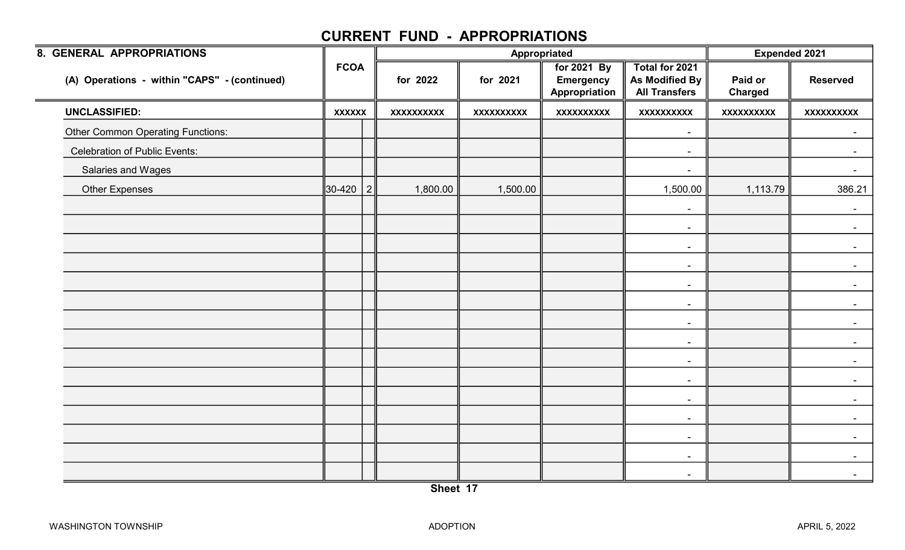# CURRENT FUND - APPROPRIATIONS

| 8. GENERAL APPROPRIATIONS | FCOA | | Appropriated | | | | Expended 2021 | |
|---|---|---|---|---|---|---|---|---|
| (A) Operations - within "CAPS" - (continued) | | | for 2022 | for 2021 | for 2021 By Emergency Appropriation | Total for 2021 As Modified By All Transfers | Paid or Charged | Reserved |
| **UNCLASSIFIED:** | XXXXXX | | XXXXXXXXXX | XXXXXXXXXX | XXXXXXXXXX | XXXXXXXXXX | XXXXXXXXXX | XXXXXXXXXX |
| Other Common Operating Functions: | | | | | | - | | - |
| Celebration of Public Events: | | | | | | - | | - |
| Salaries and Wages | | | | | | - | | - |
| Other Expenses | 30-420 | 2 | 1,800.00 | 1,500.00 | | 1,500.00 | 1,113.79 | 386.21 |
| | | | | | | - | | - |
| | | | | | | - | | - |
| | | | | | | - | | - |
| | | | | | | - | | - |
| | | | | | | - | | - |
| | | | | | | - | | - |
| | | | | | | - | | - |
| | | | | | | - | | - |
| | | | | | | - | | - |
| | | | | | | - | | - |
| | | | | | | - | | - |
| | | | | | | - | | - |
| | | | | | | - | | - |
| | | | | | | - | | - |
| | | | | | | - | | - |

Sheet 17

WASHINGTON TOWNSHIP ADOPTION APRIL 5, 2022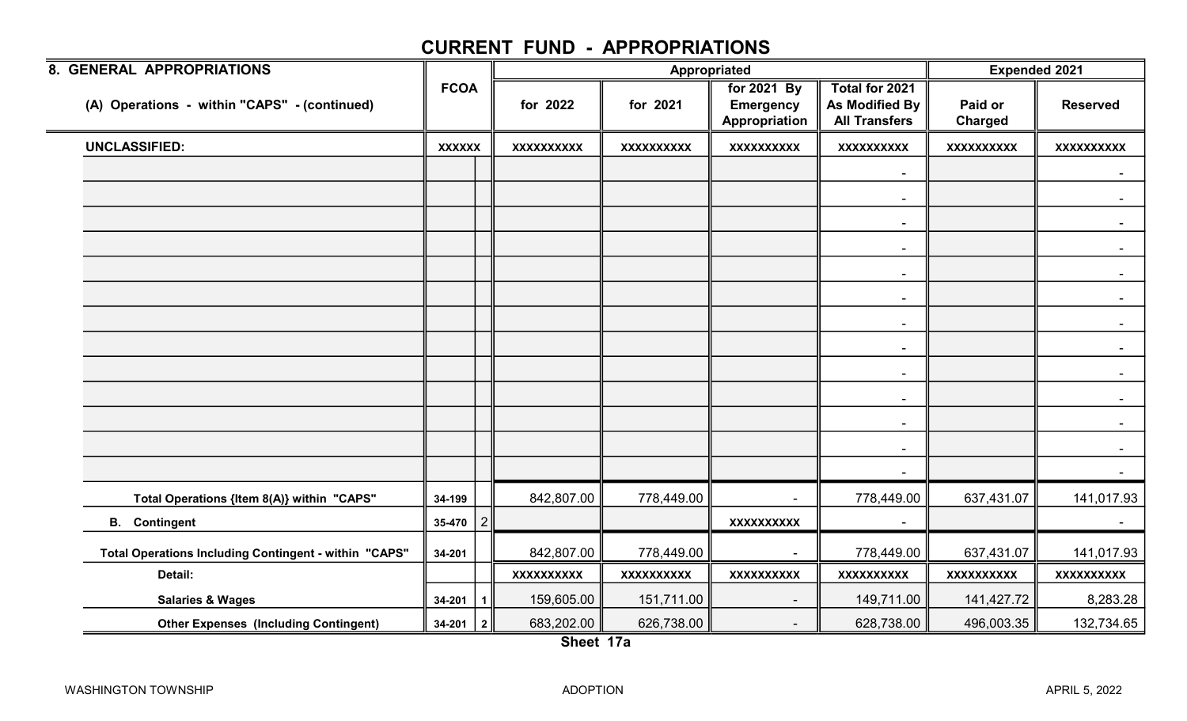# CURRENT FUND - APPROPRIATIONS

| 8. GENERAL APPROPRIATIONS | | | Appropriated | | | | Expended 2021 | |
|---|---|---|---|---|---|---|---|---|
| (A) Operations - within "CAPS" - (continued) | FCOA | | for 2022 | for 2021 | for 2021 By Emergency Appropriation | Total for 2021 As Modified By All Transfers | Paid or Charged | Reserved |
| **UNCLASSIFIED:** | XXXXXX | | XXXXXXXXXX | XXXXXXXXXX | XXXXXXXXXX | XXXXXXXXXX | XXXXXXXXXX | XXXXXXXXXX |
| | | | | | | - | | - |
| | | | | | | - | | - |
| | | | | | | - | | - |
| | | | | | | - | | - |
| | | | | | | - | | - |
| | | | | | | - | | - |
| | | | | | | - | | - |
| | | | | | | - | | - |
| | | | | | | - | | - |
| | | | | | | - | | - |
| | | | | | | - | | - |
| | | | | | | - | | - |
| | | | | | | - | | - |
| Total Operations {Item 8(A)} within "CAPS" | 34-199 | | 842,807.00 | 778,449.00 | - | 778,449.00 | 637,431.07 | 141,017.93 |
| B. Contingent | 35-470 | 2 | | | XXXXXXXXXX | - | | - |
| Total Operations Including Contingent - within "CAPS" | 34-201 | | 842,807.00 | 778,449.00 | - | 778,449.00 | 637,431.07 | 141,017.93 |
| Detail: | | | XXXXXXXXXX | XXXXXXXXXX | XXXXXXXXXX | XXXXXXXXXX | XXXXXXXXXX | XXXXXXXXXX |
| Salaries & Wages | 34-201 | 1 | 159,605.00 | 151,711.00 | - | 149,711.00 | 141,427.72 | 8,283.28 |
| Other Expenses (Including Contingent) | 34-201 | 2 | 683,202.00 | 626,738.00 | - | 628,738.00 | 496,003.35 | 132,734.65 |

Sheet 17a

WASHINGTON TOWNSHIP ADOPTION APRIL 5, 2022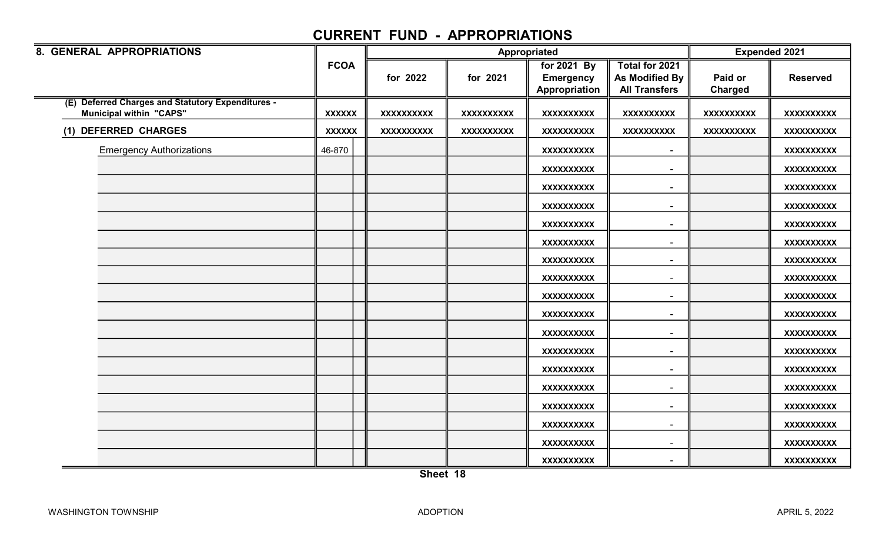# CURRENT FUND - APPROPRIATIONS

| 8. GENERAL APPROPRIATIONS | FCOA | | Appropriated | | | | Expended 2021 | |
|---|---|---|---|---|---|---|---|---|
| | | | for 2022 | for 2021 | for 2021 By Emergency Appropriation | Total for 2021 As Modified By All Transfers | Paid or Charged | Reserved |
| (E) Deferred Charges and Statutory Expenditures - Municipal within "CAPS" | XXXXXX | | XXXXXXXXXX | XXXXXXXXXX | XXXXXXXXXX | XXXXXXXXXX | XXXXXXXXXX | XXXXXXXXXX |
| (1) DEFERRED CHARGES | XXXXXX | | XXXXXXXXXX | XXXXXXXXXX | XXXXXXXXXX | XXXXXXXXXX | XXXXXXXXXX | XXXXXXXXXX |
| Emergency Authorizations | 46-870 | | | | XXXXXXXXXX | - | | XXXXXXXXXX |
| | | | | | XXXXXXXXXX | - | | XXXXXXXXXX |
| | | | | | XXXXXXXXXX | - | | XXXXXXXXXX |
| | | | | | XXXXXXXXXX | - | | XXXXXXXXXX |
| | | | | | XXXXXXXXXX | - | | XXXXXXXXXX |
| | | | | | XXXXXXXXXX | - | | XXXXXXXXXX |
| | | | | | XXXXXXXXXX | - | | XXXXXXXXXX |
| | | | | | XXXXXXXXXX | - | | XXXXXXXXXX |
| | | | | | XXXXXXXXXX | - | | XXXXXXXXXX |
| | | | | | XXXXXXXXXX | - | | XXXXXXXXXX |
| | | | | | XXXXXXXXXX | - | | XXXXXXXXXX |
| | | | | | XXXXXXXXXX | - | | XXXXXXXXXX |
| | | | | | XXXXXXXXXX | - | | XXXXXXXXXX |
| | | | | | XXXXXXXXXX | - | | XXXXXXXXXX |
| | | | | | XXXXXXXXXX | - | | XXXXXXXXXX |
| | | | | | XXXXXXXXXX | - | | XXXXXXXXXX |
| | | | | | XXXXXXXXXX | - | | XXXXXXXXXX |
| | | | | | XXXXXXXXXX | - | | XXXXXXXXXX |

Sheet 18

WASHINGTON TOWNSHIP ADOPTION APRIL 5, 2022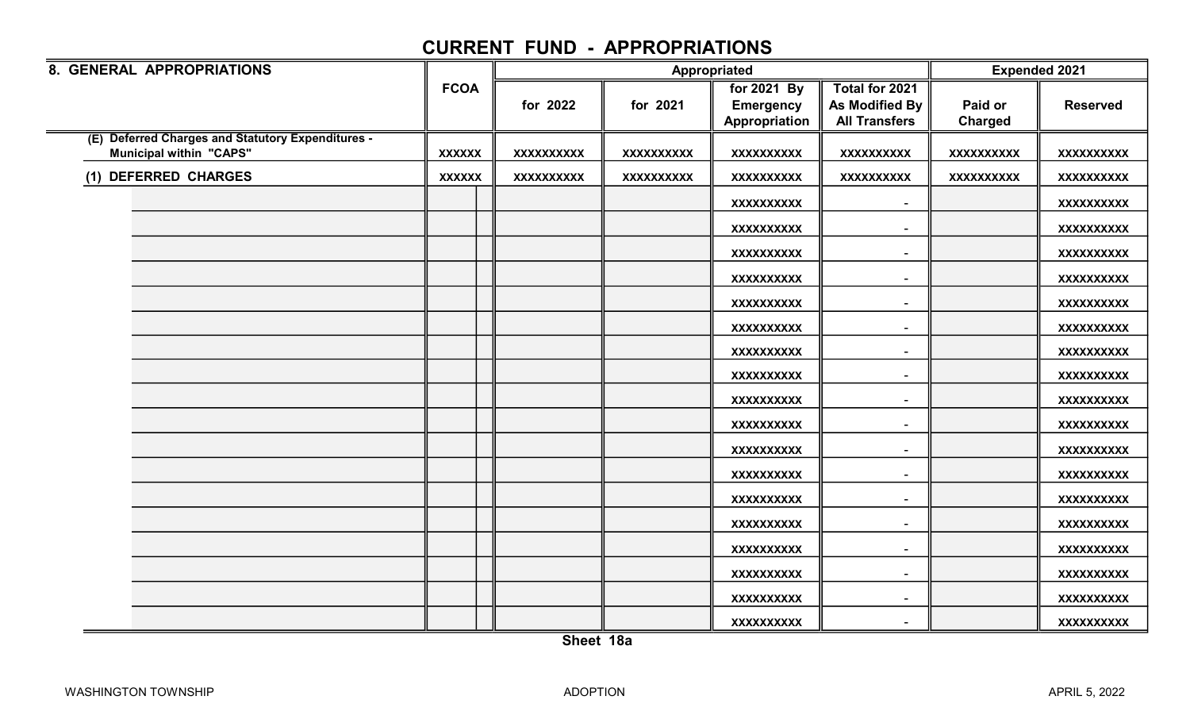# CURRENT FUND - APPROPRIATIONS

| 8. GENERAL APPROPRIATIONS | FCOA | | Appropriated | | | | Expended 2021 | |
|---|---|---|---|---|---|---|---|---|
| | | | for 2022 | for 2021 | for 2021 By Emergency Appropriation | Total for 2021 As Modified By All Transfers | Paid or Charged | Reserved |
| (E) Deferred Charges and Statutory Expenditures - Municipal within "CAPS" | XXXXXX | | XXXXXXXXXX | XXXXXXXXXX | XXXXXXXXXX | XXXXXXXXXX | XXXXXXXXXX | XXXXXXXXXX |
| (1) DEFERRED CHARGES | XXXXXX | | XXXXXXXXXX | XXXXXXXXXX | XXXXXXXXXX | XXXXXXXXXX | XXXXXXXXXX | XXXXXXXXXX |
| | | | | | XXXXXXXXXX | - | | XXXXXXXXXX |
| | | | | | XXXXXXXXXX | - | | XXXXXXXXXX |
| | | | | | XXXXXXXXXX | - | | XXXXXXXXXX |
| | | | | | XXXXXXXXXX | - | | XXXXXXXXXX |
| | | | | | XXXXXXXXXX | - | | XXXXXXXXXX |
| | | | | | XXXXXXXXXX | - | | XXXXXXXXXX |
| | | | | | XXXXXXXXXX | - | | XXXXXXXXXX |
| | | | | | XXXXXXXXXX | - | | XXXXXXXXXX |
| | | | | | XXXXXXXXXX | - | | XXXXXXXXXX |
| | | | | | XXXXXXXXXX | - | | XXXXXXXXXX |
| | | | | | XXXXXXXXXX | - | | XXXXXXXXXX |
| | | | | | XXXXXXXXXX | - | | XXXXXXXXXX |
| | | | | | XXXXXXXXXX | - | | XXXXXXXXXX |
| | | | | | XXXXXXXXXX | - | | XXXXXXXXXX |
| | | | | | XXXXXXXXXX | - | | XXXXXXXXXX |
| | | | | | XXXXXXXXXX | - | | XXXXXXXXXX |
| | | | | | XXXXXXXXXX | - | | XXXXXXXXXX |
| | | | | | XXXXXXXXXX | - | | XXXXXXXXXX |

Sheet 18a

WASHINGTON TOWNSHIP ADOPTION APRIL 5, 2022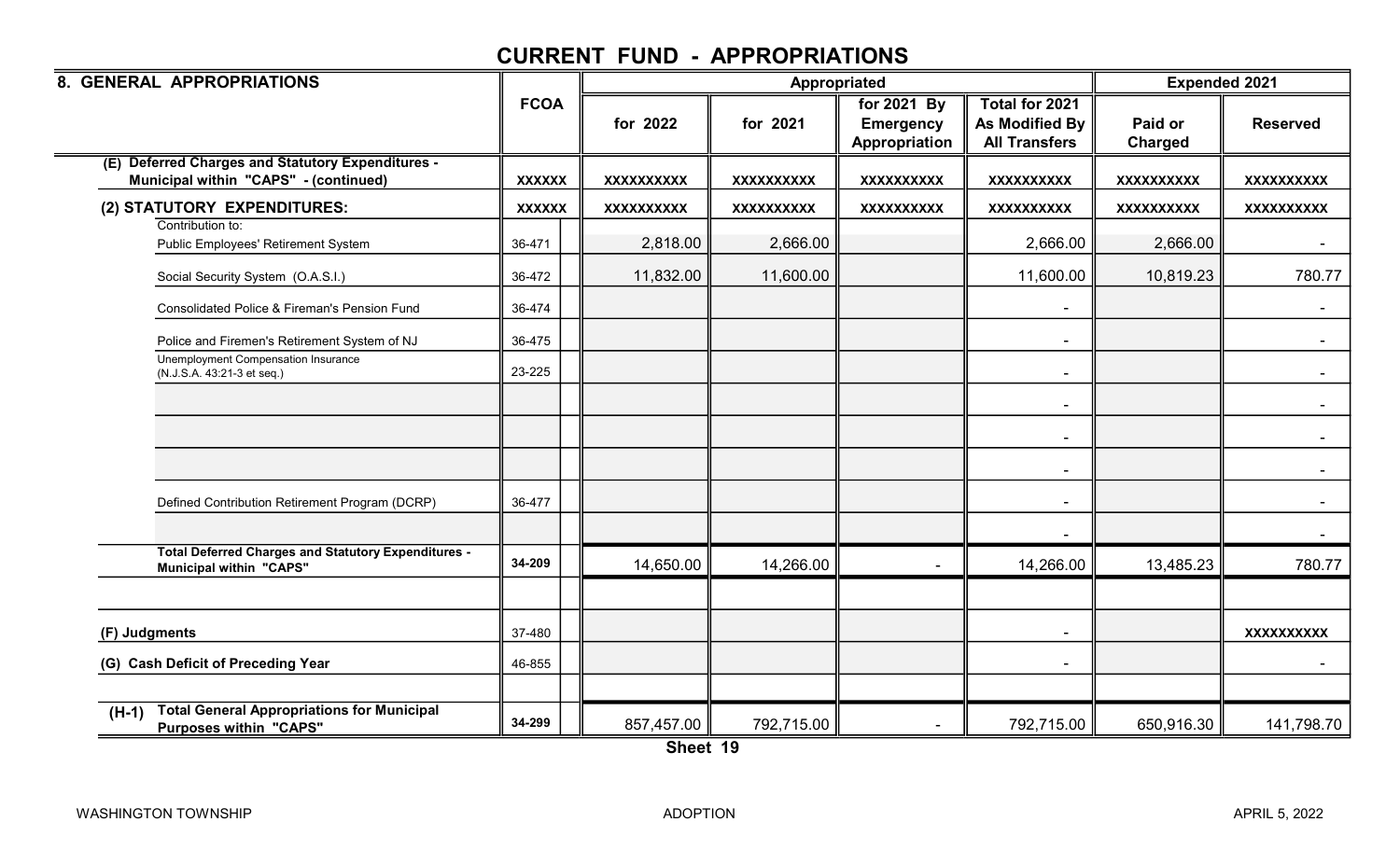# CURRENT FUND - APPROPRIATIONS

| 8. GENERAL APPROPRIATIONS | FCOA | Appropriated | | | | Expended 2021 | |
|---|---|---|---|---|---|---|---|
| | | for 2022 | for 2021 | for 2021 By Emergency Appropriation | Total for 2021 As Modified By All Transfers | Paid or Charged | Reserved |
| **(E) Deferred Charges and Statutory Expenditures - Municipal within "CAPS" - (continued)** | XXXXXX | XXXXXXXXXX | XXXXXXXXXX | XXXXXXXXXX | XXXXXXXXXX | XXXXXXXXXX | XXXXXXXXXX |
| **(2) STATUTORY EXPENDITURES:** | XXXXXX | XXXXXXXXXX | XXXXXXXXXX | XXXXXXXXXX | XXXXXXXXXX | XXXXXXXXXX | XXXXXXXXXX |
| Contribution to: Public Employees' Retirement System | 36-471 | 2,818.00 | 2,666.00 | | 2,666.00 | 2,666.00 | - |
| Social Security System (O.A.S.I.) | 36-472 | 11,832.00 | 11,600.00 | | 11,600.00 | 10,819.23 | 780.77 |
| Consolidated Police & Fireman's Pension Fund | 36-474 | | | | - | | - |
| Police and Firemen's Retirement System of NJ | 36-475 | | | | - | | - |
| Unemployment Compensation Insurance (N.J.S.A. 43:21-3 et seq.) | 23-225 | | | | - | | - |
| | | | | | - | | - |
| | | | | | - | | - |
| | | | | | - | | - |
| Defined Contribution Retirement Program (DCRP) | 36-477 | | | | - | | - |
| | | | | | - | | - |
| **Total Deferred Charges and Statutory Expenditures - Municipal within "CAPS"** | 34-209 | 14,650.00 | 14,266.00 | - | 14,266.00 | 13,485.23 | 780.77 |
| | | | | | | | |
| **(F) Judgments** | 37-480 | | | | - | | XXXXXXXXXX |
| **(G) Cash Deficit of Preceding Year** | 46-855 | | | | - | | - |
| | | | | | | | |
| **(H-1) Total General Appropriations for Municipal Purposes within "CAPS"** | 34-299 | 857,457.00 | 792,715.00 | - | 792,715.00 | 650,916.30 | 141,798.70 |

Sheet 19

WASHINGTON TOWNSHIP ADOPTION APRIL 5, 2022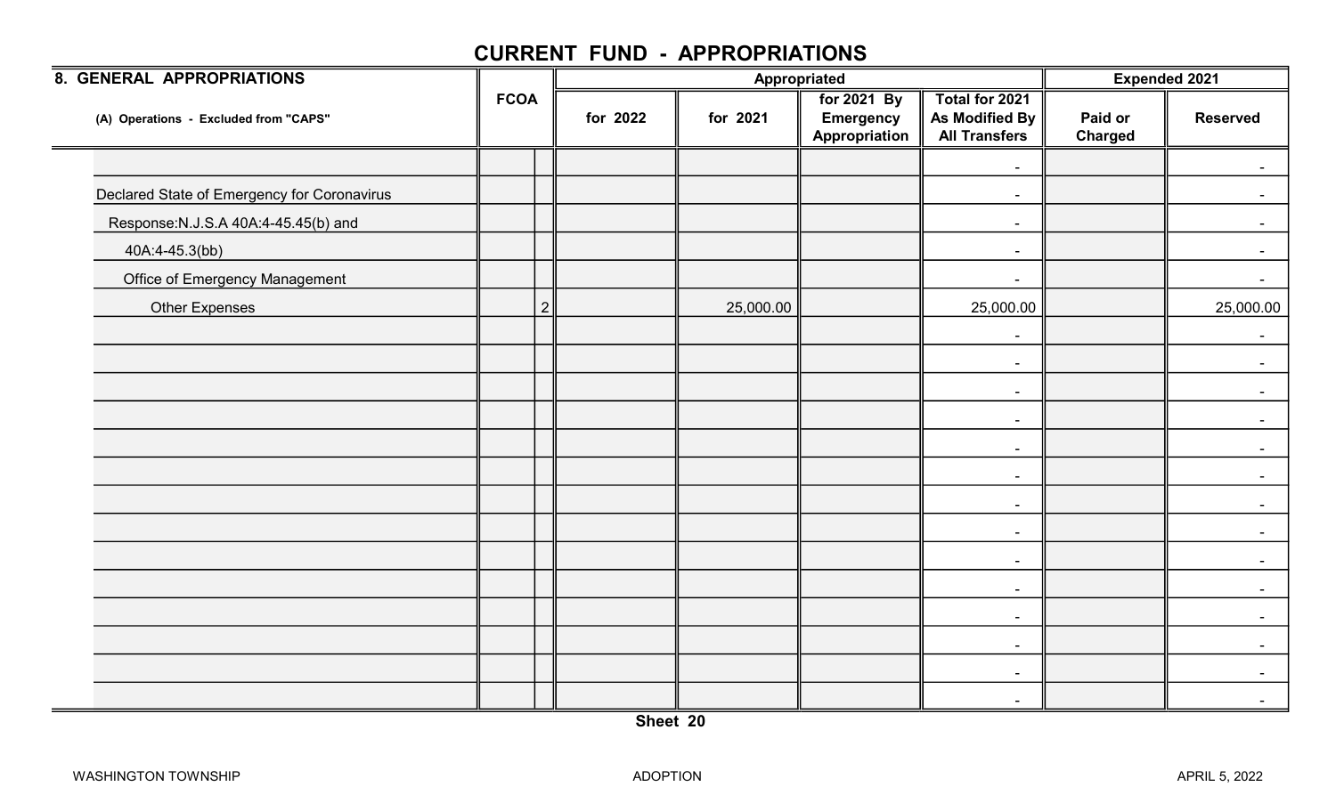# CURRENT FUND - APPROPRIATIONS

| 8. GENERAL APPROPRIATIONS | FCOA | | Appropriated | | | | Expended 2021 | |
|---|---|---|---|---|---|---|---|---|
| (A) Operations - Excluded from "CAPS" | | | for 2022 | for 2021 | for 2021 By Emergency Appropriation | Total for 2021 As Modified By All Transfers | Paid or Charged | Reserved |
| | | | | | | - | | - |
| Declared State of Emergency for Coronavirus | | | | | | - | | - |
| Response:N.J.S.A 40A:4-45.45(b) and | | | | | | - | | - |
| 40A:4-45.3(bb) | | | | | | - | | - |
| Office of Emergency Management | | | | | | - | | - |
| Other Expenses | | 2 | | 25,000.00 | | 25,000.00 | | 25,000.00 |
| | | | | | | - | | - |
| | | | | | | - | | - |
| | | | | | | - | | - |
| | | | | | | - | | - |
| | | | | | | - | | - |
| | | | | | | - | | - |
| | | | | | | - | | - |
| | | | | | | - | | - |
| | | | | | | - | | - |
| | | | | | | - | | - |
| | | | | | | - | | - |
| | | | | | | - | | - |
| | | | | | | - | | - |
| | | | | | | - | | - |

Sheet 20

WASHINGTON TOWNSHIP — ADOPTION — APRIL 5, 2022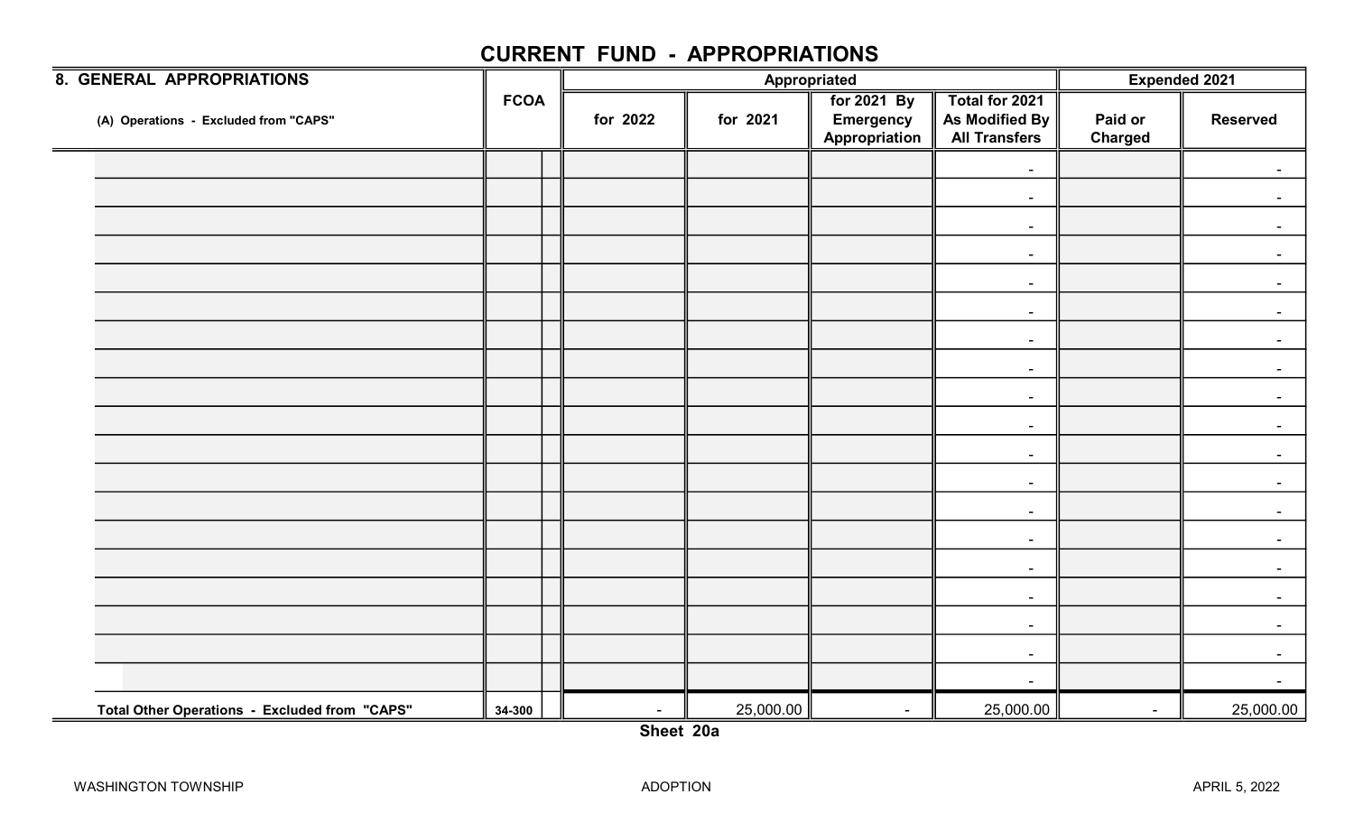# CURRENT FUND - APPROPRIATIONS

| 8. GENERAL APPROPRIATIONS | FCOA | | Appropriated | | | | Expended 2021 | |
|---|---|---|---|---|---|---|---|---|
| (A) Operations - Excluded from "CAPS" | | | for 2022 | for 2021 | for 2021 By Emergency Appropriation | Total for 2021 As Modified By All Transfers | Paid or Charged | Reserved |
| | | | | | | - | | - |
| | | | | | | - | | - |
| | | | | | | - | | - |
| | | | | | | - | | - |
| | | | | | | - | | - |
| | | | | | | - | | - |
| | | | | | | - | | - |
| | | | | | | - | | - |
| | | | | | | - | | - |
| | | | | | | - | | - |
| | | | | | | - | | - |
| | | | | | | - | | - |
| | | | | | | - | | - |
| | | | | | | - | | - |
| | | | | | | - | | - |
| | | | | | | - | | - |
| | | | | | | - | | - |
| | | | | | | - | | - |
| | | | | | | - | | - |
| Total Other Operations - Excluded from "CAPS" | 34-300 | | - | 25,000.00 | - | 25,000.00 | - | 25,000.00 |

Sheet 20a

WASHINGTON TOWNSHIP ADOPTION APRIL 5, 2022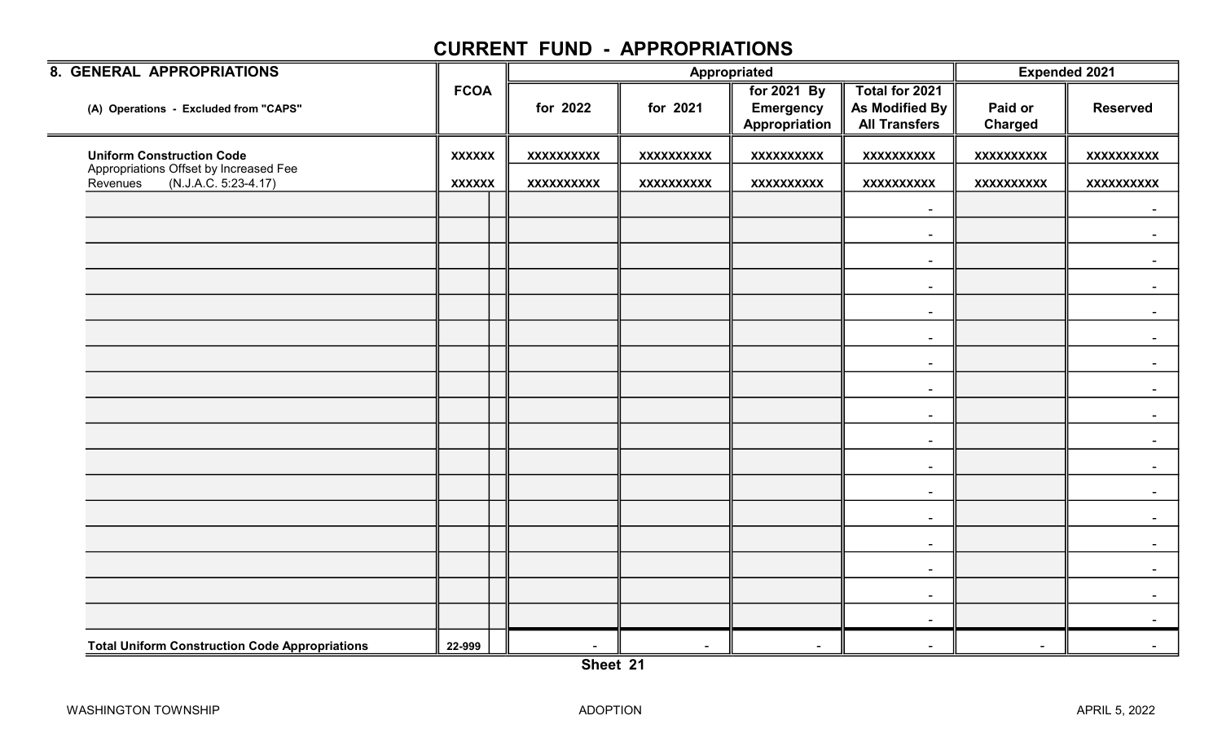# CURRENT FUND - APPROPRIATIONS

| 8. GENERAL APPROPRIATIONS | FCOA | | Appropriated | | | | Expended 2021 | |
|---|---|---|---|---|---|---|---|---|
| (A) Operations - Excluded from "CAPS" | | | for 2022 | for 2021 | for 2021 By Emergency Appropriation | Total for 2021 As Modified By All Transfers | Paid or Charged | Reserved |
| **Uniform Construction Code** | XXXXXX | | XXXXXXXXXX | XXXXXXXXXX | XXXXXXXXXX | XXXXXXXXXX | XXXXXXXXXX | XXXXXXXXXX |
| Appropriations Offset by Increased Fee Revenues (N.J.A.C. 5:23-4.17) | XXXXXX | | XXXXXXXXXX | XXXXXXXXXX | XXXXXXXXXX | XXXXXXXXXX | XXXXXXXXXX | XXXXXXXXXX |
| | | | | | | - | | - |
| | | | | | | - | | - |
| | | | | | | - | | - |
| | | | | | | - | | - |
| | | | | | | - | | - |
| | | | | | | - | | - |
| | | | | | | - | | - |
| | | | | | | - | | - |
| | | | | | | - | | - |
| | | | | | | - | | - |
| | | | | | | - | | - |
| | | | | | | - | | - |
| | | | | | | - | | - |
| | | | | | | - | | - |
| | | | | | | - | | - |
| | | | | | | - | | - |
| | | | | | | - | | - |
| **Total Uniform Construction Code Appropriations** | 22-999 | | - | - | - | - | - | - |

Sheet 21

WASHINGTON TOWNSHIP ADOPTION APRIL 5, 2022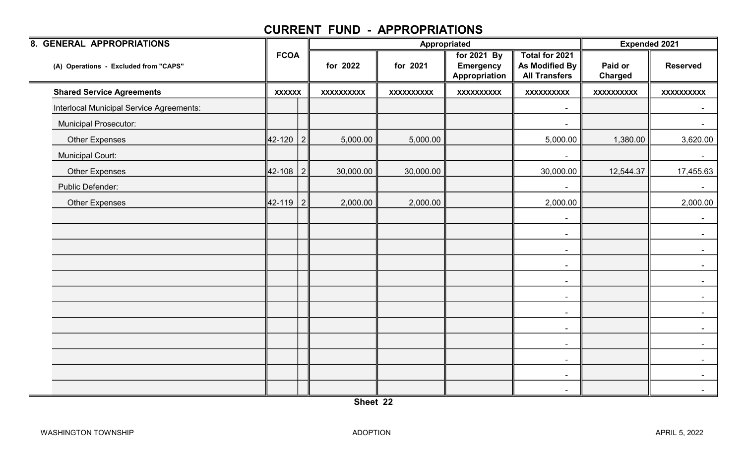# CURRENT FUND - APPROPRIATIONS

| 8. GENERAL APPROPRIATIONS | FCOA | | Appropriated | | | | Expended 2021 | |
|---|---|---|---|---|---|---|---|---|
| (A) Operations - Excluded from "CAPS" | | | for 2022 | for 2021 | for 2021 By Emergency Appropriation | Total for 2021 As Modified By All Transfers | Paid or Charged | Reserved |
| **Shared Service Agreements** | XXXXXX | | XXXXXXXXXX | XXXXXXXXXX | XXXXXXXXXX | XXXXXXXXXX | XXXXXXXXXX | XXXXXXXXXX |
| Interlocal Municipal Service Agreements: | | | | | | - | | - |
| Municipal Prosecutor: | | | | | | - | | - |
| Other Expenses | 42-120 | 2 | 5,000.00 | 5,000.00 | | 5,000.00 | 1,380.00 | 3,620.00 |
| Municipal Court: | | | | | | - | | - |
| Other Expenses | 42-108 | 2 | 30,000.00 | 30,000.00 | | 30,000.00 | 12,544.37 | 17,455.63 |
| Public Defender: | | | | | | - | | - |
| Other Expenses | 42-119 | 2 | 2,000.00 | 2,000.00 | | 2,000.00 | | 2,000.00 |
| | | | | | | - | | - |
| | | | | | | - | | - |
| | | | | | | - | | - |
| | | | | | | - | | - |
| | | | | | | - | | - |
| | | | | | | - | | - |
| | | | | | | - | | - |
| | | | | | | - | | - |
| | | | | | | - | | - |
| | | | | | | - | | - |
| | | | | | | - | | - |
| | | | | | | - | | - |

Sheet 22

WASHINGTON TOWNSHIP ADOPTION APRIL 5, 2022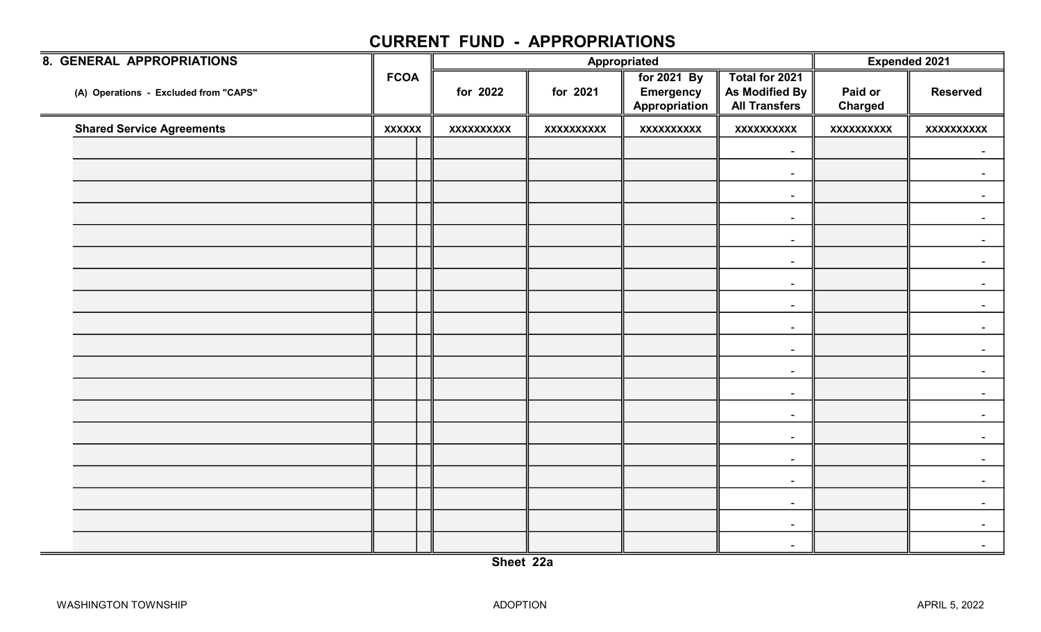## CURRENT FUND - APPROPRIATIONS

| 8. GENERAL APPROPRIATIONS | FCOA | | Appropriated | | | | Expended 2021 | |
|---|---|---|---|---|---|---|---|---|
| (A) Operations - Excluded from "CAPS" | | | for 2022 | for 2021 | for 2021 By Emergency Appropriation | Total for 2021 As Modified By All Transfers | Paid or Charged | Reserved |
| **Shared Service Agreements** | xxxxxx | | xxxxxxxxxx | xxxxxxxxxx | xxxxxxxxxx | xxxxxxxxxx | xxxxxxxxxx | xxxxxxxxxx |
| | | | | | | - | | - |
| | | | | | | - | | - |
| | | | | | | - | | - |
| | | | | | | - | | - |
| | | | | | | - | | - |
| | | | | | | - | | - |
| | | | | | | - | | - |
| | | | | | | - | | - |
| | | | | | | - | | - |
| | | | | | | - | | - |
| | | | | | | - | | - |
| | | | | | | - | | - |
| | | | | | | - | | - |
| | | | | | | - | | - |
| | | | | | | - | | - |
| | | | | | | - | | - |
| | | | | | | - | | - |
| | | | | | | - | | - |
| | | | | | | - | | - |

Sheet 22a

WASHINGTON TOWNSHIP ADOPTION APRIL 5, 2022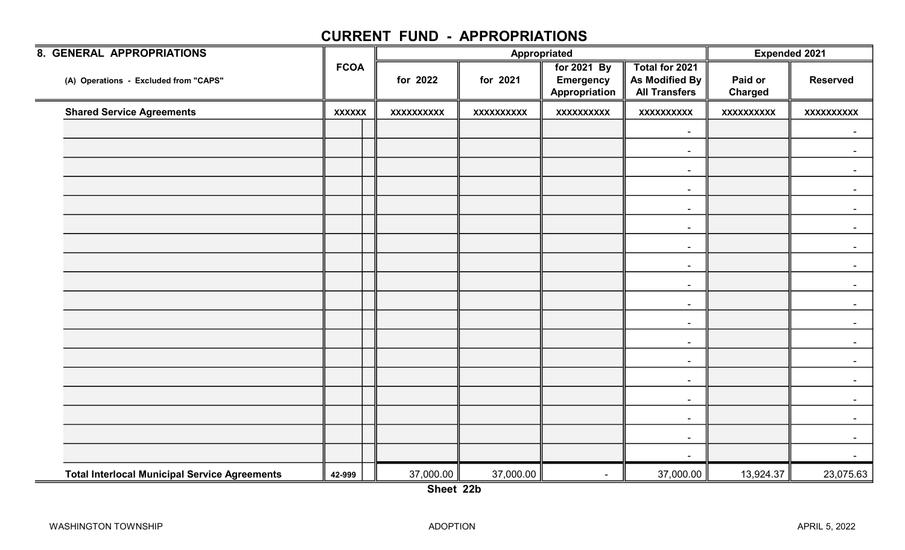# CURRENT FUND - APPROPRIATIONS

| 8. GENERAL APPROPRIATIONS | FCOA | | Appropriated | | | | Expended 2021 | |
|---|---|---|---|---|---|---|---|---|
| (A) Operations - Excluded from "CAPS" | | | for 2022 | for 2021 | for 2021 By Emergency Appropriation | Total for 2021 As Modified By All Transfers | Paid or Charged | Reserved |
| **Shared Service Agreements** | xxxxxx | | xxxxxxxxxx | xxxxxxxxxx | xxxxxxxxxx | xxxxxxxxxx | xxxxxxxxxx | xxxxxxxxxx |
| | | | | | | - | | - |
| | | | | | | - | | - |
| | | | | | | - | | - |
| | | | | | | - | | - |
| | | | | | | - | | - |
| | | | | | | - | | - |
| | | | | | | - | | - |
| | | | | | | - | | - |
| | | | | | | - | | - |
| | | | | | | - | | - |
| | | | | | | - | | - |
| | | | | | | - | | - |
| | | | | | | - | | - |
| | | | | | | - | | - |
| | | | | | | - | | - |
| | | | | | | - | | - |
| | | | | | | - | | - |
| | | | | | | - | | - |
| **Total Interlocal Municipal Service Agreements** | 42-999 | | 37,000.00 | 37,000.00 | - | 37,000.00 | 13,924.37 | 23,075.63 |

**Sheet 22b**

WASHINGTON TOWNSHIP ADOPTION APRIL 5, 2022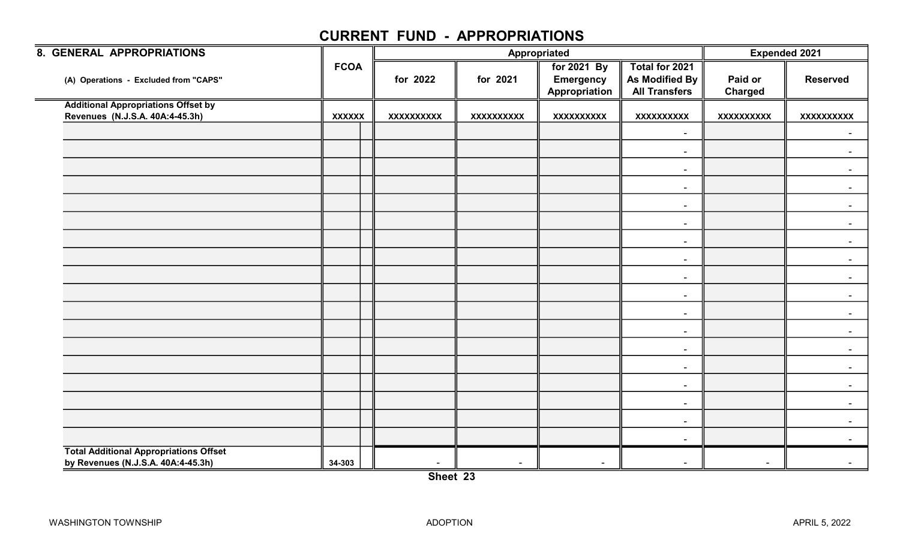# CURRENT FUND - APPROPRIATIONS

| 8. GENERAL APPROPRIATIONS | FCOA | Appropriated | | | | Expended 2021 | |
|---|---|---|---|---|---|---|---|
| (A) Operations - Excluded from "CAPS" | | for 2022 | for 2021 | for 2021 By Emergency Appropriation | Total for 2021 As Modified By All Transfers | Paid or Charged | Reserved |
| **Additional Appropriations Offset by Revenues (N.J.S.A. 40A:4-45.3h)** | XXXXXX | XXXXXXXXXX | XXXXXXXXXX | XXXXXXXXXX | XXXXXXXXXX | XXXXXXXXXX | XXXXXXXXXX |
| | | | | | - | | - |
| | | | | | - | | - |
| | | | | | - | | - |
| | | | | | - | | - |
| | | | | | - | | - |
| | | | | | - | | - |
| | | | | | - | | - |
| | | | | | - | | - |
| | | | | | - | | - |
| | | | | | - | | - |
| | | | | | - | | - |
| | | | | | - | | - |
| | | | | | - | | - |
| | | | | | - | | - |
| | | | | | - | | - |
| | | | | | - | | - |
| | | | | | - | | - |
| | | | | | - | | - |
| **Total Additional Appropriations Offset by Revenues (N.J.S.A. 40A:4-45.3h)** | 34-303 | - | - | - | - | - | - |

Sheet 23

WASHINGTON TOWNSHIP ADOPTION APRIL 5, 2022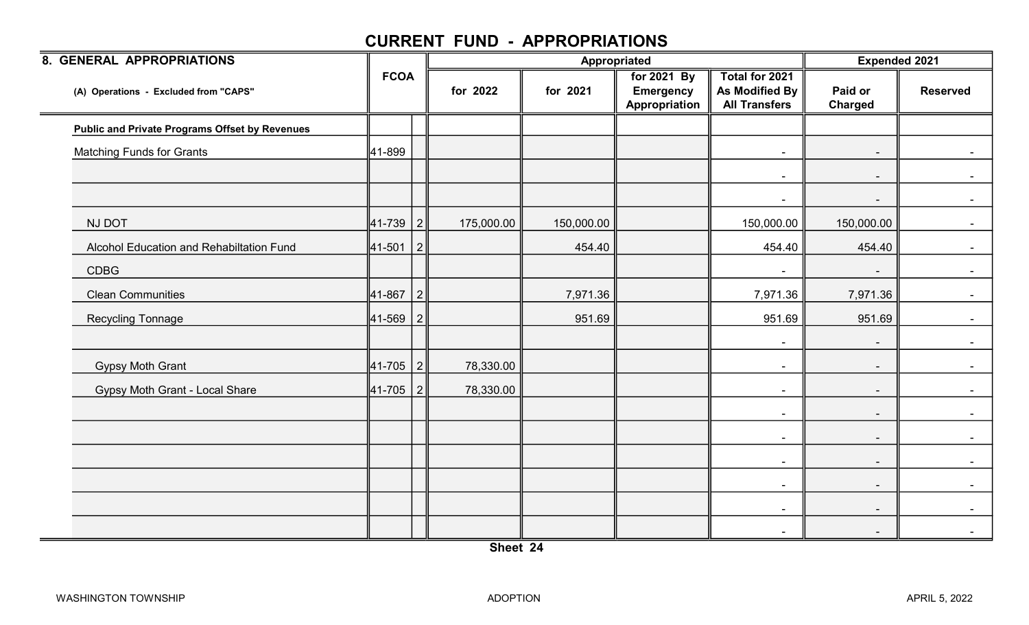# CURRENT FUND - APPROPRIATIONS

| 8. GENERAL APPROPRIATIONS | FCOA | | Appropriated | | | | Expended 2021 | |
|---|---|---|---|---|---|---|---|---|
| (A) Operations - Excluded from "CAPS" | | | for 2022 | for 2021 | for 2021 By Emergency Appropriation | Total for 2021 As Modified By All Transfers | Paid or Charged | Reserved |
| **Public and Private Programs Offset by Revenues** | | | | | | | | |
| Matching Funds for Grants | 41-899 | | | | | - | - | - |
| | | | | | | - | - | - |
| | | | | | | - | - | - |
| NJ DOT | 41-739 | 2 | 175,000.00 | 150,000.00 | | 150,000.00 | 150,000.00 | - |
| Alcohol Education and Rehabiltation Fund | 41-501 | 2 | | 454.40 | | 454.40 | 454.40 | - |
| CDBG | | | | | | - | - | - |
| Clean Communities | 41-867 | 2 | | 7,971.36 | | 7,971.36 | 7,971.36 | - |
| Recycling Tonnage | 41-569 | 2 | | 951.69 | | 951.69 | 951.69 | - |
| | | | | | | - | - | - |
| Gypsy Moth Grant | 41-705 | 2 | 78,330.00 | | | - | - | - |
| Gypsy Moth Grant - Local Share | 41-705 | 2 | 78,330.00 | | | - | - | - |
| | | | | | | - | - | - |
| | | | | | | - | - | - |
| | | | | | | - | - | - |
| | | | | | | - | - | - |
| | | | | | | - | - | - |
| | | | | | | - | - | - |

Sheet 24

WASHINGTON TOWNSHIP ADOPTION APRIL 5, 2022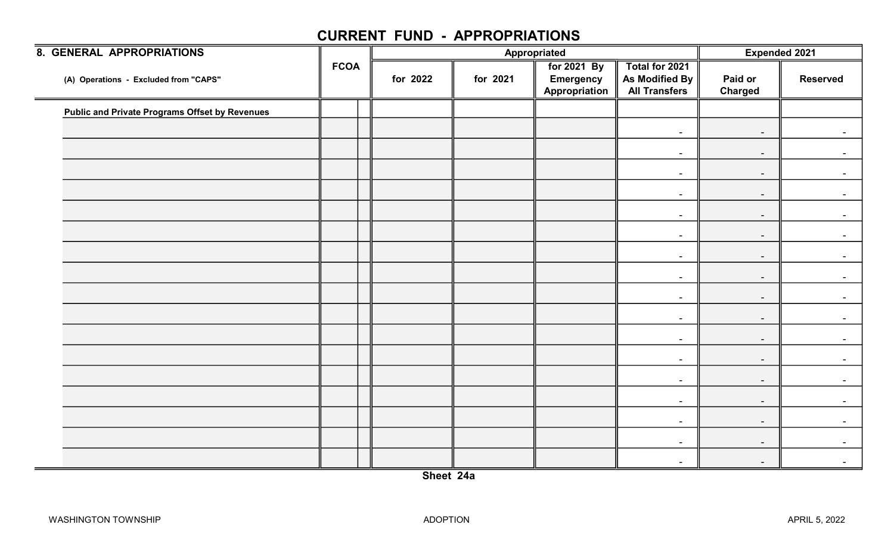# CURRENT FUND - APPROPRIATIONS

| 8. GENERAL APPROPRIATIONS | FCOA | | Appropriated | | | | Expended 2021 | |
|---|---|---|---|---|---|---|---|---|
| (A) Operations - Excluded from "CAPS" | | | for 2022 | for 2021 | for 2021 By Emergency Appropriation | Total for 2021 As Modified By All Transfers | Paid or Charged | Reserved |
| **Public and Private Programs Offset by Revenues** | | | | | | | | |
| | | | | | | - | - | - |
| | | | | | | - | - | - |
| | | | | | | - | - | - |
| | | | | | | - | - | - |
| | | | | | | - | - | - |
| | | | | | | - | - | - |
| | | | | | | - | - | - |
| | | | | | | - | - | - |
| | | | | | | - | - | - |
| | | | | | | - | - | - |
| | | | | | | - | - | - |
| | | | | | | - | - | - |
| | | | | | | - | - | - |
| | | | | | | - | - | - |
| | | | | | | - | - | - |
| | | | | | | - | - | - |
| | | | | | | - | - | - |

Sheet 24a

WASHINGTON TOWNSHIP ADOPTION APRIL 5, 2022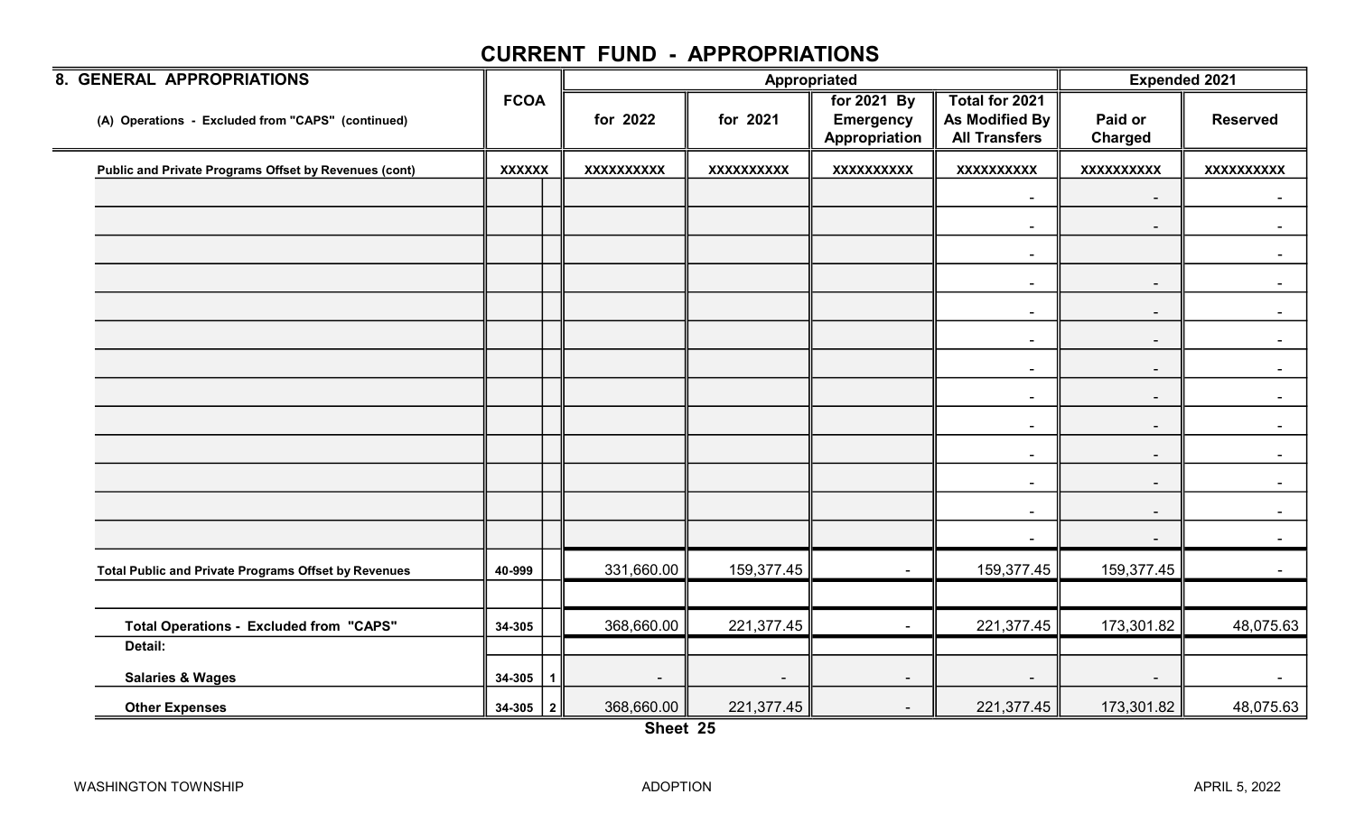# CURRENT FUND - APPROPRIATIONS

| 8. GENERAL APPROPRIATIONS | FCOA | | Appropriated | | | | Expended 2021 | |
|---|---|---|---|---|---|---|---|---|
| (A) Operations - Excluded from "CAPS" (continued) | | | for 2022 | for 2021 | for 2021 By Emergency Appropriation | Total for 2021 As Modified By All Transfers | Paid or Charged | Reserved |
| **Public and Private Programs Offset by Revenues (cont)** | XXXXXX | | XXXXXXXXXX | XXXXXXXXXX | XXXXXXXXXX | XXXXXXXXXX | XXXXXXXXXX | XXXXXXXXXX |
| | | | | | | - | - | - |
| | | | | | | - | - | - |
| | | | | | | - | | - |
| | | | | | | - | - | - |
| | | | | | | - | - | - |
| | | | | | | - | - | - |
| | | | | | | - | - | - |
| | | | | | | - | - | - |
| | | | | | | - | - | - |
| | | | | | | - | - | - |
| | | | | | | - | - | - |
| | | | | | | - | - | - |
| | | | | | | - | - | - |
| **Total Public and Private Programs Offset by Revenues** | 40-999 | | 331,660.00 | 159,377.45 | - | 159,377.45 | 159,377.45 | - |
| | | | | | | | | |
| **Total Operations - Excluded from "CAPS"** | 34-305 | | 368,660.00 | 221,377.45 | - | 221,377.45 | 173,301.82 | 48,075.63 |
| **Detail:** | | | | | | | | |
| **Salaries & Wages** | 34-305 | 1 | - | - | - | - | - | - |
| **Other Expenses** | 34-305 | 2 | 368,660.00 | 221,377.45 | - | 221,377.45 | 173,301.82 | 48,075.63 |

**Sheet 25**

WASHINGTON TOWNSHIP ADOPTION APRIL 5, 2022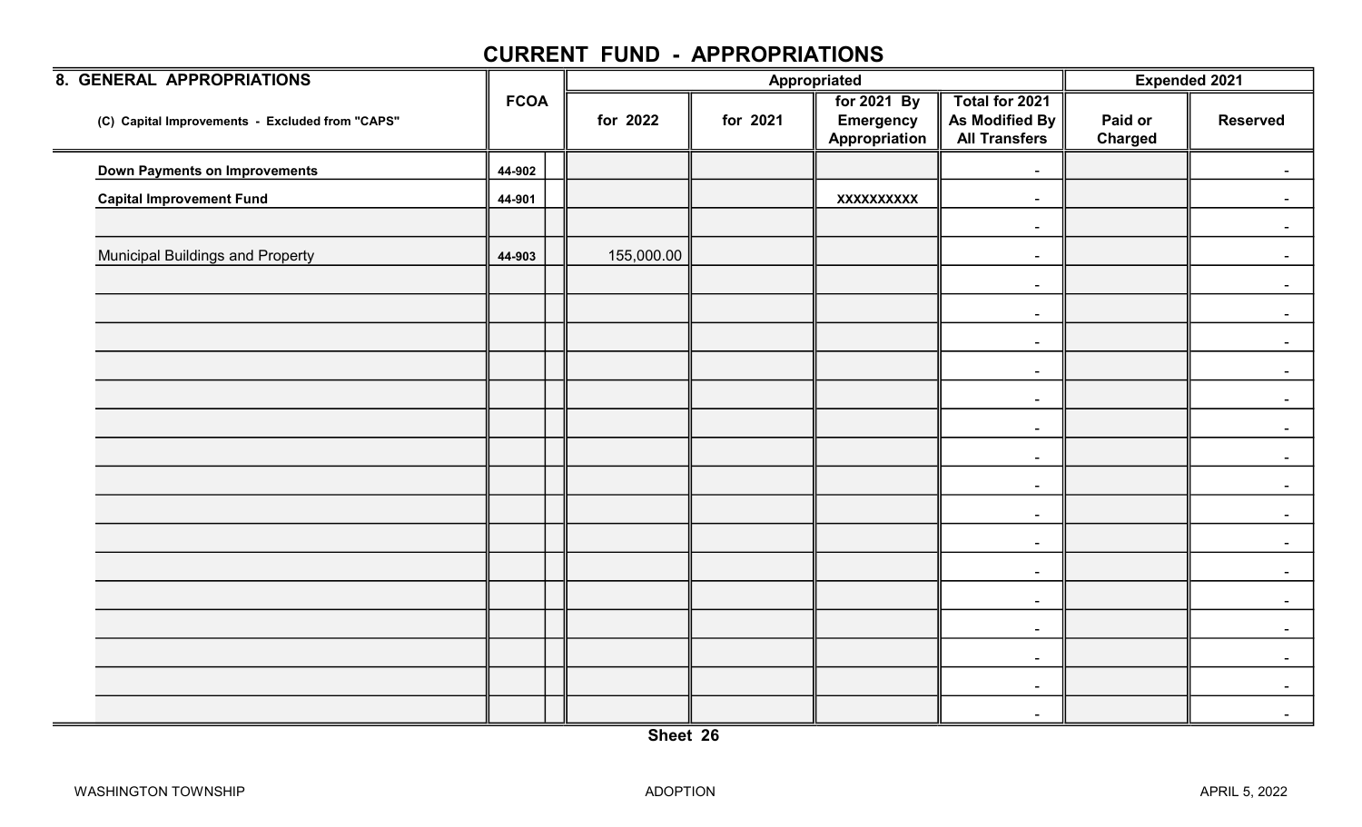# CURRENT FUND - APPROPRIATIONS

| 8. GENERAL APPROPRIATIONS | FCOA | | Appropriated | | | | Expended 2021 | |
|---|---|---|---|---|---|---|---|---|
| (C) Capital Improvements - Excluded from "CAPS" | | | for 2022 | for 2021 | for 2021 By Emergency Appropriation | Total for 2021 As Modified By All Transfers | Paid or Charged | Reserved |
| **Down Payments on Improvements** | 44-902 | | | | | - | | - |
| **Capital Improvement Fund** | 44-901 | | | | XXXXXXXXXX | - | | - |
| | | | | | | - | | - |
| Municipal Buildings and Property | 44-903 | | 155,000.00 | | | - | | - |
| | | | | | | - | | - |
| | | | | | | - | | - |
| | | | | | | - | | - |
| | | | | | | - | | - |
| | | | | | | - | | - |
| | | | | | | - | | - |
| | | | | | | - | | - |
| | | | | | | - | | - |
| | | | | | | - | | - |
| | | | | | | - | | - |
| | | | | | | - | | - |
| | | | | | | - | | - |
| | | | | | | - | | - |
| | | | | | | - | | - |
| | | | | | | - | | - |
| | | | | | | - | | - |

**Sheet 26**

WASHINGTON TOWNSHIP ADOPTION APRIL 5, 2022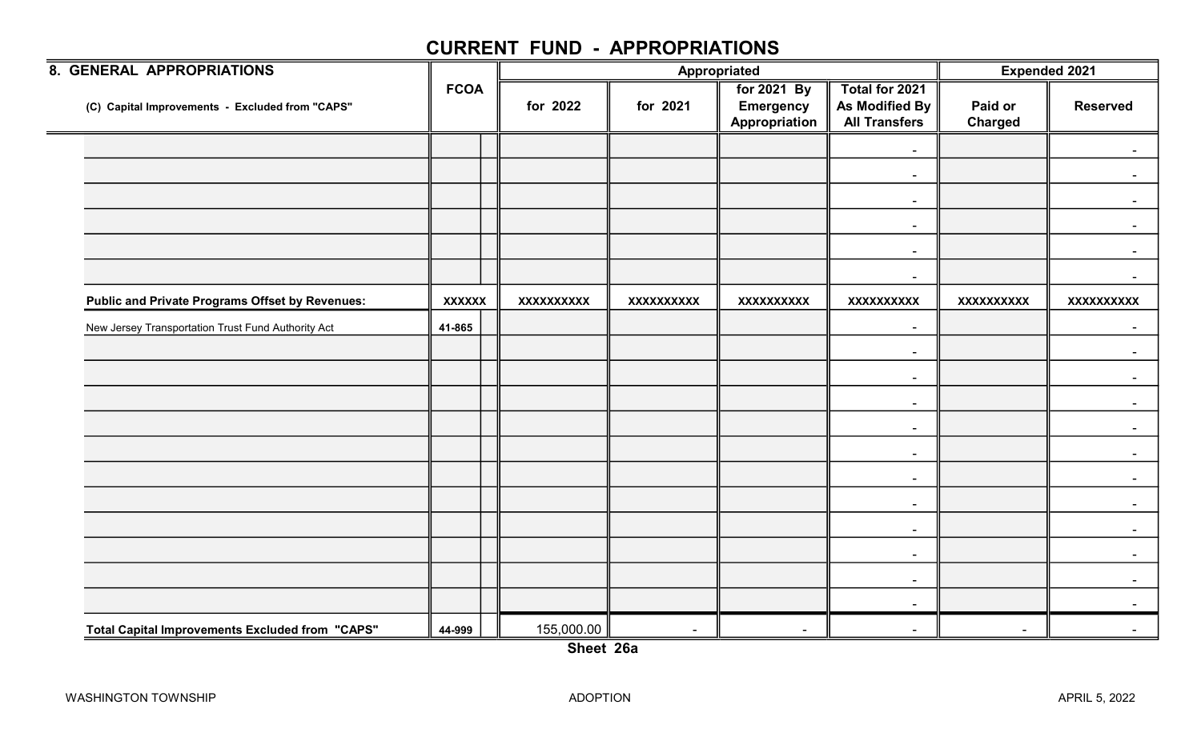# CURRENT FUND - APPROPRIATIONS

| 8. GENERAL APPROPRIATIONS | FCOA | | Appropriated | | | | Expended 2021 | |
|---|---|---|---|---|---|---|---|---|
| (C) Capital Improvements - Excluded from "CAPS" | | | for 2022 | for 2021 | for 2021 By Emergency Appropriation | Total for 2021 As Modified By All Transfers | Paid or Charged | Reserved |
| | | | | | | - | | - |
| | | | | | | - | | - |
| | | | | | | - | | - |
| | | | | | | - | | - |
| | | | | | | - | | - |
| | | | | | | - | | - |
| **Public and Private Programs Offset by Revenues:** | **XXXXXX** | | **XXXXXXXXXX** | **XXXXXXXXXX** | **XXXXXXXXXX** | **XXXXXXXXXX** | **XXXXXXXXXX** | **XXXXXXXXXX** |
| New Jersey Transportation Trust Fund Authority Act | **41-865** | | | | | - | | - |
| | | | | | | - | | - |
| | | | | | | - | | - |
| | | | | | | - | | - |
| | | | | | | - | | - |
| | | | | | | - | | - |
| | | | | | | - | | - |
| | | | | | | - | | - |
| | | | | | | - | | - |
| | | | | | | - | | - |
| | | | | | | - | | - |
| | | | | | | - | | - |
| **Total Capital Improvements Excluded from "CAPS"** | **44-999** | | 155,000.00 | - | - | - | - | - |

**Sheet 26a**

WASHINGTON TOWNSHIP ADOPTION APRIL 5, 2022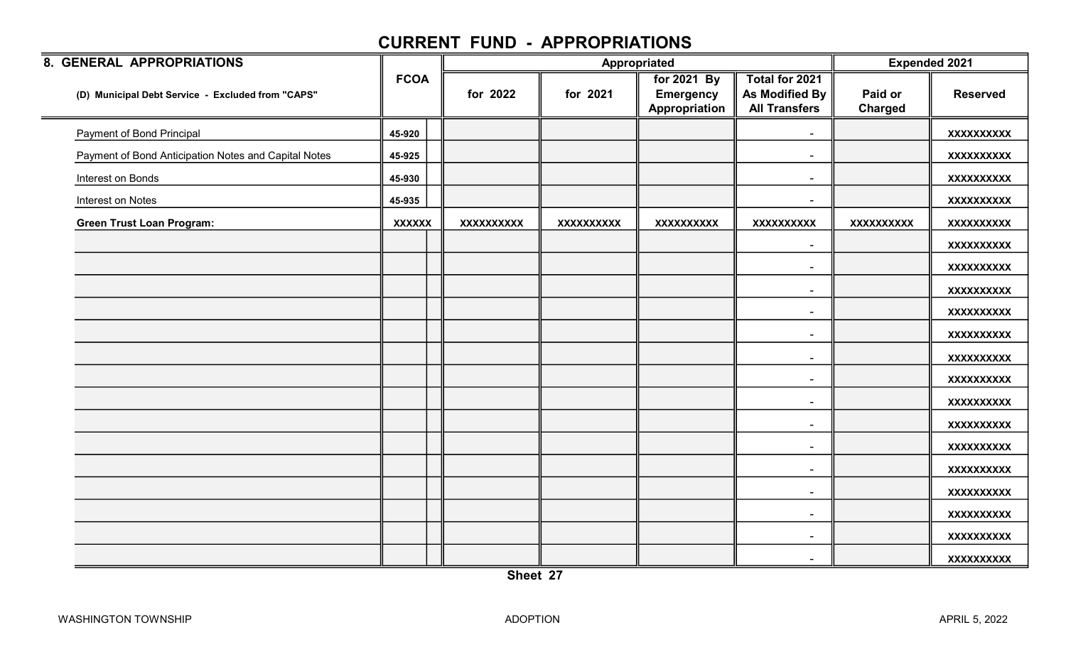# CURRENT FUND - APPROPRIATIONS

| 8. GENERAL APPROPRIATIONS | FCOA | | Appropriated | | | | Expended 2021 | |
|---|---|---|---|---|---|---|---|---|
| (D) Municipal Debt Service - Excluded from "CAPS" | | | for 2022 | for 2021 | for 2021 By Emergency Appropriation | Total for 2021 As Modified By All Transfers | Paid or Charged | Reserved |
| Payment of Bond Principal | 45-920 | | | | | - | | XXXXXXXXXX |
| Payment of Bond Anticipation Notes and Capital Notes | 45-925 | | | | | - | | XXXXXXXXXX |
| Interest on Bonds | 45-930 | | | | | - | | XXXXXXXXXX |
| Interest on Notes | 45-935 | | | | | - | | XXXXXXXXXX |
| **Green Trust Loan Program:** | XXXXXX | | XXXXXXXXXX | XXXXXXXXXX | XXXXXXXXXX | XXXXXXXXXX | XXXXXXXXXX | XXXXXXXXXX |
| | | | | | | - | | XXXXXXXXXX |
| | | | | | | - | | XXXXXXXXXX |
| | | | | | | - | | XXXXXXXXXX |
| | | | | | | - | | XXXXXXXXXX |
| | | | | | | - | | XXXXXXXXXX |
| | | | | | | - | | XXXXXXXXXX |
| | | | | | | - | | XXXXXXXXXX |
| | | | | | | - | | XXXXXXXXXX |
| | | | | | | - | | XXXXXXXXXX |
| | | | | | | - | | XXXXXXXXXX |
| | | | | | | - | | XXXXXXXXXX |
| | | | | | | - | | XXXXXXXXXX |
| | | | | | | - | | XXXXXXXXXX |
| | | | | | | - | | XXXXXXXXXX |
| | | | | | | - | | XXXXXXXXXX |

Sheet 27

WASHINGTON TOWNSHIP ADOPTION APRIL 5, 2022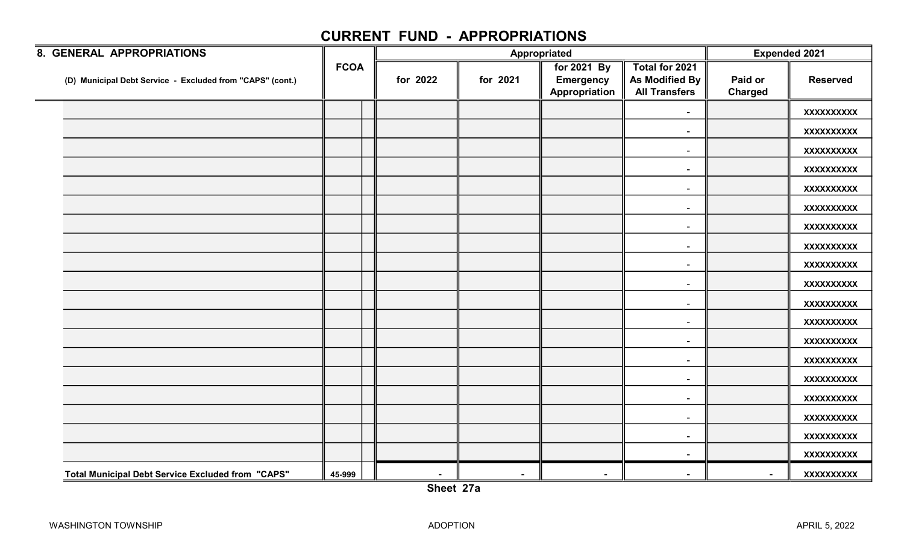# CURRENT FUND - APPROPRIATIONS

| 8. GENERAL APPROPRIATIONS | FCOA | | Appropriated | | | | Expended 2021 | |
|---|---|---|---|---|---|---|---|---|
| (D) Municipal Debt Service - Excluded from "CAPS" (cont.) | | | for 2022 | for 2021 | for 2021 By Emergency Appropriation | Total for 2021 As Modified By All Transfers | Paid or Charged | Reserved |
| | | | | | | - | | XXXXXXXXXX |
| | | | | | | - | | XXXXXXXXXX |
| | | | | | | - | | XXXXXXXXXX |
| | | | | | | - | | XXXXXXXXXX |
| | | | | | | - | | XXXXXXXXXX |
| | | | | | | - | | XXXXXXXXXX |
| | | | | | | - | | XXXXXXXXXX |
| | | | | | | - | | XXXXXXXXXX |
| | | | | | | - | | XXXXXXXXXX |
| | | | | | | - | | XXXXXXXXXX |
| | | | | | | - | | XXXXXXXXXX |
| | | | | | | - | | XXXXXXXXXX |
| | | | | | | - | | XXXXXXXXXX |
| | | | | | | - | | XXXXXXXXXX |
| | | | | | | - | | XXXXXXXXXX |
| | | | | | | - | | XXXXXXXXXX |
| | | | | | | - | | XXXXXXXXXX |
| | | | | | | - | | XXXXXXXXXX |
| | | | | | | - | | XXXXXXXXXX |
| Total Municipal Debt Service Excluded from "CAPS" | 45-999 | | - | - | - | - | - | XXXXXXXXXX |

Sheet 27a

WASHINGTON TOWNSHIP ADOPTION APRIL 5, 2022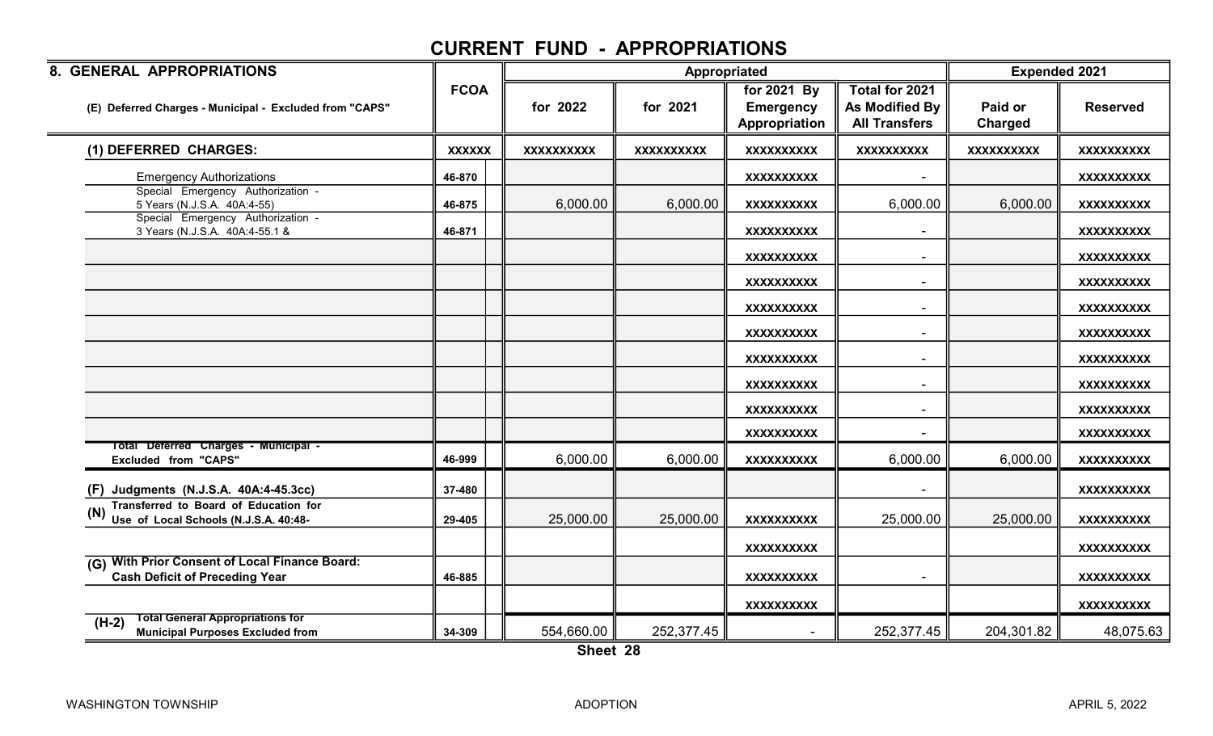# CURRENT FUND - APPROPRIATIONS

| 8. GENERAL APPROPRIATIONS | FCOA | Appropriated | | | | Expended 2021 | |
|---|---|---|---|---|---|---|---|
| (E) Deferred Charges - Municipal - Excluded from "CAPS" | | for 2022 | for 2021 | for 2021 By Emergency Appropriation | Total for 2021 As Modified By All Transfers | Paid or Charged | Reserved |
| **(1) DEFERRED CHARGES:** | XXXXXX | XXXXXXXXXX | XXXXXXXXXX | XXXXXXXXXX | XXXXXXXXXX | XXXXXXXXXX | XXXXXXXXXX |
| Emergency Authorizations | 46-870 | | | XXXXXXXXXX | - | | XXXXXXXXXX |
| Special Emergency Authorization - 5 Years (N.J.S.A. 40A:4-55) | 46-875 | 6,000.00 | 6,000.00 | XXXXXXXXXX | 6,000.00 | 6,000.00 | XXXXXXXXXX |
| Special Emergency Authorization - 3 Years (N.J.S.A. 40A:4-55.1 & | 46-871 | | | XXXXXXXXXX | - | | XXXXXXXXXX |
| | | | | XXXXXXXXXX | - | | XXXXXXXXXX |
| | | | | XXXXXXXXXX | - | | XXXXXXXXXX |
| | | | | XXXXXXXXXX | - | | XXXXXXXXXX |
| | | | | XXXXXXXXXX | - | | XXXXXXXXXX |
| | | | | XXXXXXXXXX | - | | XXXXXXXXXX |
| | | | | XXXXXXXXXX | - | | XXXXXXXXXX |
| | | | | XXXXXXXXXX | - | | XXXXXXXXXX |
| | | | | XXXXXXXXXX | - | | XXXXXXXXXX |
| **Total Deferred Charges - Municipal - Excluded from "CAPS"** | 46-999 | 6,000.00 | 6,000.00 | XXXXXXXXXX | 6,000.00 | 6,000.00 | XXXXXXXXXX |
| **(F) Judgments (N.J.S.A. 40A:4-45.3cc)** | 37-480 | | | | - | | XXXXXXXXXX |
| **(N) Transferred to Board of Education for Use of Local Schools (N.J.S.A. 40:48-** | 29-405 | 25,000.00 | 25,000.00 | XXXXXXXXXX | 25,000.00 | 25,000.00 | XXXXXXXXXX |
| | | | | XXXXXXXXXX | | | XXXXXXXXXX |
| **(G) With Prior Consent of Local Finance Board: Cash Deficit of Preceding Year** | 46-885 | | | XXXXXXXXXX | - | | XXXXXXXXXX |
| | | | | XXXXXXXXXX | | | XXXXXXXXXX |
| **(H-2) Total General Appropriations for Municipal Purposes Excluded from** | 34-309 | 554,660.00 | 252,377.45 | - | 252,377.45 | 204,301.82 | 48,075.63 |

Sheet 28

WASHINGTON TOWNSHIP ADOPTION APRIL 5, 2022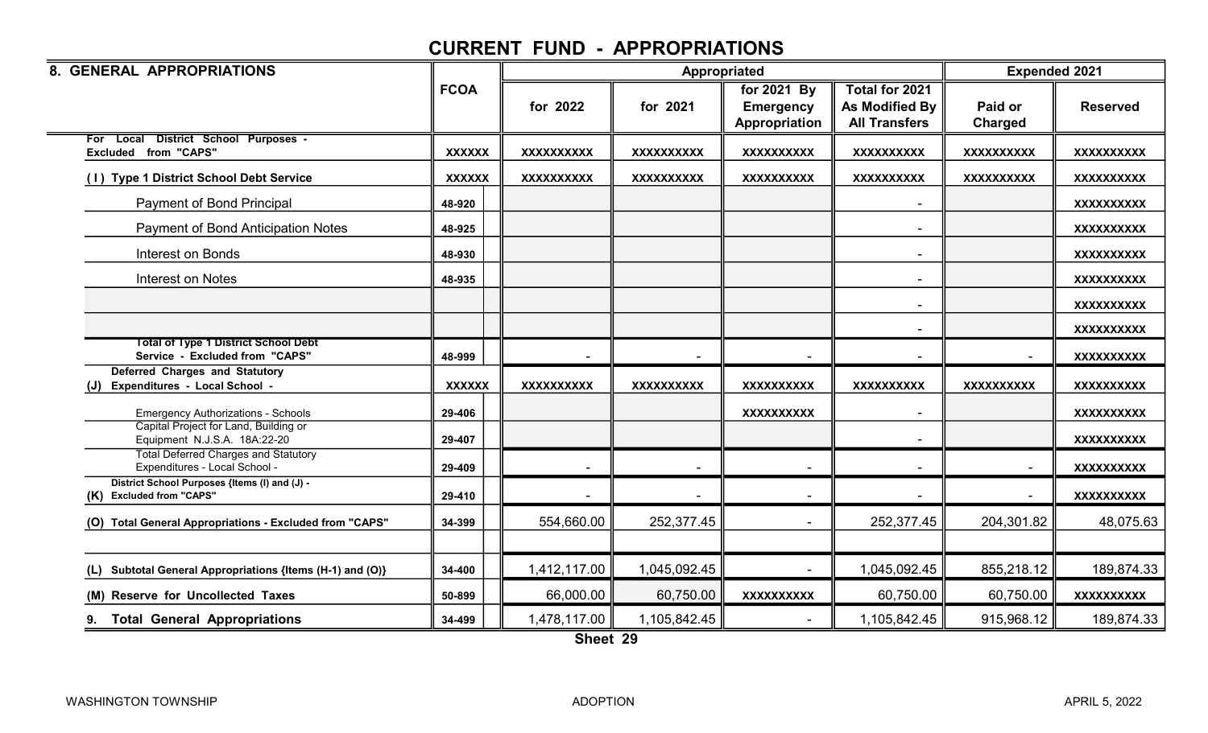# CURRENT FUND - APPROPRIATIONS

| 8. GENERAL APPROPRIATIONS | FCOA | Appropriated | | | | Expended 2021 | |
|---|---|---|---|---|---|---|---|
| | | for 2022 | for 2021 | for 2021 By Emergency Appropriation | Total for 2021 As Modified By All Transfers | Paid or Charged | Reserved |
| For Local District School Purposes - Excluded from "CAPS" | XXXXXX | XXXXXXXXXX | XXXXXXXXXX | XXXXXXXXXX | XXXXXXXXXX | XXXXXXXXXX | XXXXXXXXXX |
| (I) Type 1 District School Debt Service | XXXXXX | XXXXXXXXXX | XXXXXXXXXX | XXXXXXXXXX | XXXXXXXXXX | XXXXXXXXXX | XXXXXXXXXX |
| Payment of Bond Principal | 48-920 | | | | - | | XXXXXXXXXX |
| Payment of Bond Anticipation Notes | 48-925 | | | | - | | XXXXXXXXXX |
| Interest on Bonds | 48-930 | | | | - | | XXXXXXXXXX |
| Interest on Notes | 48-935 | | | | - | | XXXXXXXXXX |
| | | | | | - | | XXXXXXXXXX |
| | | | | | - | | XXXXXXXXXX |
| Total of Type 1 District School Debt Service - Excluded from "CAPS" | 48-999 | - | - | - | - | - | XXXXXXXXXX |
| (J) Deferred Charges and Statutory Expenditures - Local School - | XXXXXX | XXXXXXXXXX | XXXXXXXXXX | XXXXXXXXXX | XXXXXXXXXX | XXXXXXXXXX | XXXXXXXXXX |
| Emergency Authorizations - Schools | 29-406 | | | XXXXXXXXXX | - | | XXXXXXXXXX |
| Capital Project for Land, Building or Equipment N.J.S.A. 18A:22-20 | 29-407 | | | | - | | XXXXXXXXXX |
| Total Deferred Charges and Statutory Expenditures - Local School - | 29-409 | - | - | - | - | - | XXXXXXXXXX |
| (K) District School Purposes {Items (I) and (J) - Excluded from "CAPS" | 29-410 | - | - | - | - | - | XXXXXXXXXX |
| (O) Total General Appropriations - Excluded from "CAPS" | 34-399 | 554,660.00 | 252,377.45 | - | 252,377.45 | 204,301.82 | 48,075.63 |
| | | | | | | | |
| (L) Subtotal General Appropriations {Items (H-1) and (O)} | 34-400 | 1,412,117.00 | 1,045,092.45 | - | 1,045,092.45 | 855,218.12 | 189,874.33 |
| (M) Reserve for Uncollected Taxes | 50-899 | 66,000.00 | 60,750.00 | XXXXXXXXXX | 60,750.00 | 60,750.00 | XXXXXXXXXX |
| 9. Total General Appropriations | 34-499 | 1,478,117.00 | 1,105,842.45 | - | 1,105,842.45 | 915,968.12 | 189,874.33 |

Sheet 29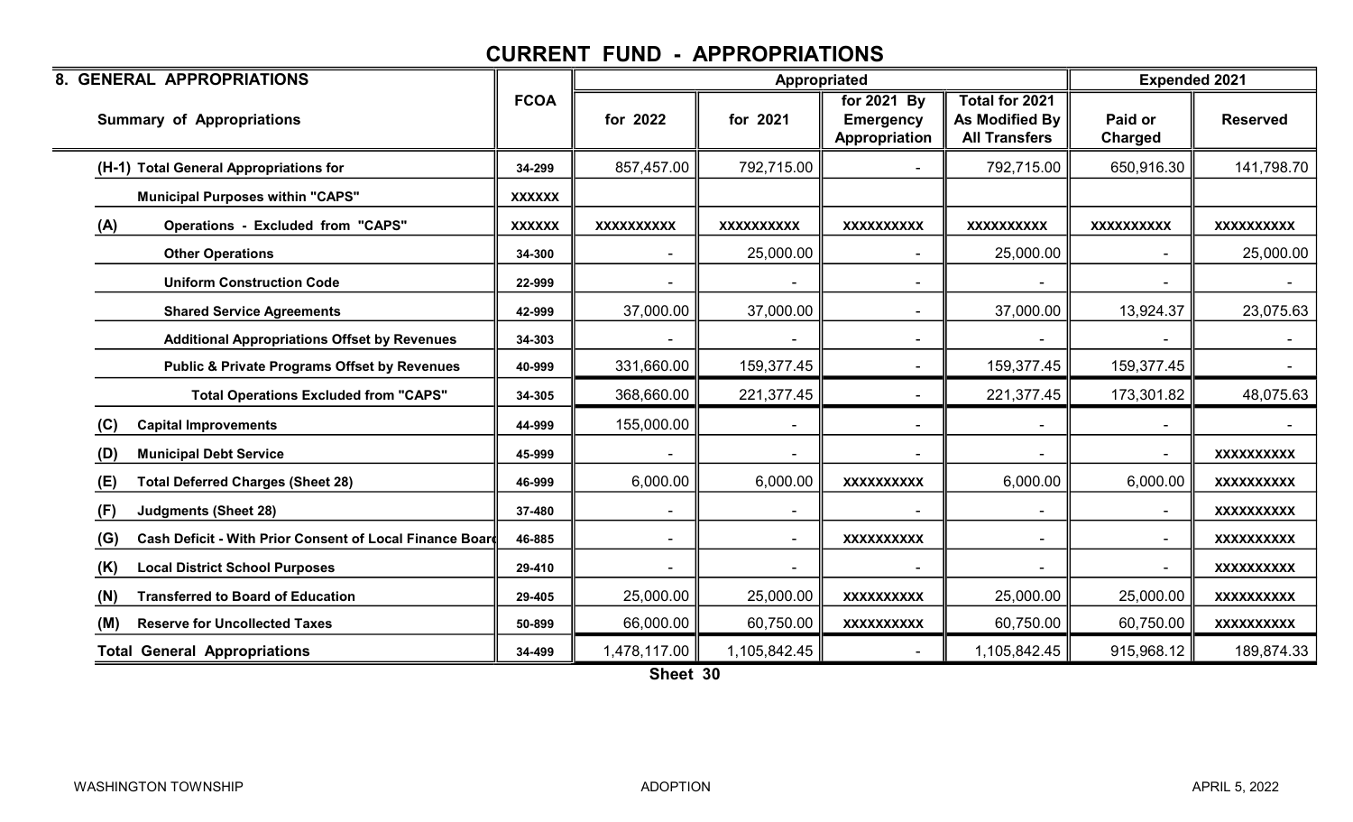# CURRENT FUND - APPROPRIATIONS

| 8. GENERAL APPROPRIATIONS | | Appropriated | | | | Expended 2021 | |
|---|---|---|---|---|---|---|---|
| Summary of Appropriations | FCOA | for 2022 | for 2021 | for 2021 By Emergency Appropriation | Total for 2021 As Modified By All Transfers | Paid or Charged | Reserved |
| (H-1) Total General Appropriations for | 34-299 | 857,457.00 | 792,715.00 | - | 792,715.00 | 650,916.30 | 141,798.70 |
| Municipal Purposes within "CAPS" | XXXXXX | | | | | | |
| (A) Operations - Excluded from "CAPS" | XXXXXX | XXXXXXXXXX | XXXXXXXXXX | XXXXXXXXXX | XXXXXXXXXX | XXXXXXXXXX | XXXXXXXXXX |
| Other Operations | 34-300 | - | 25,000.00 | - | 25,000.00 | - | 25,000.00 |
| Uniform Construction Code | 22-999 | - | - | - | - | - | - |
| Shared Service Agreements | 42-999 | 37,000.00 | 37,000.00 | - | 37,000.00 | 13,924.37 | 23,075.63 |
| Additional Appropriations Offset by Revenues | 34-303 | - | - | - | - | - | - |
| Public & Private Programs Offset by Revenues | 40-999 | 331,660.00 | 159,377.45 | - | 159,377.45 | 159,377.45 | - |
| Total Operations Excluded from "CAPS" | 34-305 | 368,660.00 | 221,377.45 | - | 221,377.45 | 173,301.82 | 48,075.63 |
| (C) Capital Improvements | 44-999 | 155,000.00 | - | - | - | - | - |
| (D) Municipal Debt Service | 45-999 | - | - | - | - | - | XXXXXXXXXX |
| (E) Total Deferred Charges (Sheet 28) | 46-999 | 6,000.00 | 6,000.00 | XXXXXXXXXX | 6,000.00 | 6,000.00 | XXXXXXXXXX |
| (F) Judgments (Sheet 28) | 37-480 | - | - | - | - | - | XXXXXXXXXX |
| (G) Cash Deficit - With Prior Consent of Local Finance Board | 46-885 | - | - | XXXXXXXXXX | - | - | XXXXXXXXXX |
| (K) Local District School Purposes | 29-410 | - | - | - | - | - | XXXXXXXXXX |
| (N) Transferred to Board of Education | 29-405 | 25,000.00 | 25,000.00 | XXXXXXXXXX | 25,000.00 | 25,000.00 | XXXXXXXXXX |
| (M) Reserve for Uncollected Taxes | 50-899 | 66,000.00 | 60,750.00 | XXXXXXXXXX | 60,750.00 | 60,750.00 | XXXXXXXXXX |
| Total General Appropriations | 34-499 | 1,478,117.00 | 1,105,842.45 | - | 1,105,842.45 | 915,968.12 | 189,874.33 |

Sheet 30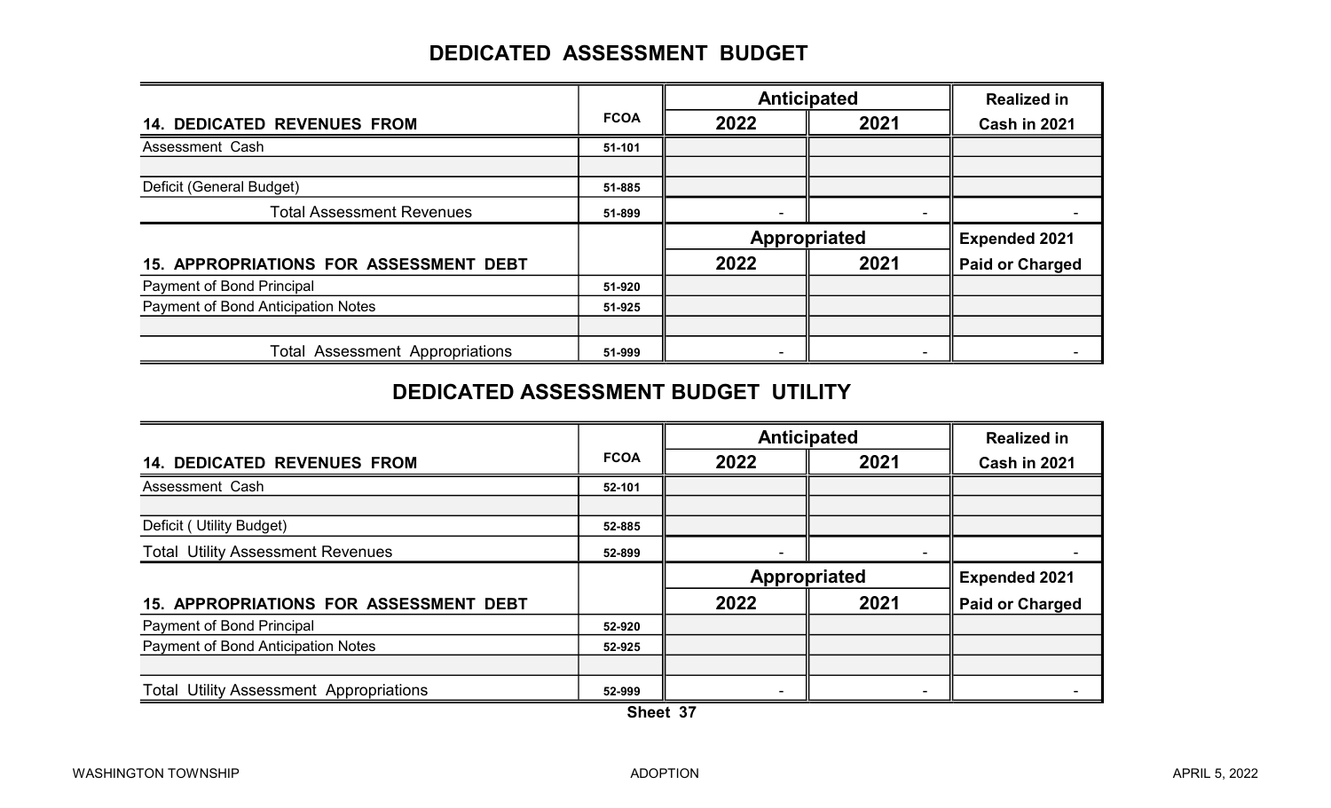# DEDICATED ASSESSMENT BUDGET

| 14. DEDICATED REVENUES FROM | FCOA | Anticipated 2022 | Anticipated 2021 | Realized in Cash in 2021 |
|---|---|---|---|---|
| Assessment Cash | 51-101 | | | |
| | | | | |
| Deficit (General Budget) | 51-885 | | | |
| Total Assessment Revenues | 51-899 | - | - | - |
| **15. APPROPRIATIONS FOR ASSESSMENT DEBT** | | **Appropriated 2022** | **Appropriated 2021** | **Expended 2021 Paid or Charged** |
| Payment of Bond Principal | 51-920 | | | |
| Payment of Bond Anticipation Notes | 51-925 | | | |
| | | | | |
| Total Assessment Appropriations | 51-999 | - | - | - |

# DEDICATED ASSESSMENT BUDGET UTILITY

| 14. DEDICATED REVENUES FROM | FCOA | Anticipated 2022 | Anticipated 2021 | Realized in Cash in 2021 |
|---|---|---|---|---|
| Assessment Cash | 52-101 | | | |
| | | | | |
| Deficit ( Utility Budget) | 52-885 | | | |
| Total Utility Assessment Revenues | 52-899 | - | - | - |
| **15. APPROPRIATIONS FOR ASSESSMENT DEBT** | | **Appropriated 2022** | **Appropriated 2021** | **Expended 2021 Paid or Charged** |
| Payment of Bond Principal | 52-920 | | | |
| Payment of Bond Anticipation Notes | 52-925 | | | |
| | | | | |
| Total Utility Assessment Appropriations | 52-999 | - | - | - |

Sheet 37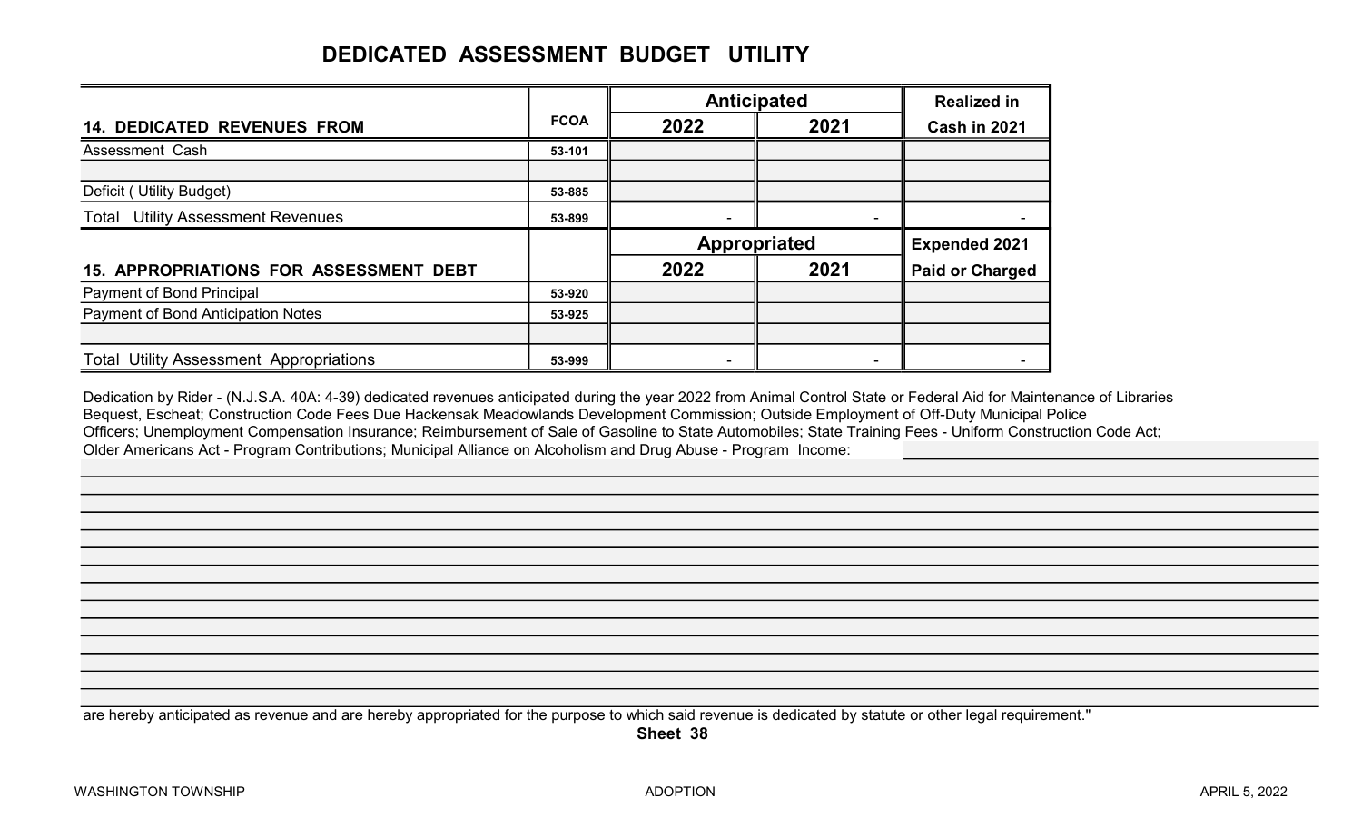# DEDICATED ASSESSMENT BUDGET UTILITY

| 14. DEDICATED REVENUES FROM | FCOA | Anticipated | | Realized in |
|---|---|---|---|---|
| | | 2022 | 2021 | Cash in 2021 |
| Assessment Cash | 53-101 | | | |
| | | | | |
| Deficit ( Utility Budget) | 53-885 | | | |
| Total Utility Assessment Revenues | 53-899 | - | - | - |

| 15. APPROPRIATIONS FOR ASSESSMENT DEBT | | Appropriated | | Expended 2021 |
|---|---|---|---|---|
| | | 2022 | 2021 | Paid or Charged |
| Payment of Bond Principal | 53-920 | | | |
| Payment of Bond Anticipation Notes | 53-925 | | | |
| | | | | |
| Total Utility Assessment Appropriations | 53-999 | - | - | - |

Dedication by Rider - (N.J.S.A. 40A: 4-39) dedicated revenues anticipated during the year 2022 from Animal Control State or Federal Aid for Maintenance of Libraries Bequest, Escheat; Construction Code Fees Due Hackensak Meadowlands Development Commission; Outside Employment of Off-Duty Municipal Police Officers; Unemployment Compensation Insurance; Reimbursement of Sale of Gasoline to State Automobiles; State Training Fees - Uniform Construction Code Act; Older Americans Act - Program Contributions; Municipal Alliance on Alcoholism and Drug Abuse - Program Income:

are hereby anticipated as revenue and are hereby appropriated for the purpose to which said revenue is dedicated by statute or other legal requirement."

**Sheet 38**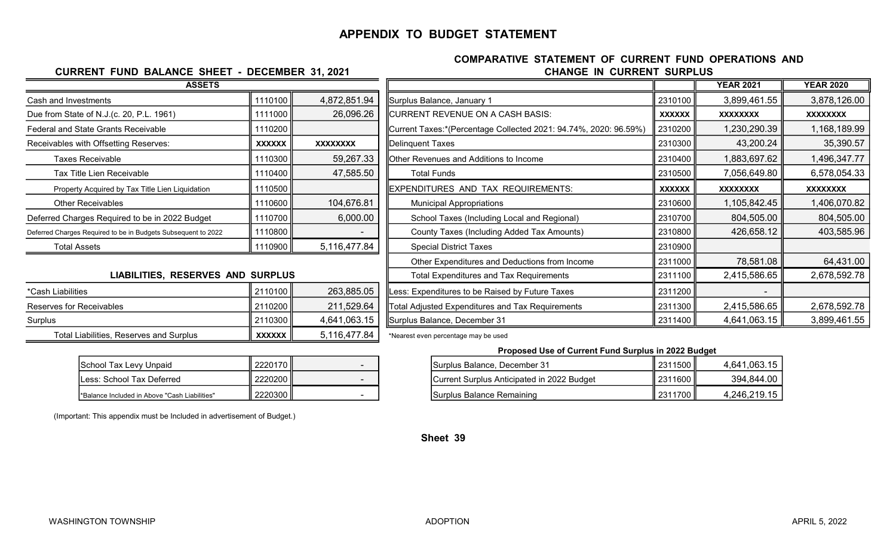# APPENDIX TO BUDGET STATEMENT

## CURRENT FUND BALANCE SHEET - DECEMBER 31, 2021

| ASSETS | | |
|---|---|---|
| Cash and Investments | 1110100 | 4,872,851.94 |
| Due from State of N.J.(c. 20, P.L. 1961) | 1111000 | 26,096.26 |
| Federal and State Grants Receivable | 1110200 | |
| Receivables with Offsetting Reserves: | XXXXXX | XXXXXXXX |
| Taxes Receivable | 1110300 | 59,267.33 |
| Tax Title Lien Receivable | 1110400 | 47,585.50 |
| Property Acquired by Tax Title Lien Liquidation | 1110500 | |
| Other Receivables | 1110600 | 104,676.81 |
| Deferred Charges Required to be in 2022 Budget | 1110700 | 6,000.00 |
| Deferred Charges Required to be in Budgets Subsequent to 2022 | 1110800 | - |
| Total Assets | 1110900 | 5,116,477.84 |

### LIABILITIES, RESERVES AND SURPLUS

| | | |
|---|---|---|
| *Cash Liabilities | 2110100 | 263,885.05 |
| Reserves for Receivables | 2110200 | 211,529.64 |
| Surplus | 2110300 | 4,641,063.15 |
| Total Liabilities, Reserves and Surplus | XXXXXX | 5,116,477.84 |

| | | |
|---|---|---|
| School Tax Levy Unpaid | 2220170 | - |
| Less: School Tax Deferred | 2220200 | - |
| *Balance Included in Above "Cash Liabilities" | 2220300 | - |

(Important: This appendix must be Included in advertisement of Budget.)

## COMPARATIVE STATEMENT OF CURRENT FUND OPERATIONS AND CHANGE IN CURRENT SURPLUS

| | | YEAR 2021 | YEAR 2020 |
|---|---|---|---|
| Surplus Balance, January 1 | 2310100 | 3,899,461.55 | 3,878,126.00 |
| CURRENT REVENUE ON A CASH BASIS: | XXXXXX | XXXXXXXX | XXXXXXXX |
| Current Taxes:*(Percentage Collected 2021: 94.74%, 2020: 96.59%) | 2310200 | 1,230,290.39 | 1,168,189.99 |
| Delinquent Taxes | 2310300 | 43,200.24 | 35,390.57 |
| Other Revenues and Additions to Income | 2310400 | 1,883,697.62 | 1,496,347.77 |
| Total Funds | 2310500 | 7,056,649.80 | 6,578,054.33 |
| EXPENDITURES AND TAX REQUIREMENTS: | XXXXXX | XXXXXXXX | XXXXXXXX |
| Municipal Appropriations | 2310600 | 1,105,842.45 | 1,406,070.82 |
| School Taxes (Including Local and Regional) | 2310700 | 804,505.00 | 804,505.00 |
| County Taxes (Including Added Tax Amounts) | 2310800 | 426,658.12 | 403,585.96 |
| Special District Taxes | 2310900 | | |
| Other Expenditures and Deductions from Income | 2311000 | 78,581.08 | 64,431.00 |
| Total Expenditures and Tax Requirements | 2311100 | 2,415,586.65 | 2,678,592.78 |
| Less: Expenditures to be Raised by Future Taxes | 2311200 | - | |
| Total Adjusted Expenditures and Tax Requirements | 2311300 | 2,415,586.65 | 2,678,592.78 |
| Surplus Balance, December 31 | 2311400 | 4,641,063.15 | 3,899,461.55 |

*Nearest even percentage may be used

### Proposed Use of Current Fund Surplus in 2022 Budget

| | | |
|---|---|---|
| Surplus Balance, December 31 | 2311500 | 4,641,063.15 |
| Current Surplus Anticipated in 2022 Budget | 2311600 | 394,844.00 |
| Surplus Balance Remaining | 2311700 | 4,246,219.15 |

Sheet 39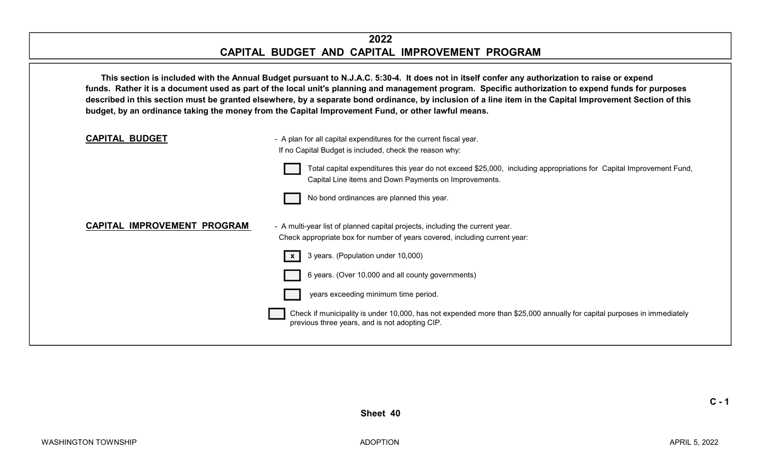# 2022
# CAPITAL BUDGET AND CAPITAL IMPROVEMENT PROGRAM

**This section is included with the Annual Budget pursuant to N.J.A.C. 5:30-4. It does not in itself confer any authorization to raise or expend funds. Rather it is a document used as part of the local unit's planning and management program. Specific authorization to expend funds for purposes described in this section must be granted elsewhere, by a separate bond ordinance, by inclusion of a line item in the Capital Improvement Section of this budget, by an ordinance taking the money from the Capital Improvement Fund, or other lawful means.**

**CAPITAL BUDGET** - A plan for all capital expenditures for the current fiscal year.
If no Capital Budget is included, check the reason why:

- [ ] Total capital expenditures this year do not exceed $25,000, including appropriations for Capital Improvement Fund, Capital Line items and Down Payments on Improvements.
- [ ] No bond ordinances are planned this year.

**CAPITAL IMPROVEMENT PROGRAM** - A multi-year list of planned capital projects, including the current year.
Check appropriate box for number of years covered, including current year:

- [x] 3 years. (Population under 10,000)
- [ ] 6 years. (Over 10,000 and all county governments)
- [ ] years exceeding minimum time period.

- [ ] Check if municipality is under 10,000, has not expended more than $25,000 annually for capital purposes in immediately previous three years, and is not adopting CIP.

Sheet 40

C - 1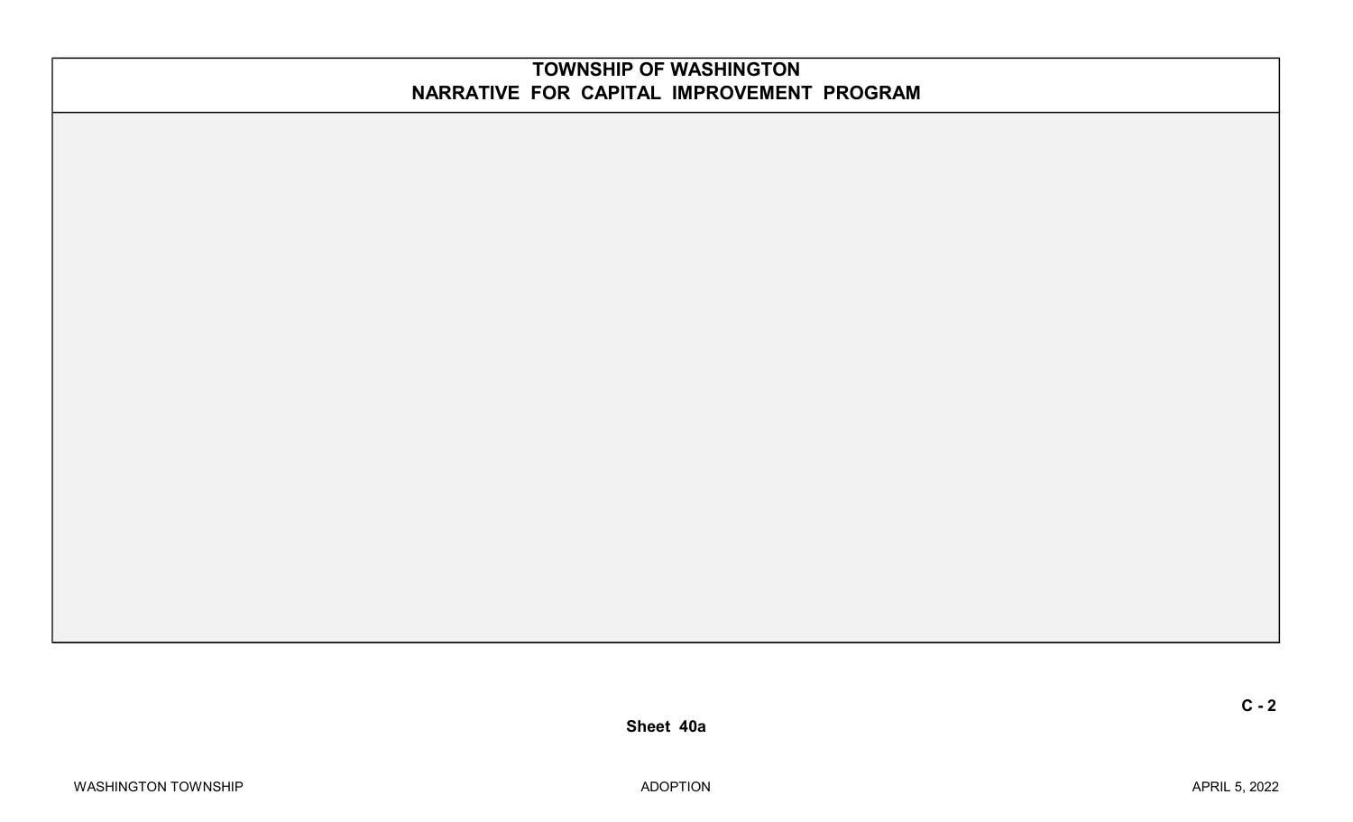# TOWNSHIP OF WASHINGTON
## NARRATIVE FOR CAPITAL IMPROVEMENT PROGRAM

Sheet 40a

C - 2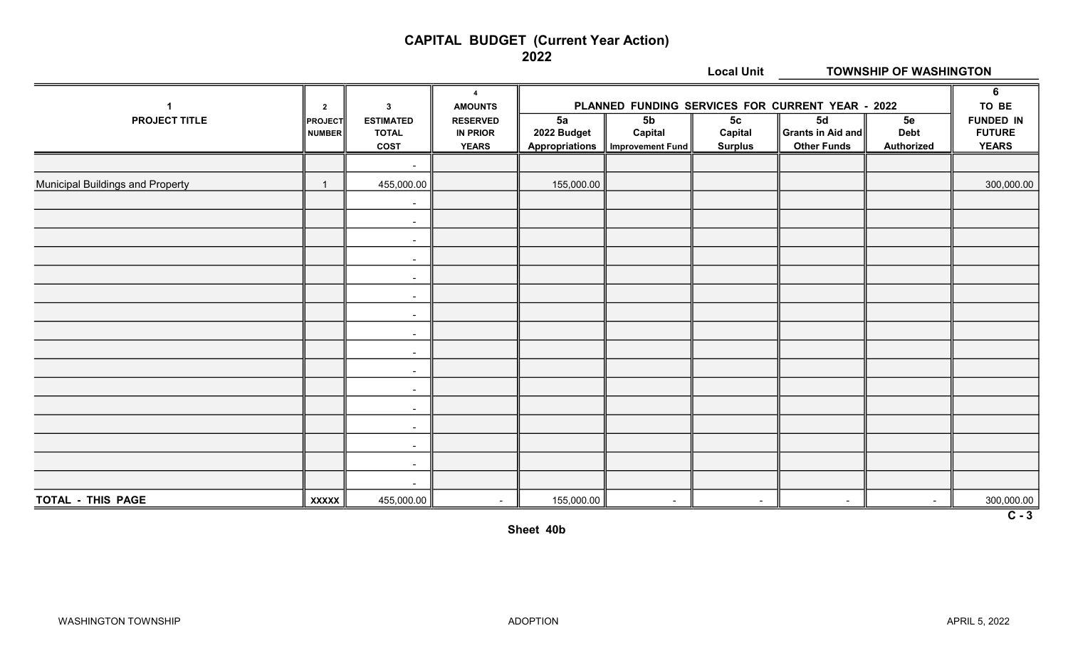# CAPITAL BUDGET (Current Year Action)
## 2022

**Local Unit** TOWNSHIP OF WASHINGTON

| 1<br>PROJECT TITLE | 2<br>PROJECT NUMBER | 3<br>ESTIMATED TOTAL COST | 4<br>AMOUNTS RESERVED IN PRIOR YEARS | PLANNED FUNDING SERVICES FOR CURRENT YEAR - 2022<br>5a<br>2022 Budget Appropriations | 5b<br>Capital Improvement Fund | 5c<br>Capital Surplus | 5d<br>Grants in Aid and Other Funds | 5e<br>Debt Authorized | 6<br>TO BE FUNDED IN FUTURE YEARS |
|---|---|---|---|---|---|---|---|---|---|
| | | - | | | | | | | |
| Municipal Buildings and Property | 1 | 455,000.00 | | 155,000.00 | | | | | 300,000.00 |
| | | - | | | | | | | |
| | | - | | | | | | | |
| | | - | | | | | | | |
| | | - | | | | | | | |
| | | - | | | | | | | |
| | | - | | | | | | | |
| | | - | | | | | | | |
| | | - | | | | | | | |
| | | - | | | | | | | |
| | | - | | | | | | | |
| | | - | | | | | | | |
| | | - | | | | | | | |
| | | - | | | | | | | |
| | | - | | | | | | | |
| | | - | | | | | | | |
| | | - | | | | | | | |
| **TOTAL - THIS PAGE** | **XXXXX** | 455,000.00 | - | 155,000.00 | - | - | - | - | 300,000.00 |

C - 3

**Sheet 40b**

WASHINGTON TOWNSHIP ADOPTION APRIL 5, 2022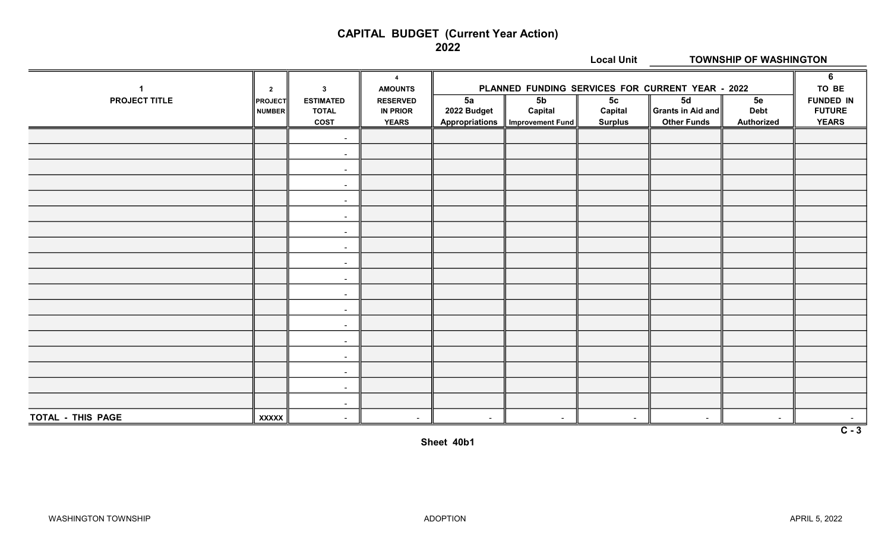# CAPITAL BUDGET (Current Year Action)
## 2022

**Local Unit** TOWNSHIP OF WASHINGTON

| 1 | 2 | 3 | 4 | PLANNED FUNDING SERVICES FOR CURRENT YEAR - 2022 | | | | | 6 |
|---|---|---|---|---|---|---|---|---|---|
| PROJECT TITLE | PROJECT NUMBER | ESTIMATED TOTAL COST | AMOUNTS RESERVED IN PRIOR YEARS | 5a 2022 Budget Appropriations | 5b Capital Improvement Fund | 5c Capital Surplus | 5d Grants in Aid and Other Funds | 5e Debt Authorized | TO BE FUNDED IN FUTURE YEARS |
| | | - | | | | | | | |
| | | - | | | | | | | |
| | | - | | | | | | | |
| | | - | | | | | | | |
| | | - | | | | | | | |
| | | - | | | | | | | |
| | | - | | | | | | | |
| | | - | | | | | | | |
| | | - | | | | | | | |
| | | - | | | | | | | |
| | | - | | | | | | | |
| | | - | | | | | | | |
| | | - | | | | | | | |
| | | - | | | | | | | |
| | | - | | | | | | | |
| | | - | | | | | | | |
| | | - | | | | | | | |
| | | - | | | | | | | |
| TOTAL - THIS PAGE | XXXXX | - | - | - | - | - | - | - | - |

C - 3

Sheet 40b1

WASHINGTON TOWNSHIP ADOPTION APRIL 5, 2022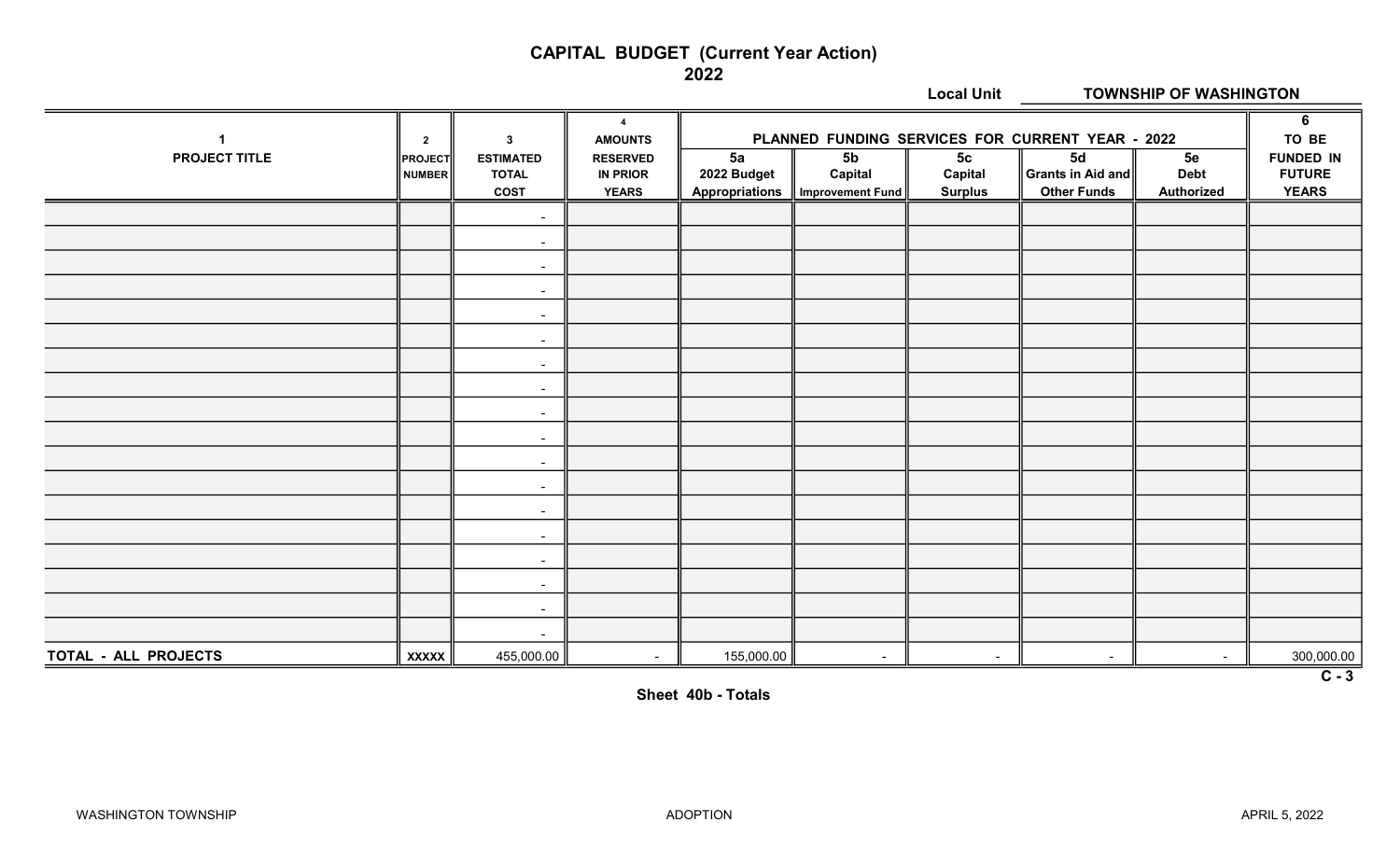# CAPITAL BUDGET (Current Year Action)
## 2022

**Local Unit** **TOWNSHIP OF WASHINGTON**

| 1 | 2 | 3 | 4 | PLANNED FUNDING SERVICES FOR CURRENT YEAR - 2022 | | | | | 6 |
|---|---|---|---|---|---|---|---|---|---|
| PROJECT TITLE | PROJECT NUMBER | ESTIMATED TOTAL COST | AMOUNTS RESERVED IN PRIOR YEARS | 5a 2022 Budget Appropriations | 5b Capital Improvement Fund | 5c Capital Surplus | 5d Grants in Aid and Other Funds | 5e Debt Authorized | TO BE FUNDED IN FUTURE YEARS |
| | | - | | | | | | | |
| | | - | | | | | | | |
| | | - | | | | | | | |
| | | - | | | | | | | |
| | | - | | | | | | | |
| | | - | | | | | | | |
| | | - | | | | | | | |
| | | - | | | | | | | |
| | | - | | | | | | | |
| | | - | | | | | | | |
| | | - | | | | | | | |
| | | - | | | | | | | |
| | | - | | | | | | | |
| | | - | | | | | | | |
| | | - | | | | | | | |
| | | - | | | | | | | |
| | | - | | | | | | | |
| | | - | | | | | | | |
| TOTAL - ALL PROJECTS | XXXXX | 455,000.00 | - | 155,000.00 | - | - | - | - | 300,000.00 |

C - 3

**Sheet 40b - Totals**

WASHINGTON TOWNSHIP | ADOPTION | APRIL 5, 2022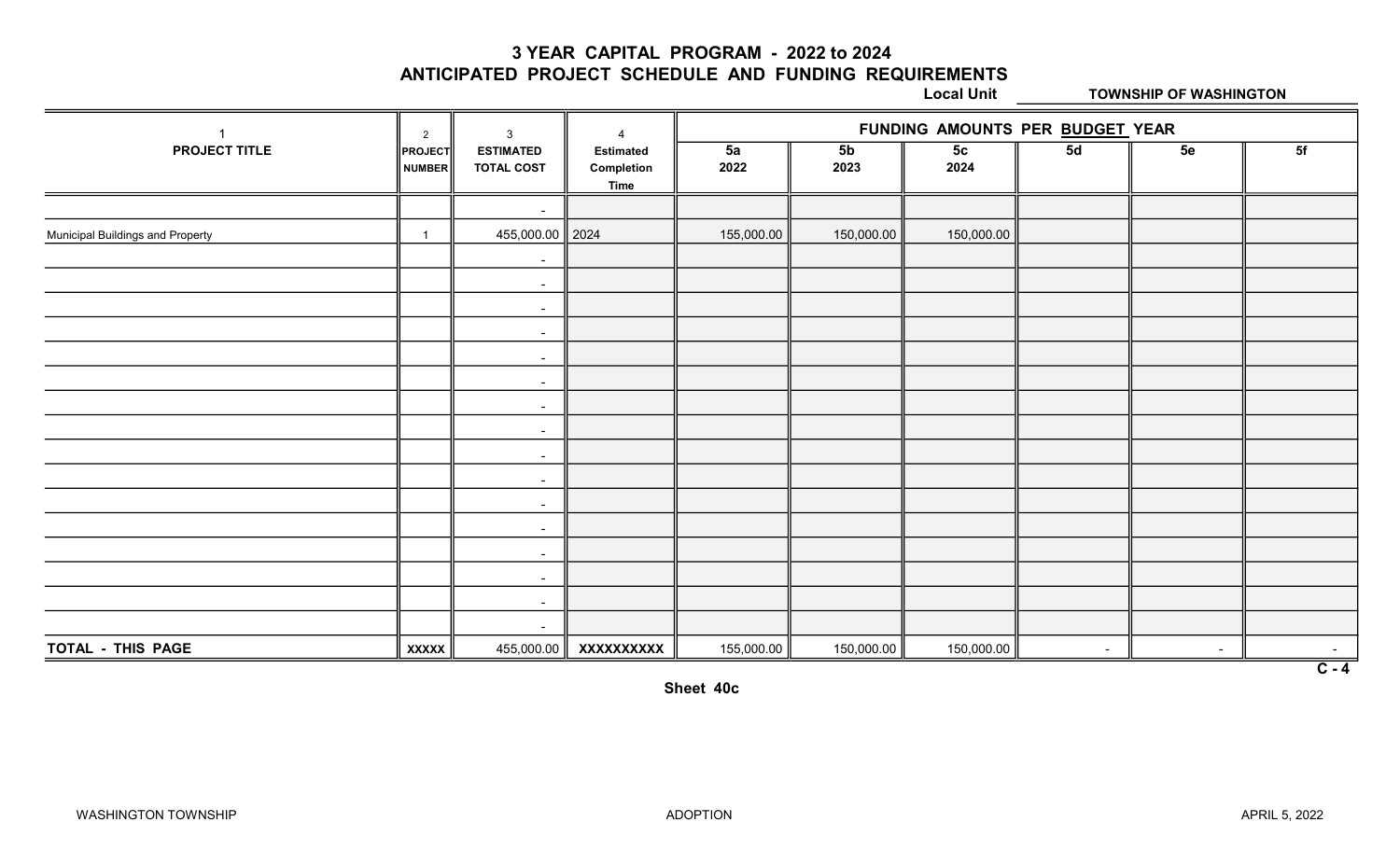# 3 YEAR CAPITAL PROGRAM - 2022 to 2024
## ANTICIPATED PROJECT SCHEDULE AND FUNDING REQUIREMENTS

**Local Unit** **TOWNSHIP OF WASHINGTON**

| 1 | 2 | 3 | 4 | FUNDING AMOUNTS PER BUDGET YEAR | | | | | |
|---|---|---|---|---|---|---|---|---|---|
| **PROJECT TITLE** | **PROJECT NUMBER** | **ESTIMATED TOTAL COST** | **Estimated Completion Time** | **5a 2022** | **5b 2023** | **5c 2024** | **5d** | **5e** | **5f** |
| | | - | | | | | | | |
| Municipal Buildings and Property | 1 | 455,000.00 | 2024 | 155,000.00 | 150,000.00 | 150,000.00 | | | |
| | | - | | | | | | | |
| | | - | | | | | | | |
| | | - | | | | | | | |
| | | - | | | | | | | |
| | | - | | | | | | | |
| | | - | | | | | | | |
| | | - | | | | | | | |
| | | - | | | | | | | |
| | | - | | | | | | | |
| | | - | | | | | | | |
| | | - | | | | | | | |
| | | - | | | | | | | |
| | | - | | | | | | | |
| | | - | | | | | | | |
| | | - | | | | | | | |
| | | - | | | | | | | |
| **TOTAL - THIS PAGE** | **XXXXX** | 455,000.00 | **XXXXXXXXXX** | 155,000.00 | 150,000.00 | 150,000.00 | - | - | - |

C - 4

**Sheet 40c**

WASHINGTON TOWNSHIP ADOPTION APRIL 5, 2022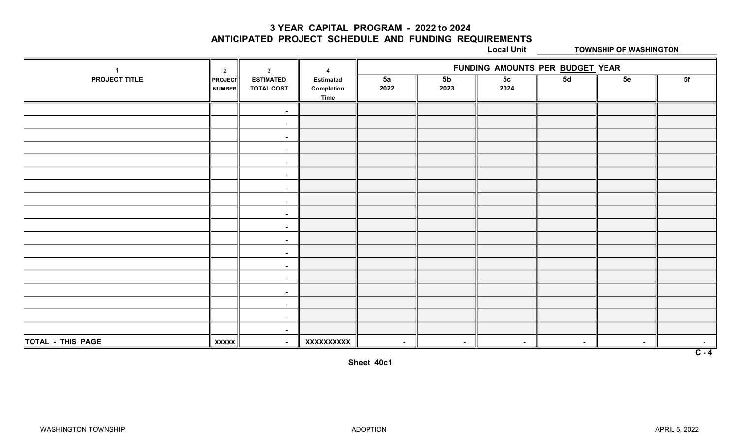# 3 YEAR CAPITAL PROGRAM - 2022 to 2024
## ANTICIPATED PROJECT SCHEDULE AND FUNDING REQUIREMENTS

**Local Unit** TOWNSHIP OF WASHINGTON

| 1 | 2 | 3 | 4 | FUNDING AMOUNTS PER BUDGET YEAR | | | | | |
|---|---|---|---|---|---|---|---|---|---|
| PROJECT TITLE | PROJECT NUMBER | ESTIMATED TOTAL COST | Estimated Completion Time | 5a 2022 | 5b 2023 | 5c 2024 | 5d | 5e | 5f |
| | | - | | | | | | | |
| | | - | | | | | | | |
| | | - | | | | | | | |
| | | - | | | | | | | |
| | | - | | | | | | | |
| | | - | | | | | | | |
| | | - | | | | | | | |
| | | - | | | | | | | |
| | | - | | | | | | | |
| | | - | | | | | | | |
| | | - | | | | | | | |
| | | - | | | | | | | |
| | | - | | | | | | | |
| | | - | | | | | | | |
| | | - | | | | | | | |
| | | - | | | | | | | |
| | | - | | | | | | | |
| | | - | | | | | | | |
| TOTAL - THIS PAGE | XXXXX | - | XXXXXXXXXX | - | - | - | - | - | - |

C - 4

Sheet 40c1

WASHINGTON TOWNSHIP ADOPTION APRIL 5, 2022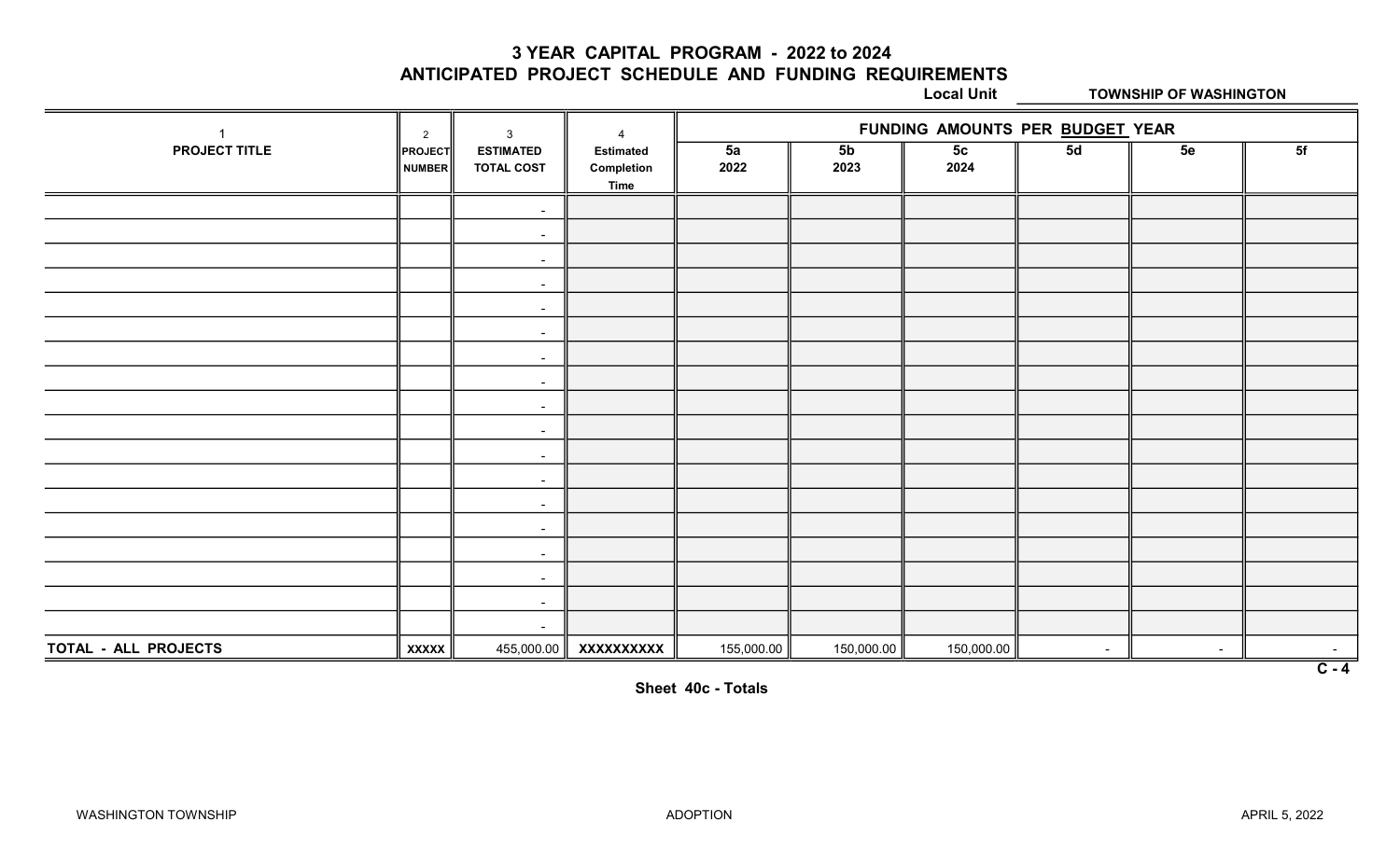# 3 YEAR CAPITAL PROGRAM - 2022 to 2024
## ANTICIPATED PROJECT SCHEDULE AND FUNDING REQUIREMENTS

**Local Unit** **TOWNSHIP OF WASHINGTON**

| 1 | 2 | 3 | 4 | FUNDING AMOUNTS PER BUDGET YEAR | | | | | |
|---|---|---|---|---|---|---|---|---|---|
| **PROJECT TITLE** | **PROJECT NUMBER** | **ESTIMATED TOTAL COST** | **Estimated Completion Time** | **5a 2022** | **5b 2023** | **5c 2024** | **5d** | **5e** | **5f** |
| | | - | | | | | | | |
| | | - | | | | | | | |
| | | - | | | | | | | |
| | | - | | | | | | | |
| | | - | | | | | | | |
| | | - | | | | | | | |
| | | - | | | | | | | |
| | | - | | | | | | | |
| | | - | | | | | | | |
| | | - | | | | | | | |
| | | - | | | | | | | |
| | | - | | | | | | | |
| | | - | | | | | | | |
| | | - | | | | | | | |
| | | - | | | | | | | |
| | | - | | | | | | | |
| | | - | | | | | | | |
| | | - | | | | | | | |
| **TOTAL - ALL PROJECTS** | **XXXXX** | 455,000.00 | **XXXXXXXXXX** | 155,000.00 | 150,000.00 | 150,000.00 | - | - | - |

**C - 4**

**Sheet 40c - Totals**

WASHINGTON TOWNSHIP ADOPTION APRIL 5, 2022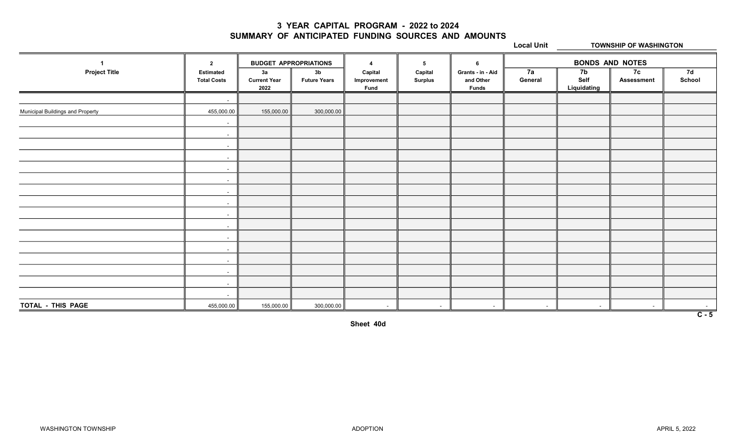# 3 YEAR CAPITAL PROGRAM - 2022 to 2024
## SUMMARY OF ANTICIPATED FUNDING SOURCES AND AMOUNTS

**Local Unit** TOWNSHIP OF WASHINGTON

| 1 | 2 | BUDGET APPROPRIATIONS | | 4 | 5 | 6 | BONDS AND NOTES | | | |
|---|---|---|---|---|---|---|---|---|---|---|
| Project Title | Estimated Total Costs | 3a Current Year 2022 | 3b Future Years | Capital Improvement Fund | Capital Surplus | Grants - in - Aid and Other Funds | 7a General | 7b Self Liquidating | 7c Assessment | 7d School |
| | - | | | | | | | | | |
| Municipal Buildings and Property | 455,000.00 | 155,000.00 | 300,000.00 | | | | | | | |
| | - | | | | | | | | | |
| | - | | | | | | | | | |
| | - | | | | | | | | | |
| | - | | | | | | | | | |
| | - | | | | | | | | | |
| | - | | | | | | | | | |
| | - | | | | | | | | | |
| | - | | | | | | | | | |
| | - | | | | | | | | | |
| | - | | | | | | | | | |
| | - | | | | | | | | | |
| | - | | | | | | | | | |
| | - | | | | | | | | | |
| | - | | | | | | | | | |
| | - | | | | | | | | | |
| | - | | | | | | | | | |
| **TOTAL - THIS PAGE** | 455,000.00 | 155,000.00 | 300,000.00 | - | - | - | - | - | - | - |

C - 5

Sheet 40d

WASHINGTON TOWNSHIP ADOPTION APRIL 5, 2022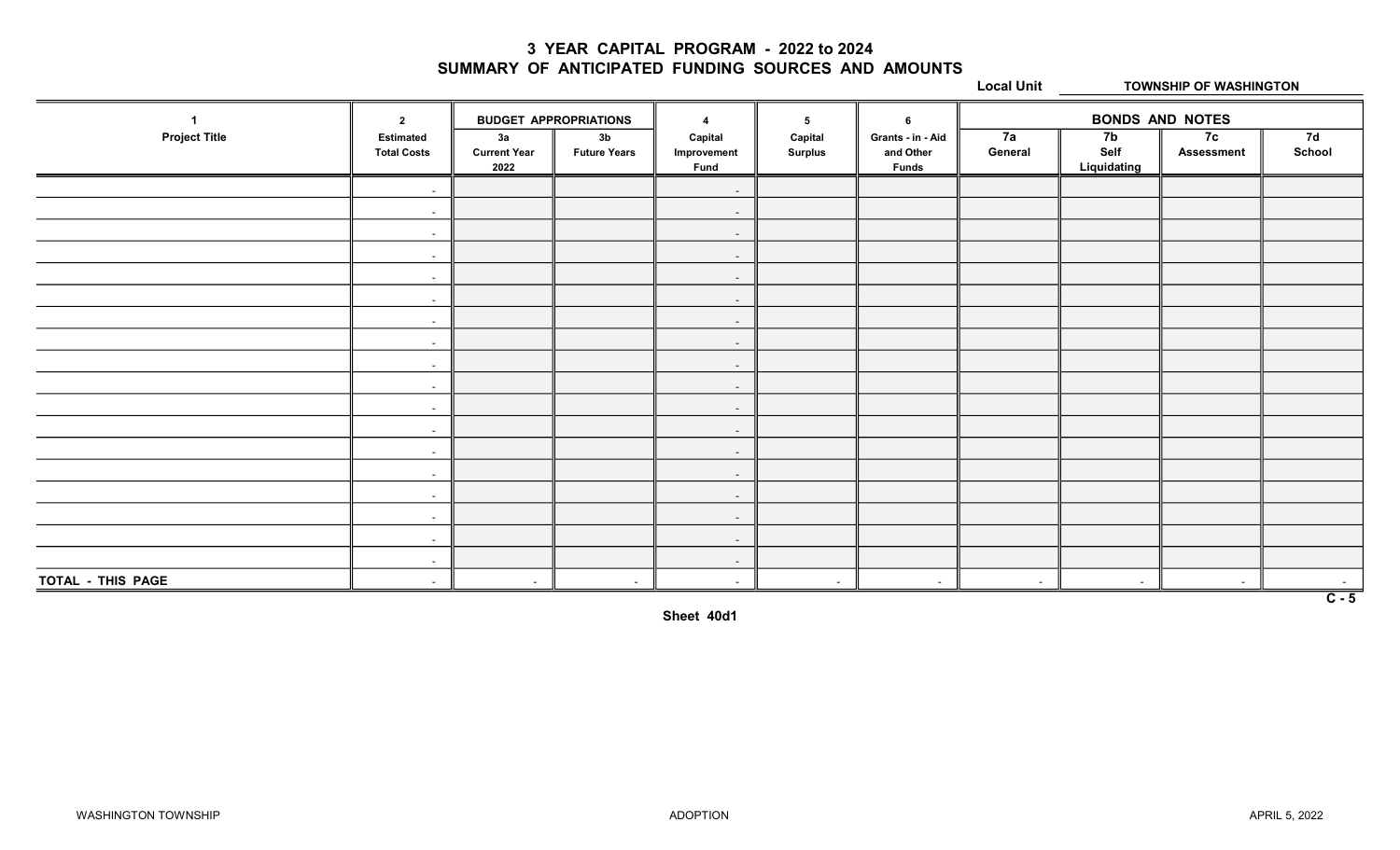# 3 YEAR CAPITAL PROGRAM - 2022 to 2024
## SUMMARY OF ANTICIPATED FUNDING SOURCES AND AMOUNTS

**Local Unit** TOWNSHIP OF WASHINGTON

| 1 | 2 | BUDGET APPROPRIATIONS | | 4 | 5 | 6 | BONDS AND NOTES | | | |
|---|---|---|---|---|---|---|---|---|---|---|
| Project Title | Estimated Total Costs | 3a Current Year 2022 | 3b Future Years | Capital Improvement Fund | Capital Surplus | Grants - in - Aid and Other Funds | 7a General | 7b Self Liquidating | 7c Assessment | 7d School |
| | - | | | - | | | | | | |
| | - | | | - | | | | | | |
| | - | | | - | | | | | | |
| | - | | | - | | | | | | |
| | - | | | - | | | | | | |
| | - | | | - | | | | | | |
| | - | | | - | | | | | | |
| | - | | | - | | | | | | |
| | - | | | - | | | | | | |
| | - | | | - | | | | | | |
| | - | | | - | | | | | | |
| | - | | | - | | | | | | |
| | - | | | - | | | | | | |
| | - | | | - | | | | | | |
| | - | | | - | | | | | | |
| | - | | | - | | | | | | |
| | - | | | - | | | | | | |
| | - | | | - | | | | | | |
| TOTAL - THIS PAGE | - | - | - | - | - | - | - | - | - | - |

C - 5

Sheet 40d1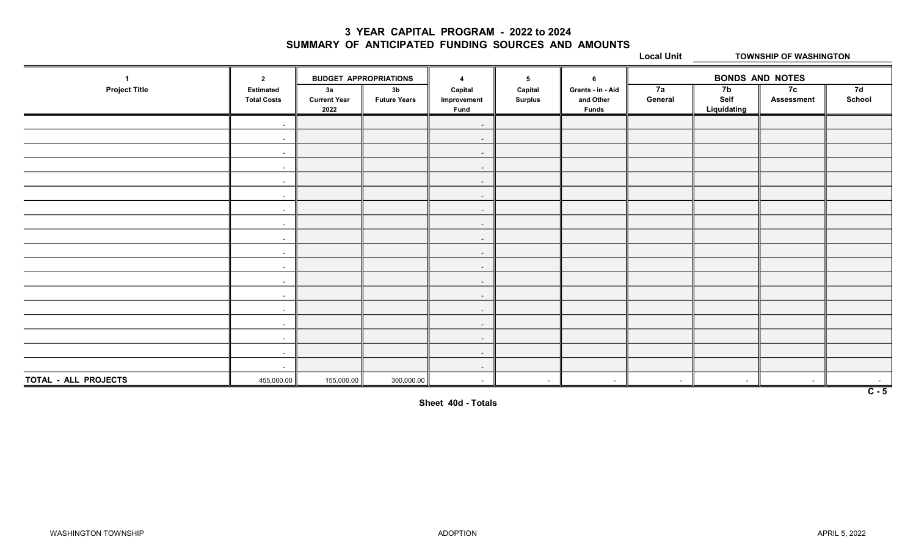# 3 YEAR CAPITAL PROGRAM - 2022 to 2024
## SUMMARY OF ANTICIPATED FUNDING SOURCES AND AMOUNTS

**Local Unit** TOWNSHIP OF WASHINGTON

| 1 | 2 | BUDGET APPROPRIATIONS | | 4 | 5 | 6 | BONDS AND NOTES | | | |
|---|---|---|---|---|---|---|---|---|---|---|
| Project Title | Estimated Total Costs | 3a Current Year 2022 | 3b Future Years | Capital Improvement Fund | Capital Surplus | Grants - in - Aid and Other Funds | 7a General | 7b Self Liquidating | 7c Assessment | 7d School |
| | - | | | - | | | | | | |
| | - | | | - | | | | | | |
| | - | | | - | | | | | | |
| | - | | | - | | | | | | |
| | - | | | - | | | | | | |
| | - | | | - | | | | | | |
| | - | | | - | | | | | | |
| | - | | | - | | | | | | |
| | - | | | - | | | | | | |
| | - | | | - | | | | | | |
| | - | | | - | | | | | | |
| | - | | | - | | | | | | |
| | - | | | - | | | | | | |
| | - | | | - | | | | | | |
| | - | | | - | | | | | | |
| | - | | | - | | | | | | |
| | - | | | - | | | | | | |
| | - | | | - | | | | | | |
| **TOTAL - ALL PROJECTS** | 455,000.00 | 155,000.00 | 300,000.00 | - | - | - | - | - | - | - |

C - 5

**Sheet 40d - Totals**

WASHINGTON TOWNSHIP ADOPTION APRIL 5, 2022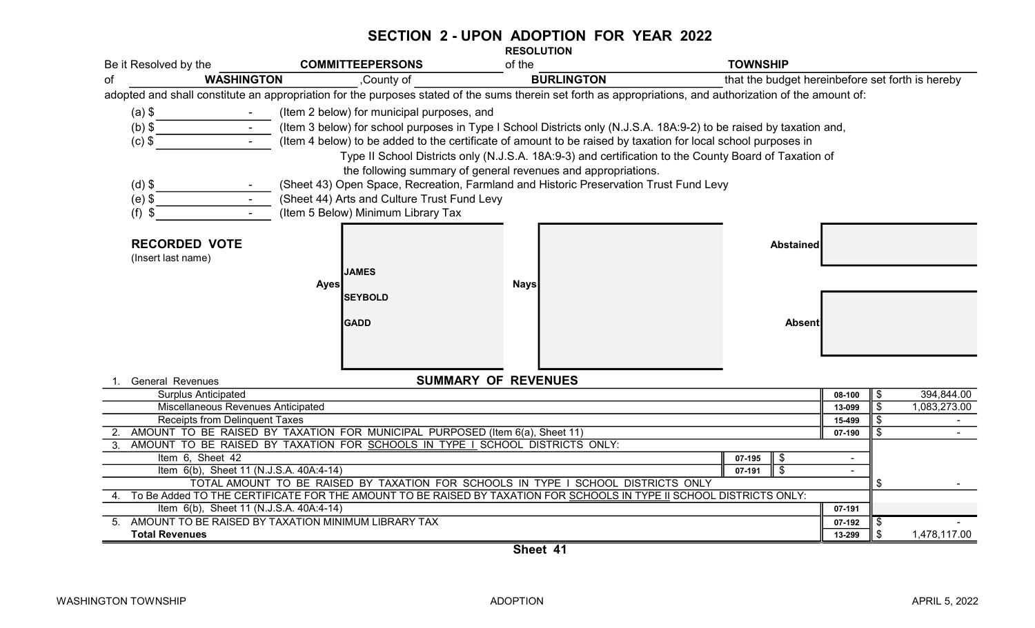# SECTION 2 - UPON ADOPTION FOR YEAR 2022

**RESOLUTION**

Be it Resolved by the **COMMITTEEPERSONS** of the **TOWNSHIP** of **WASHINGTON** ,County of **BURLINGTON** that the budget hereinbefore set forth is hereby adopted and shall constitute an appropriation for the purposes stated of the sums therein set forth as appropriations, and authorization of the amount of:

(a) $ - (Item 2 below) for municipal purposes, and

(b) $ - (Item 3 below) for school purposes in Type I School Districts only (N.J.S.A. 18A:9-2) to be raised by taxation and,

(c) $ - (Item 4 below) to be added to the certificate of amount to be raised by taxation for local school purposes in Type II School Districts only (N.J.S.A. 18A:9-3) and certification to the County Board of Taxation of the following summary of general revenues and appropriations.

(d) $ - (Sheet 43) Open Space, Recreation, Farmland and Historic Preservation Trust Fund Levy

(e) $ - (Sheet 44) Arts and Culture Trust Fund Levy

(f) $ - (Item 5 Below) Minimum Library Tax

**RECORDED VOTE**
(Insert last name)

| Ayes | Nays | Abstained | Absent |
|---|---|---|---|
| JAMES | | | |
| SEYBOLD | | | |
| GADD | | | |

## SUMMARY OF REVENUES

| | | | | | |
|---|---|---|---|---|---|
| 1. General Revenues | | | | | |
| Surplus Anticipated | | | 08-100 | $ | 394,844.00 |
| Miscellaneous Revenues Anticipated | | | 13-099 | $ | 1,083,273.00 |
| Receipts from Delinquent Taxes | | | 15-499 | $ | - |
| 2. AMOUNT TO BE RAISED BY TAXATION FOR MUNICIPAL PURPOSED (Item 6(a), Sheet 11) | | | 07-190 | $ | - |
| 3. AMOUNT TO BE RAISED BY TAXATION FOR SCHOOLS IN TYPE I SCHOOL DISTRICTS ONLY: | | | | | |
| Item 6, Sheet 42 | 07-195 | $ - | | | |
| Item 6(b), Sheet 11 (N.J.S.A. 40A:4-14) | 07-191 | $ - | | | |
| TOTAL AMOUNT TO BE RAISED BY TAXATION FOR SCHOOLS IN TYPE I SCHOOL DISTRICTS ONLY | | | | $ | - |
| 4. To Be Added TO THE CERTIFICATE FOR THE AMOUNT TO BE RAISED BY TAXATION FOR SCHOOLS IN TYPE II SCHOOL DISTRICTS ONLY: | | | | | |
| Item 6(b), Sheet 11 (N.J.S.A. 40A:4-14) | | | 07-191 | | |
| 5. AMOUNT TO BE RAISED BY TAXATION MINIMUM LIBRARY TAX | | | 07-192 | $ | - |
| **Total Revenues** | | | 13-299 | $ | 1,478,117.00 |

Sheet 41

WASHINGTON TOWNSHIP — ADOPTION — APRIL 5, 2022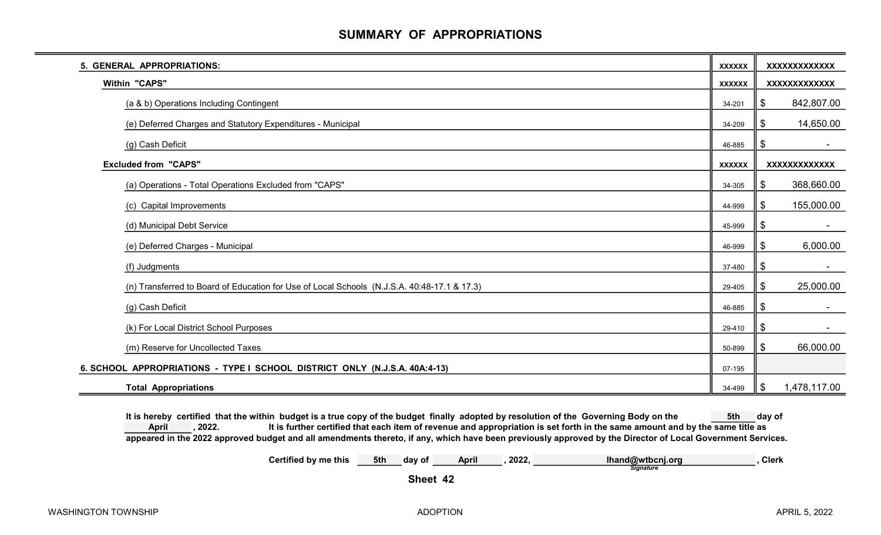# SUMMARY OF APPROPRIATIONS

| | | |
|---|---|---|
| **5. GENERAL APPROPRIATIONS:** | XXXXXX | XXXXXXXXXXXXX |
| **Within "CAPS"** | XXXXXX | XXXXXXXXXXXXX |
| (a & b) Operations Including Contingent | 34-201 | $ 842,807.00 |
| (e) Deferred Charges and Statutory Expenditures - Municipal | 34-209 | $ 14,650.00 |
| (g) Cash Deficit | 46-885 | $ - |
| **Excluded from "CAPS"** | XXXXXX | XXXXXXXXXXXXX |
| (a) Operations - Total Operations Excluded from "CAPS" | 34-305 | $ 368,660.00 |
| (c) Capital Improvements | 44-999 | $ 155,000.00 |
| (d) Municipal Debt Service | 45-999 | $ - |
| (e) Deferred Charges - Municipal | 46-999 | $ 6,000.00 |
| (f) Judgments | 37-480 | $ - |
| (n) Transferred to Board of Education for Use of Local Schools (N.J.S.A. 40:48-17.1 & 17.3) | 29-405 | $ 25,000.00 |
| (g) Cash Deficit | 46-885 | $ - |
| (k) For Local District School Purposes | 29-410 | $ - |
| (m) Reserve for Uncollected Taxes | 50-899 | $ 66,000.00 |
| **6. SCHOOL APPROPRIATIONS - TYPE I SCHOOL DISTRICT ONLY (N.J.S.A. 40A:4-13)** | 07-195 | |
| **Total Appropriations** | 34-499 | $ 1,478,117.00 |

**It is hereby certified that the within budget is a true copy of the budget finally adopted by resolution of the Governing Body on the 5th day of April, 2022. It is further certified that each item of revenue and appropriation is set forth in the same amount and by the same title as appeared in the 2022 approved budget and all amendments thereto, if any, which have been previously approved by the Director of Local Government Services.**

**Certified by me this 5th day of April, 2022,** lhand@wtbcnj.org **, Clerk**

*Signature*

**Sheet 42**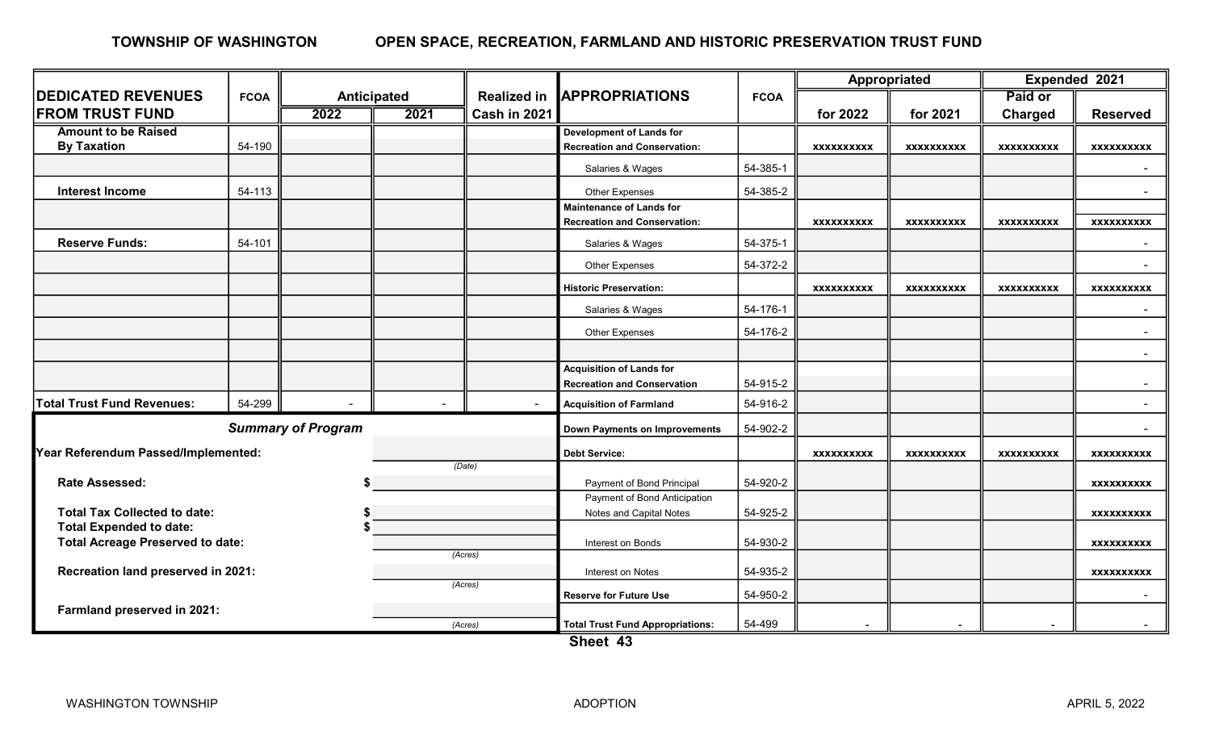## TOWNSHIP OF WASHINGTON — OPEN SPACE, RECREATION, FARMLAND AND HISTORIC PRESERVATION TRUST FUND

| DEDICATED REVENUES FROM TRUST FUND | FCOA | Anticipated 2022 | Anticipated 2021 | Realized in Cash in 2021 |
|---|---|---|---|---|
| Amount to be Raised By Taxation | 54-190 | | | |
| | | | | |
| Interest Income | 54-113 | | | |
| | | | | |
| Reserve Funds: | 54-101 | | | |
| | | | | |
| | | | | |
| | | | | |
| | | | | |
| | | | | |
| | | | | |
| Total Trust Fund Revenues: | 54-299 | - | - | - |

| APPROPRIATIONS | FCOA | Appropriated for 2022 | Appropriated for 2021 | Expended 2021 Paid or Charged | Expended 2021 Reserved |
|---|---|---|---|---|---|
| Development of Lands for Recreation and Conservation: | | xxxxxxxxxx | xxxxxxxxxx | xxxxxxxxxx | xxxxxxxxxx |
| Salaries & Wages | 54-385-1 | | | | - |
| Other Expenses | 54-385-2 | | | | - |
| Maintenance of Lands for Recreation and Conservation: | | xxxxxxxxxx | xxxxxxxxxx | xxxxxxxxxx | xxxxxxxxxx |
| Salaries & Wages | 54-375-1 | | | | - |
| Other Expenses | 54-372-2 | | | | - |
| Historic Preservation: | | xxxxxxxxxx | xxxxxxxxxx | xxxxxxxxxx | xxxxxxxxxx |
| Salaries & Wages | 54-176-1 | | | | - |
| Other Expenses | 54-176-2 | | | | - |
| | | | | | - |
| Acquisition of Lands for Recreation and Conservation | 54-915-2 | | | | - |
| Acquisition of Farmland | 54-916-2 | | | | - |
| Down Payments on Improvements | 54-902-2 | | | | - |
| Debt Service: | | xxxxxxxxxx | xxxxxxxxxx | xxxxxxxxxx | xxxxxxxxxx |
| Payment of Bond Principal | 54-920-2 | | | | xxxxxxxxxx |
| Payment of Bond Anticipation Notes and Capital Notes | 54-925-2 | | | | xxxxxxxxxx |
| Interest on Bonds | 54-930-2 | | | | xxxxxxxxxx |
| Interest on Notes | 54-935-2 | | | | xxxxxxxxxx |
| Reserve for Future Use | 54-950-2 | | | | - |
| Total Trust Fund Appropriations: | 54-499 | - | - | - | - |

### *Summary of Program*

| | |
|---|---|
| Year Referendum Passed/Implemented: | (Date) |
| Rate Assessed: | $ |
| Total Tax Collected to date: | $ |
| Total Expended to date: | $ |
| Total Acreage Preserved to date: | (Acres) |
| Recreation land preserved in 2021: | (Acres) |
| Farmland preserved in 2021: | (Acres) |

**Sheet 43**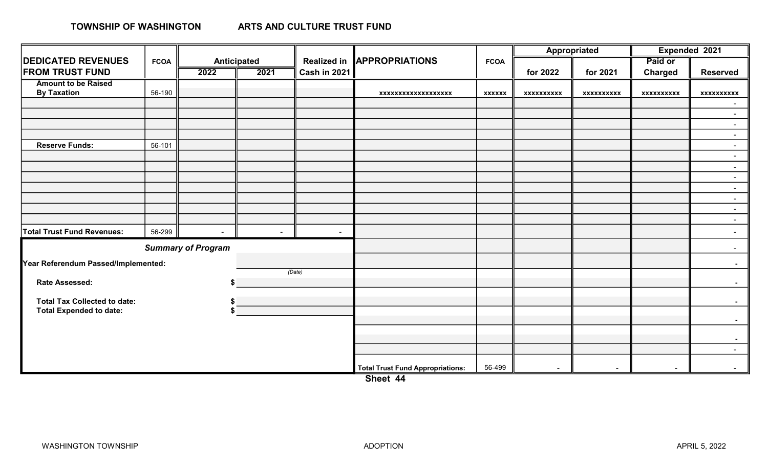**TOWNSHIP OF WASHINGTON** **ARTS AND CULTURE TRUST FUND**

| DEDICATED REVENUES FROM TRUST FUND | FCOA | Anticipated | | Realized in Cash in 2021 | APPROPRIATIONS | FCOA | Appropriated | | Expended 2021 | |
|---|---|---|---|---|---|---|---|---|---|---|
| | | 2022 | 2021 | | | | for 2022 | for 2021 | Paid or Charged | Reserved |
| Amount to be Raised By Taxation | 56-190 | | | | xxxxxxxxxxxxxxxxxx | xxxxxx | xxxxxxxxxx | xxxxxxxxxx | xxxxxxxxxx | xxxxxxxxxx |
| | | | | | | | | | | - |
| | | | | | | | | | | - |
| | | | | | | | | | | - |
| | | | | | | | | | | - |
| Reserve Funds: | 56-101 | | | | | | | | | - |
| | | | | | | | | | | - |
| | | | | | | | | | | - |
| | | | | | | | | | | - |
| | | | | | | | | | | - |
| | | | | | | | | | | - |
| | | | | | | | | | | - |
| | | | | | | | | | | - |
| Total Trust Fund Revenues: | 56-299 | - | - | - | | | | | | - |
| | | | | | | | | | | - |
| | | | | | | | | | | - |
| | | | | | | | | | | - |
| | | | | | | | | | | - |
| | | | | | | | | | | - |
| | | | | | | | | | | - |
| | | | | | | | | | | - |
| | | | | | Total Trust Fund Appropriations: | 56-499 | - | - | - | - |

***Summary of Program***

**Year Referendum Passed/Implemented:** ____________ *(Date)*

**Rate Assessed:** $ ____________

**Total Tax Collected to date:** $ ____________

**Total Expended to date:** $ ____________

**Sheet 44**

WASHINGTON TOWNSHIP ADOPTION APRIL 5, 2022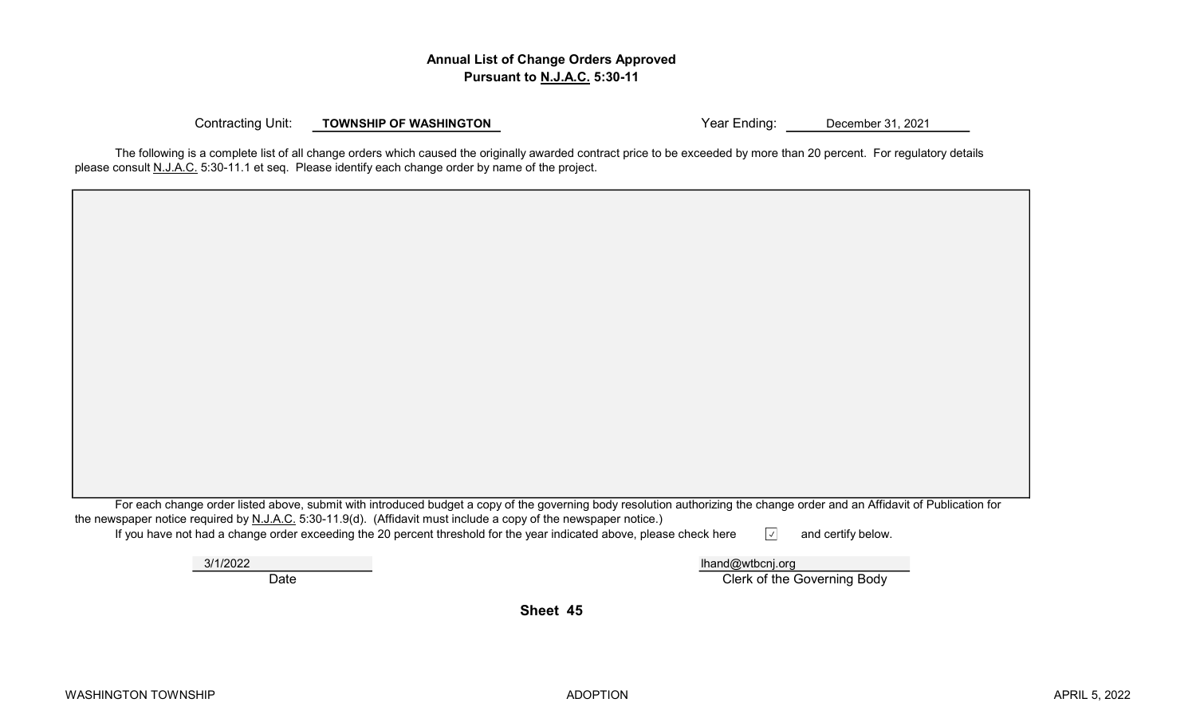**Annual List of Change Orders Approved**
**Pursuant to N.J.A.C. 5:30-11**

Contracting Unit: **TOWNSHIP OF WASHINGTON**  Year Ending: December 31, 2021

The following is a complete list of all change orders which caused the originally awarded contract price to be exceeded by more than 20 percent. For regulatory details please consult N.J.A.C. 5:30-11.1 et seq. Please identify each change order by name of the project.

For each change order listed above, submit with introduced budget a copy of the governing body resolution authorizing the change order and an Affidavit of Publication for the newspaper notice required by N.J.A.C. 5:30-11.9(d). (Affidavit must include a copy of the newspaper notice.)

If you have not had a change order exceeding the 20 percent threshold for the year indicated above, please check here ☑ and certify below.

| | |
|---|---|
| 3/1/2022 | lhand@wtbcnj.org |
| Date | Clerk of the Governing Body |

**Sheet 45**